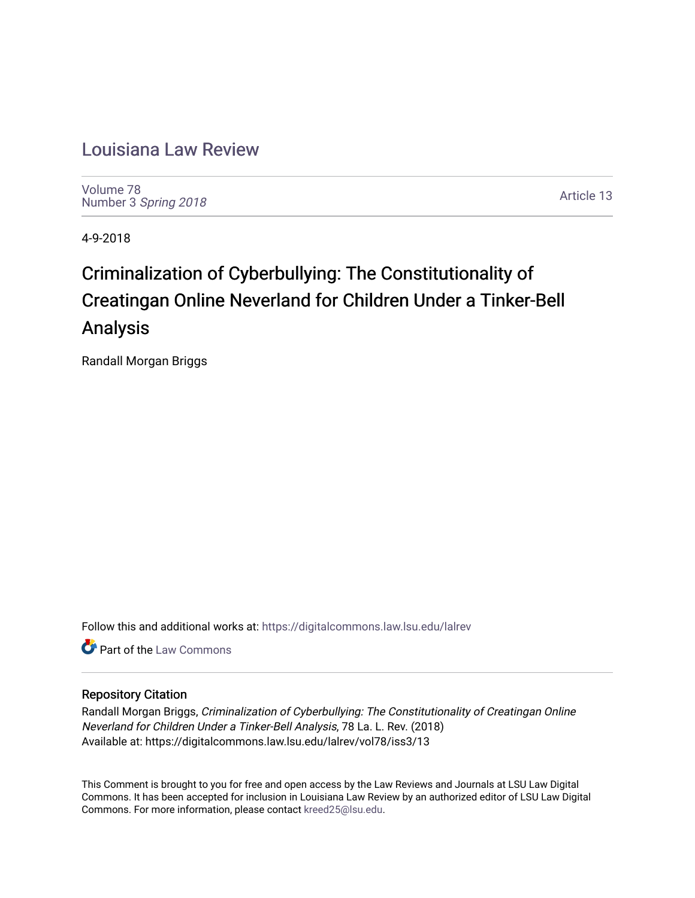# Louisiana Law Review

Volume 78
Number 3 *Spring 2018*

Article 13

4-9-2018

## Criminalization of Cyberbullying: The Constitutionality of Creatingan Online Neverland for Children Under a Tinker-Bell Analysis

Randall Morgan Briggs

Follow this and additional works at: https://digitalcommons.law.lsu.edu/lalrev

Part of the Law Commons

### Repository Citation

Randall Morgan Briggs, *Criminalization of Cyberbullying: The Constitutionality of Creatingan Online Neverland for Children Under a Tinker-Bell Analysis*, 78 La. L. Rev. (2018)
Available at: https://digitalcommons.law.lsu.edu/lalrev/vol78/iss3/13

This Comment is brought to you for free and open access by the Law Reviews and Journals at LSU Law Digital Commons. It has been accepted for inclusion in Louisiana Law Review by an authorized editor of LSU Law Digital Commons. For more information, please contact kreed25@lsu.edu.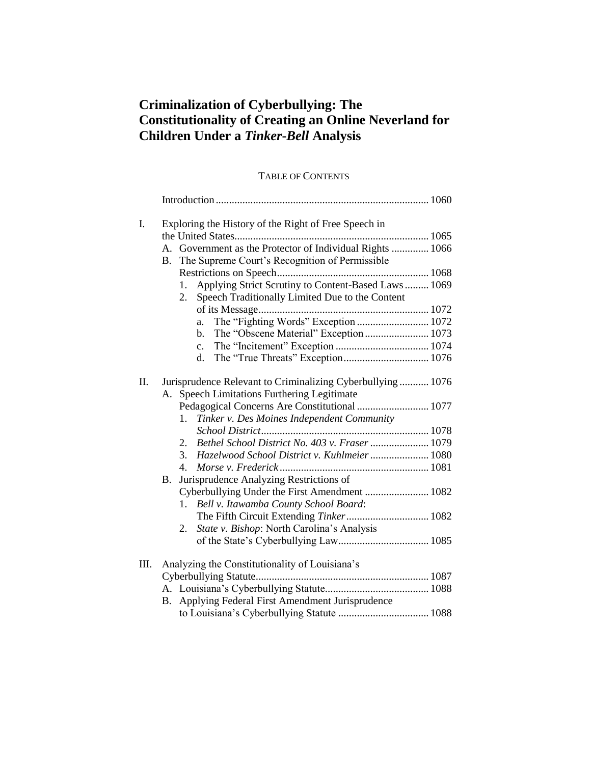# Criminalization of Cyberbullying: The Constitutionality of Creating an Online Neverland for Children Under a *Tinker-Bell* Analysis

TABLE OF CONTENTS

Introduction ... 1060

I. Exploring the History of the Right of Free Speech in the United States ... 1065
- A. Government as the Protector of Individual Rights ... 1066
- B. The Supreme Court's Recognition of Permissible Restrictions on Speech ... 1068
  - 1. Applying Strict Scrutiny to Content-Based Laws ... 1069
  - 2. Speech Traditionally Limited Due to the Content of its Message ... 1072
    - a. The "Fighting Words" Exception ... 1072
    - b. The "Obscene Material" Exception ... 1073
    - c. The "Incitement" Exception ... 1074
    - d. The "True Threats" Exception ... 1076

II. Jurisprudence Relevant to Criminalizing Cyberbullying ... 1076
- A. Speech Limitations Furthering Legitimate Pedagogical Concerns Are Constitutional ... 1077
  - 1. *Tinker v. Des Moines Independent Community School District* ... 1078
  - 2. *Bethel School District No. 403 v. Fraser* ... 1079
  - 3. *Hazelwood School District v. Kuhlmeier* ... 1080
  - 4. *Morse v. Frederick* ... 1081
- B. Jurisprudence Analyzing Restrictions of Cyberbullying Under the First Amendment ... 1082
  - 1. *Bell v. Itawamba County School Board*: The Fifth Circuit Extending *Tinker* ... 1082
  - 2. *State v. Bishop*: North Carolina's Analysis of the State's Cyberbullying Law ... 1085

III. Analyzing the Constitutionality of Louisiana's Cyberbullying Statute ... 1087
- A. Louisiana's Cyberbullying Statute ... 1088
- B. Applying Federal First Amendment Jurisprudence to Louisiana's Cyberbullying Statute ... 1088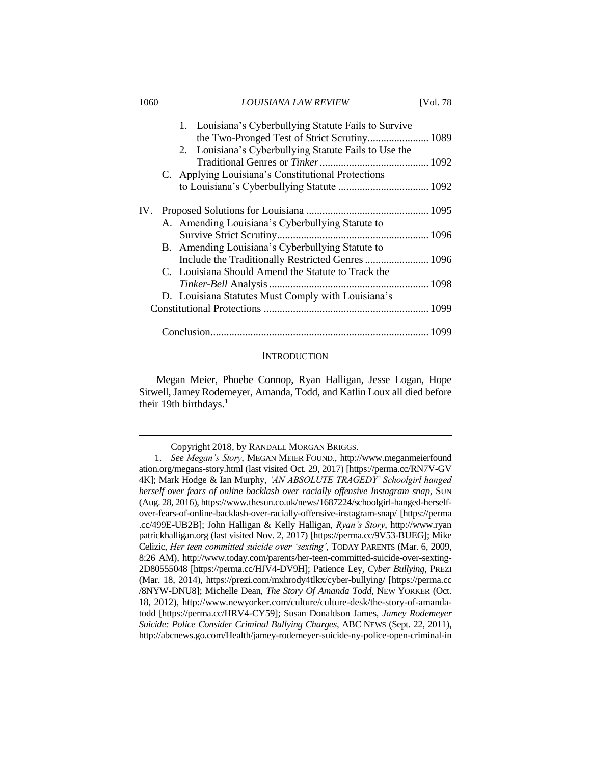1. Louisiana's Cyberbullying Statute Fails to Survive the Two-Pronged Test of Strict Scrutiny....................... 1089
2. Louisiana's Cyberbullying Statute Fails to Use the Traditional Genres or *Tinker*......................................... 1092

C. Applying Louisiana's Constitutional Protections to Louisiana's Cyberbullying Statute .................................. 1092

IV. Proposed Solutions for Louisiana .............................................. 1095

A. Amending Louisiana's Cyberbullying Statute to Survive Strict Scrutiny......................................................... 1096

B. Amending Louisiana's Cyberbullying Statute to Include the Traditionally Restricted Genres ........................ 1096

C. Louisiana Should Amend the Statute to Track the *Tinker-Bell* Analysis ............................................................ 1098

D. Louisiana Statutes Must Comply with Louisiana's Constitutional Protections ............................................................. 1099

Conclusion................................................................................ 1099

## INTRODUCTION

Megan Meier, Phoebe Connop, Ryan Halligan, Jesse Logan, Hope Sitwell, Jamey Rodemeyer, Amanda, Todd, and Katlin Loux all died before their 19th birthdays.[1]

---

Copyright 2018, by RANDALL MORGAN BRIGGS.

1. *See Megan's Story*, MEGAN MEIER FOUND., http://www.meganmeierfoundation.org/megans-story.html (last visited Oct. 29, 2017) [https://perma.cc/RN7V-GV4K]; Mark Hodge & Ian Murphy, *'AN ABSOLUTE TRAGEDY' Schoolgirl hanged herself over fears of online backlash over racially offensive Instagram snap*, SUN (Aug. 28, 2016), https://www.thesun.co.uk/news/1687224/schoolgirl-hanged-herself-over-fears-of-online-backlash-over-racially-offensive-instagram-snap/ [https://perma.cc/499E-UB2B]; John Halligan & Kelly Halligan, *Ryan's Story*, http://www.ryanpatrickhalligan.org (last visited Nov. 2, 2017) [https://perma.cc/9V53-BUEG]; Mike Celizic, *Her teen committed suicide over 'sexting'*, TODAY PARENTS (Mar. 6, 2009, 8:26 AM), http://www.today.com/parents/her-teen-committed-suicide-over-sexting-2D80555048 [https://perma.cc/HJV4-DV9H]; Patience Ley, *Cyber Bullying*, PREZI (Mar. 18, 2014), https://prezi.com/mxhrody4tlkx/cyber-bullying/ [https://perma.cc/8NYW-DNU8]; Michelle Dean, *The Story Of Amanda Todd*, NEW YORKER (Oct. 18, 2012), http://www.newyorker.com/culture/culture-desk/the-story-of-amanda-todd [https://perma.cc/HRV4-CY59]; Susan Donaldson James, *Jamey Rodemeyer Suicide: Police Consider Criminal Bullying Charges*, ABC NEWS (Sept. 22, 2011), http://abcnews.go.com/Health/jamey-rodemeyer-suicide-ny-police-open-criminal-in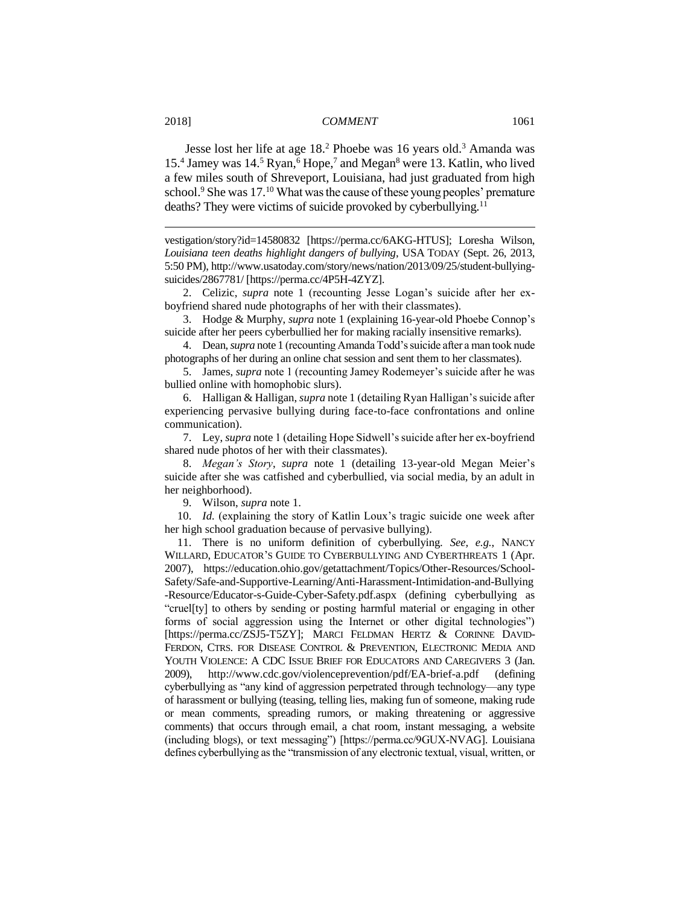Jesse lost her life at age 18.[2] Phoebe was 16 years old.[3] Amanda was 15.[4] Jamey was 14.[5] Ryan,[6] Hope,[7] and Megan[8] were 13. Katlin, who lived a few miles south of Shreveport, Louisiana, had just graduated from high school.[9] She was 17.[10] What was the cause of these young peoples' premature deaths? They were victims of suicide provoked by cyberbullying.[11]

---

vestigation/story?id=14580832 [https://perma.cc/6AKG-HTUS]; Loresha Wilson, *Louisiana teen deaths highlight dangers of bullying*, USA TODAY (Sept. 26, 2013, 5:50 PM), http://www.usatoday.com/story/news/nation/2013/09/25/student-bullying-suicides/2867781/ [https://perma.cc/4P5H-4ZYZ].

2. Celizic, *supra* note 1 (recounting Jesse Logan's suicide after her ex-boyfriend shared nude photographs of her with their classmates).

3. Hodge & Murphy, *supra* note 1 (explaining 16-year-old Phoebe Connop's suicide after her peers cyberbullied her for making racially insensitive remarks).

4. Dean, *supra* note 1 (recounting Amanda Todd's suicide after a man took nude photographs of her during an online chat session and sent them to her classmates).

5. James, *supra* note 1 (recounting Jamey Rodemeyer's suicide after he was bullied online with homophobic slurs).

6. Halligan & Halligan, *supra* note 1 (detailing Ryan Halligan's suicide after experiencing pervasive bullying during face-to-face confrontations and online communication).

7. Ley, *supra* note 1 (detailing Hope Sidwell's suicide after her ex-boyfriend shared nude photos of her with their classmates).

8. *Megan's Story*, *supra* note 1 (detailing 13-year-old Megan Meier's suicide after she was catfished and cyberbullied, via social media, by an adult in her neighborhood).

9. Wilson, *supra* note 1.

10. *Id.* (explaining the story of Katlin Loux's tragic suicide one week after her high school graduation because of pervasive bullying).

11. There is no uniform definition of cyberbullying. *See, e.g.*, NANCY WILLARD, EDUCATOR'S GUIDE TO CYBERBULLYING AND CYBERTHREATS 1 (Apr. 2007), https://education.ohio.gov/getattachment/Topics/Other-Resources/School-Safety/Safe-and-Supportive-Learning/Anti-Harassment-Intimidation-and-Bullying-Resource/Educator-s-Guide-Cyber-Safety.pdf.aspx (defining cyberbullying as "cruel[ty] to others by sending or posting harmful material or engaging in other forms of social aggression using the Internet or other digital technologies") [https://perma.cc/ZSJ5-T5ZY]; MARCI FELDMAN HERTZ & CORINNE DAVID-FERDON, CTRS. FOR DISEASE CONTROL & PREVENTION, ELECTRONIC MEDIA AND YOUTH VIOLENCE: A CDC ISSUE BRIEF FOR EDUCATORS AND CAREGIVERS 3 (Jan. 2009), http://www.cdc.gov/violenceprevention/pdf/EA-brief-a.pdf (defining cyberbullying as "any kind of aggression perpetrated through technology—any type of harassment or bullying (teasing, telling lies, making fun of someone, making rude or mean comments, spreading rumors, or making threatening or aggressive comments) that occurs through email, a chat room, instant messaging, a website (including blogs), or text messaging") [https://perma.cc/9GUX-NVAG]. Louisiana defines cyberbullying as the "transmission of any electronic textual, visual, written, or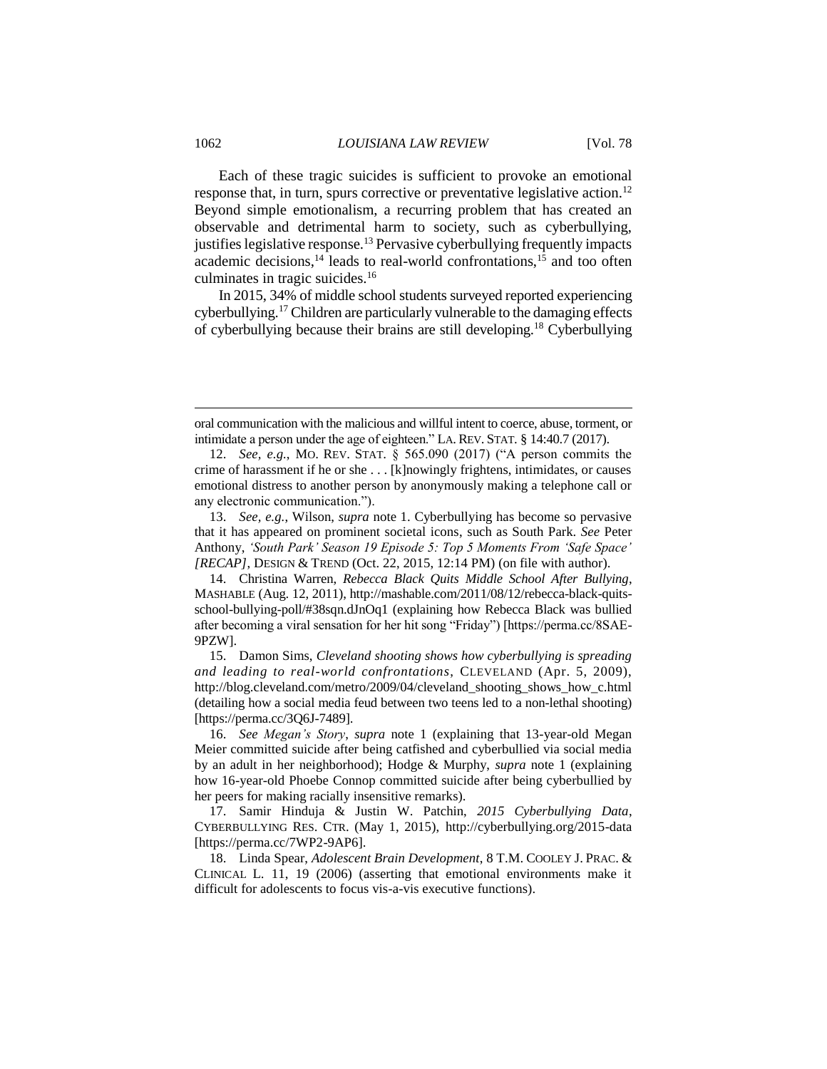Each of these tragic suicides is sufficient to provoke an emotional response that, in turn, spurs corrective or preventative legislative action.[12] Beyond simple emotionalism, a recurring problem that has created an observable and detrimental harm to society, such as cyberbullying, justifies legislative response.[13] Pervasive cyberbullying frequently impacts academic decisions,[14] leads to real-world confrontations,[15] and too often culminates in tragic suicides.[16]

In 2015, 34% of middle school students surveyed reported experiencing cyberbullying.[17] Children are particularly vulnerable to the damaging effects of cyberbullying because their brains are still developing.[18] Cyberbullying

---

oral communication with the malicious and willful intent to coerce, abuse, torment, or intimidate a person under the age of eighteen." LA. REV. STAT. § 14:40.7 (2017).

12. *See, e.g.*, MO. REV. STAT. § 565.090 (2017) ("A person commits the crime of harassment if he or she . . . [k]nowingly frightens, intimidates, or causes emotional distress to another person by anonymously making a telephone call or any electronic communication.").

13. *See, e.g.*, Wilson, *supra* note 1. Cyberbullying has become so pervasive that it has appeared on prominent societal icons, such as South Park. *See* Peter Anthony, *'South Park' Season 19 Episode 5: Top 5 Moments From 'Safe Space' [RECAP]*, DESIGN & TREND (Oct. 22, 2015, 12:14 PM) (on file with author).

14. Christina Warren, *Rebecca Black Quits Middle School After Bullying*, MASHABLE (Aug. 12, 2011), http://mashable.com/2011/08/12/rebecca-black-quits-school-bullying-poll/#38sqn.dJnOq1 (explaining how Rebecca Black was bullied after becoming a viral sensation for her hit song "Friday") [https://perma.cc/8SAE-9PZW].

15. Damon Sims, *Cleveland shooting shows how cyberbullying is spreading and leading to real-world confrontations*, CLEVELAND (Apr. 5, 2009), http://blog.cleveland.com/metro/2009/04/cleveland_shooting_shows_how_c.html (detailing how a social media feud between two teens led to a non-lethal shooting) [https://perma.cc/3Q6J-7489].

16. *See Megan's Story*, *supra* note 1 (explaining that 13-year-old Megan Meier committed suicide after being catfished and cyberbullied via social media by an adult in her neighborhood); Hodge & Murphy, *supra* note 1 (explaining how 16-year-old Phoebe Connop committed suicide after being cyberbullied by her peers for making racially insensitive remarks).

17. Samir Hinduja & Justin W. Patchin, *2015 Cyberbullying Data*, CYBERBULLYING RES. CTR. (May 1, 2015), http://cyberbullying.org/2015-data [https://perma.cc/7WP2-9AP6].

18. Linda Spear, *Adolescent Brain Development*, 8 T.M. COOLEY J. PRAC. & CLINICAL L. 11, 19 (2006) (asserting that emotional environments make it difficult for adolescents to focus vis-a-vis executive functions).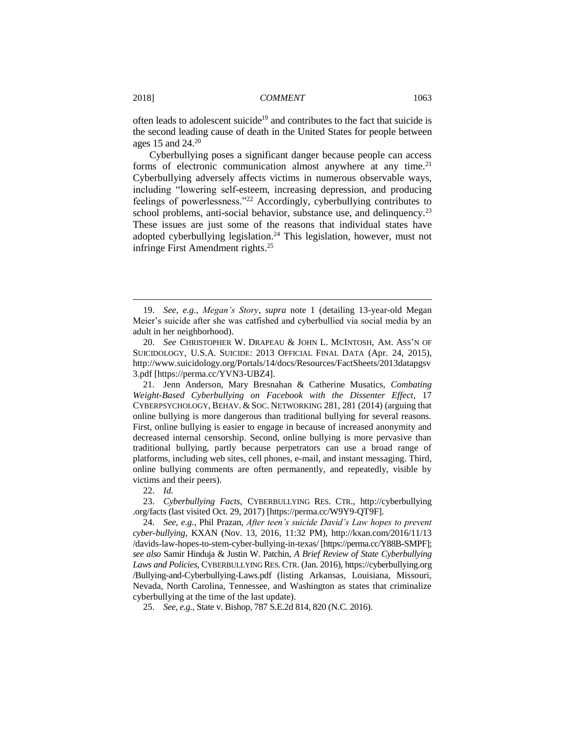often leads to adolescent suicide[19] and contributes to the fact that suicide is the second leading cause of death in the United States for people between ages 15 and 24.[20]

Cyberbullying poses a significant danger because people can access forms of electronic communication almost anywhere at any time.[21] Cyberbullying adversely affects victims in numerous observable ways, including "lowering self-esteem, increasing depression, and producing feelings of powerlessness."[22] Accordingly, cyberbullying contributes to school problems, anti-social behavior, substance use, and delinquency.[23] These issues are just some of the reasons that individual states have adopted cyberbullying legislation.[24] This legislation, however, must not infringe First Amendment rights.[25]

---

19. *See, e.g.*, *Megan's Story*, *supra* note 1 (detailing 13-year-old Megan Meier's suicide after she was catfished and cyberbullied via social media by an adult in her neighborhood).

20. *See* CHRISTOPHER W. DRAPEAU & JOHN L. MCINTOSH, AM. ASS'N OF SUICIDOLOGY, U.S.A. SUICIDE: 2013 OFFICIAL FINAL DATA (Apr. 24, 2015), http://www.suicidology.org/Portals/14/docs/Resources/FactSheets/2013datapgsv3.pdf [https://perma.cc/YVN3-UBZ4].

21. Jenn Anderson, Mary Bresnahan & Catherine Musatics, *Combating Weight-Based Cyberbullying on Facebook with the Dissenter Effect*, 17 CYBERPSYCHOLOGY, BEHAV. & SOC. NETWORKING 281, 281 (2014) (arguing that online bullying is more dangerous than traditional bullying for several reasons. First, online bullying is easier to engage in because of increased anonymity and decreased internal censorship. Second, online bullying is more pervasive than traditional bullying, partly because perpetrators can use a broad range of platforms, including web sites, cell phones, e-mail, and instant messaging. Third, online bullying comments are often permanently, and repeatedly, visible by victims and their peers).

22. *Id.*

23. *Cyberbullying Facts*, CYBERBULLYING RES. CTR., http://cyberbullying.org/facts (last visited Oct. 29, 2017) [https://perma.cc/W9Y9-QT9F].

24. *See, e.g.*, Phil Prazan, *After teen's suicide David's Law hopes to prevent cyber-bullying*, KXAN (Nov. 13, 2016, 11:32 PM), http://kxan.com/2016/11/13/davids-law-hopes-to-stem-cyber-bullying-in-texas/ [https://perma.cc/Y88B-SMPF]; *see also* Samir Hinduja & Justin W. Patchin, *A Brief Review of State Cyberbullying Laws and Policies*, CYBERBULLYING RES. CTR. (Jan. 2016), https://cyberbullying.org/Bullying-and-Cyberbullying-Laws.pdf (listing Arkansas, Louisiana, Missouri, Nevada, North Carolina, Tennessee, and Washington as states that criminalize cyberbullying at the time of the last update).

25. *See, e.g.*, State v. Bishop, 787 S.E.2d 814, 820 (N.C. 2016).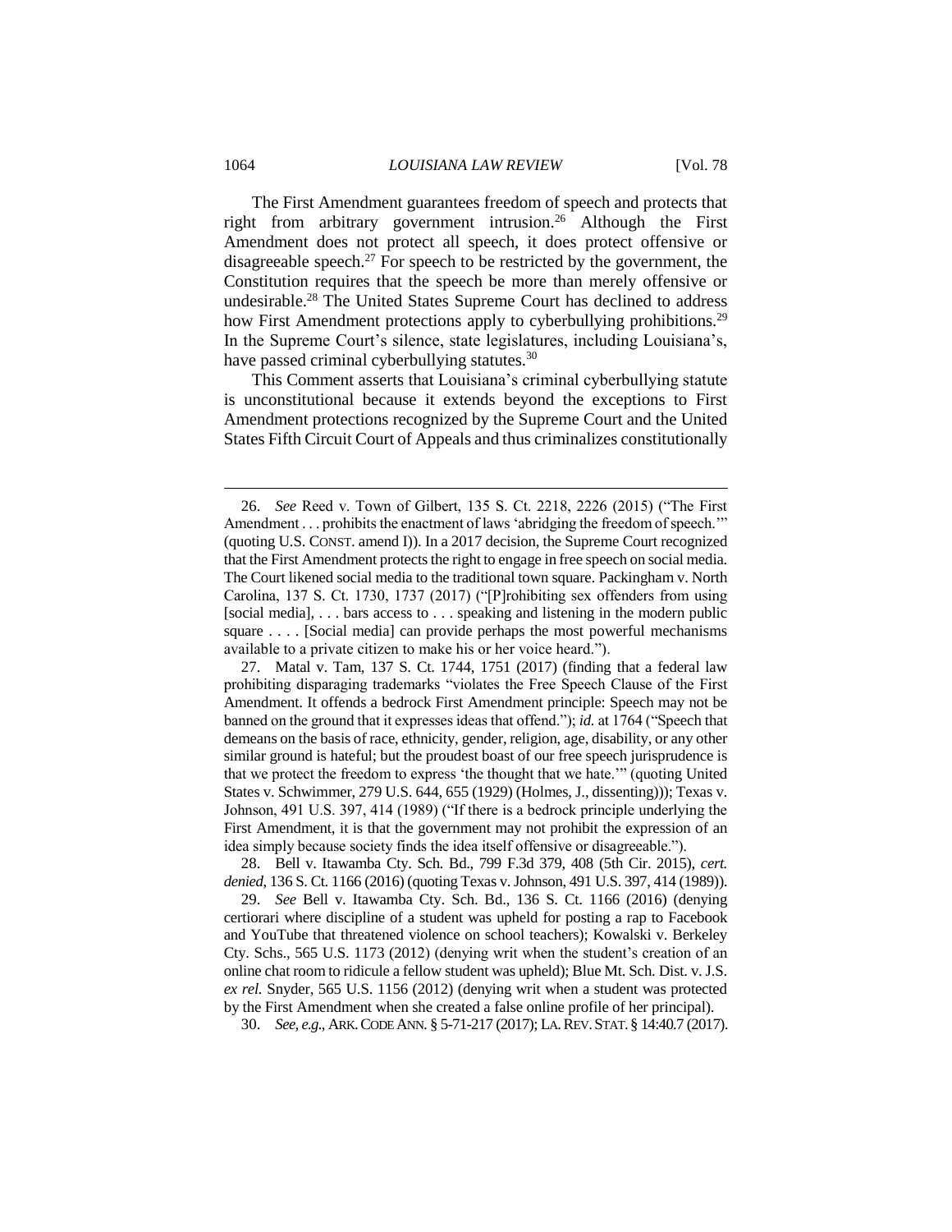The First Amendment guarantees freedom of speech and protects that right from arbitrary government intrusion.[26] Although the First Amendment does not protect all speech, it does protect offensive or disagreeable speech.[27] For speech to be restricted by the government, the Constitution requires that the speech be more than merely offensive or undesirable.[28] The United States Supreme Court has declined to address how First Amendment protections apply to cyberbullying prohibitions.[29] In the Supreme Court's silence, state legislatures, including Louisiana's, have passed criminal cyberbullying statutes.[30]

This Comment asserts that Louisiana's criminal cyberbullying statute is unconstitutional because it extends beyond the exceptions to First Amendment protections recognized by the Supreme Court and the United States Fifth Circuit Court of Appeals and thus criminalizes constitutionally

---

26. *See* Reed v. Town of Gilbert, 135 S. Ct. 2218, 2226 (2015) ("The First Amendment . . . prohibits the enactment of laws 'abridging the freedom of speech.'" (quoting U.S. CONST. amend I)). In a 2017 decision, the Supreme Court recognized that the First Amendment protects the right to engage in free speech on social media. The Court likened social media to the traditional town square. Packingham v. North Carolina, 137 S. Ct. 1730, 1737 (2017) ("[P]rohibiting sex offenders from using [social media], . . . bars access to . . . speaking and listening in the modern public square . . . . [Social media] can provide perhaps the most powerful mechanisms available to a private citizen to make his or her voice heard.").

27. Matal v. Tam, 137 S. Ct. 1744, 1751 (2017) (finding that a federal law prohibiting disparaging trademarks "violates the Free Speech Clause of the First Amendment. It offends a bedrock First Amendment principle: Speech may not be banned on the ground that it expresses ideas that offend."); *id.* at 1764 ("Speech that demeans on the basis of race, ethnicity, gender, religion, age, disability, or any other similar ground is hateful; but the proudest boast of our free speech jurisprudence is that we protect the freedom to express 'the thought that we hate.'" (quoting United States v. Schwimmer, 279 U.S. 644, 655 (1929) (Holmes, J., dissenting))); Texas v. Johnson, 491 U.S. 397, 414 (1989) ("If there is a bedrock principle underlying the First Amendment, it is that the government may not prohibit the expression of an idea simply because society finds the idea itself offensive or disagreeable.").

28. Bell v. Itawamba Cty. Sch. Bd., 799 F.3d 379, 408 (5th Cir. 2015), *cert. denied*, 136 S. Ct. 1166 (2016) (quoting Texas v. Johnson, 491 U.S. 397, 414 (1989)).

29. *See* Bell v. Itawamba Cty. Sch. Bd., 136 S. Ct. 1166 (2016) (denying certiorari where discipline of a student was upheld for posting a rap to Facebook and YouTube that threatened violence on school teachers); Kowalski v. Berkeley Cty. Schs., 565 U.S. 1173 (2012) (denying writ when the student's creation of an online chat room to ridicule a fellow student was upheld); Blue Mt. Sch. Dist. v. J.S. *ex rel.* Snyder, 565 U.S. 1156 (2012) (denying writ when a student was protected by the First Amendment when she created a false online profile of her principal).

30. *See, e.g.*, ARK. CODE ANN. § 5-71-217 (2017); LA. REV. STAT. § 14:40.7 (2017).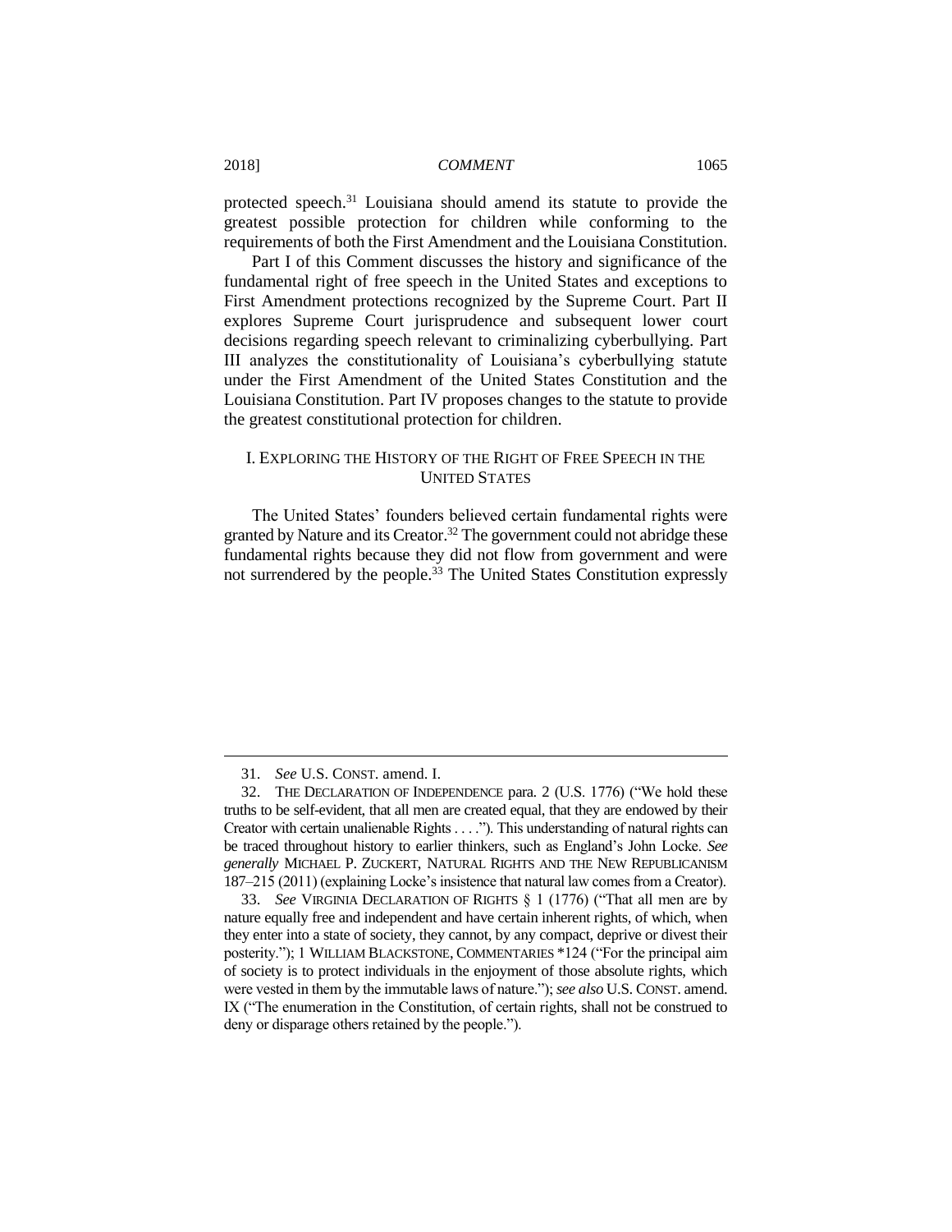protected speech.[31] Louisiana should amend its statute to provide the greatest possible protection for children while conforming to the requirements of both the First Amendment and the Louisiana Constitution.

Part I of this Comment discusses the history and significance of the fundamental right of free speech in the United States and exceptions to First Amendment protections recognized by the Supreme Court. Part II explores Supreme Court jurisprudence and subsequent lower court decisions regarding speech relevant to criminalizing cyberbullying. Part III analyzes the constitutionality of Louisiana's cyberbullying statute under the First Amendment of the United States Constitution and the Louisiana Constitution. Part IV proposes changes to the statute to provide the greatest constitutional protection for children.

## I. EXPLORING THE HISTORY OF THE RIGHT OF FREE SPEECH IN THE UNITED STATES

The United States' founders believed certain fundamental rights were granted by Nature and its Creator.[32] The government could not abridge these fundamental rights because they did not flow from government and were not surrendered by the people.[33] The United States Constitution expressly

---

31. *See* U.S. CONST. amend. I.

32. THE DECLARATION OF INDEPENDENCE para. 2 (U.S. 1776) ("We hold these truths to be self-evident, that all men are created equal, that they are endowed by their Creator with certain unalienable Rights . . . ."). This understanding of natural rights can be traced throughout history to earlier thinkers, such as England's John Locke. *See generally* MICHAEL P. ZUCKERT, NATURAL RIGHTS AND THE NEW REPUBLICANISM 187–215 (2011) (explaining Locke's insistence that natural law comes from a Creator).

33. *See* VIRGINIA DECLARATION OF RIGHTS § 1 (1776) ("That all men are by nature equally free and independent and have certain inherent rights, of which, when they enter into a state of society, they cannot, by any compact, deprive or divest their posterity."); 1 WILLIAM BLACKSTONE, COMMENTARIES *124 ("For the principal aim of society is to protect individuals in the enjoyment of those absolute rights, which were vested in them by the immutable laws of nature."); *see also* U.S. CONST. amend. IX ("The enumeration in the Constitution, of certain rights, shall not be construed to deny or disparage others retained by the people.").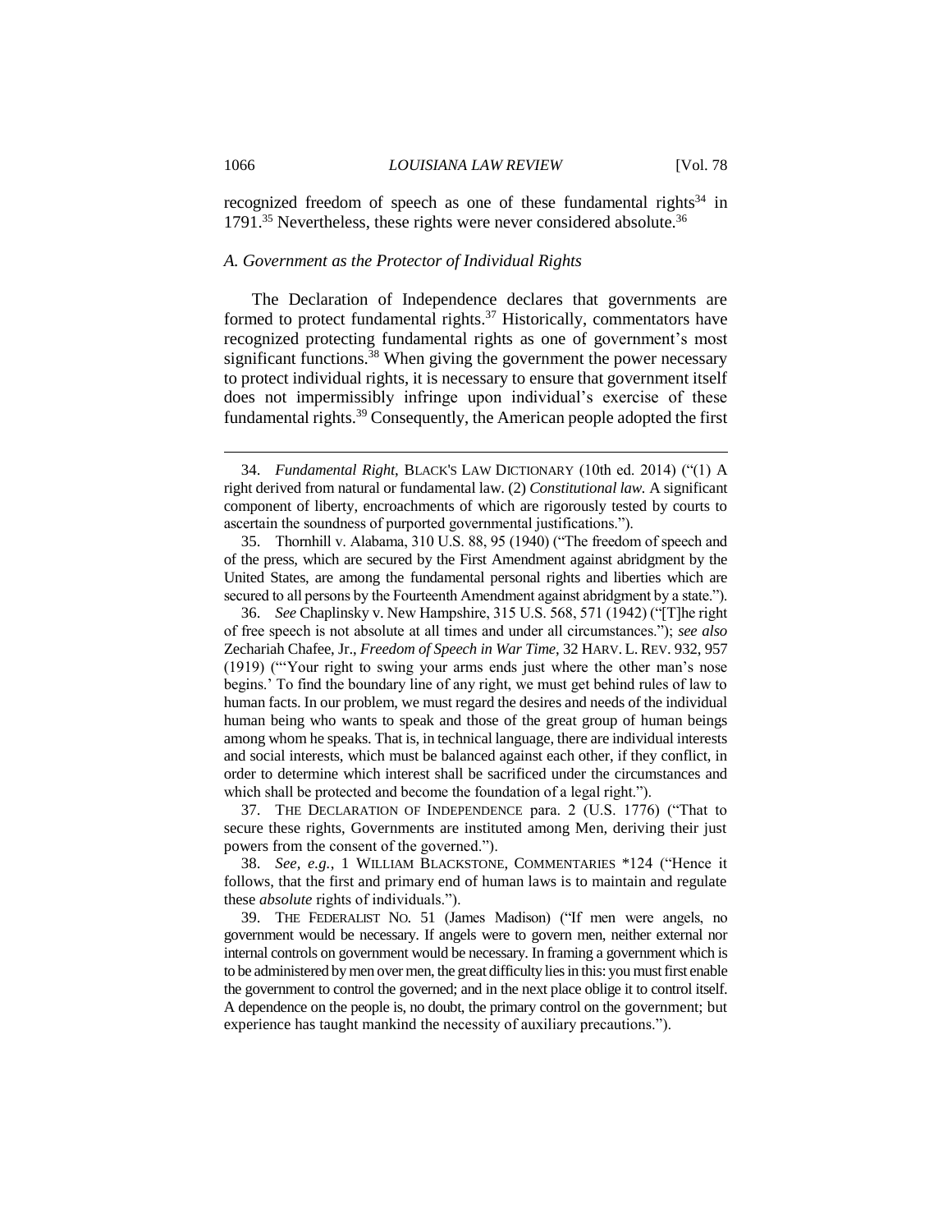recognized freedom of speech as one of these fundamental rights[34] in 1791.[35] Nevertheless, these rights were never considered absolute.[36]

### *A. Government as the Protector of Individual Rights*

The Declaration of Independence declares that governments are formed to protect fundamental rights.[37] Historically, commentators have recognized protecting fundamental rights as one of government's most significant functions.[38] When giving the government the power necessary to protect individual rights, it is necessary to ensure that government itself does not impermissibly infringe upon individual's exercise of these fundamental rights.[39] Consequently, the American people adopted the first

---

34. *Fundamental Right*, BLACK'S LAW DICTIONARY (10th ed. 2014) ("(1) A right derived from natural or fundamental law. (2) *Constitutional law.* A significant component of liberty, encroachments of which are rigorously tested by courts to ascertain the soundness of purported governmental justifications.").

35. Thornhill v. Alabama, 310 U.S. 88, 95 (1940) ("The freedom of speech and of the press, which are secured by the First Amendment against abridgment by the United States, are among the fundamental personal rights and liberties which are secured to all persons by the Fourteenth Amendment against abridgment by a state.").

36. *See* Chaplinsky v. New Hampshire, 315 U.S. 568, 571 (1942) ("[T]he right of free speech is not absolute at all times and under all circumstances."); *see also* Zechariah Chafee, Jr., *Freedom of Speech in War Time*, 32 HARV. L. REV. 932, 957 (1919) ("'Your right to swing your arms ends just where the other man's nose begins.' To find the boundary line of any right, we must get behind rules of law to human facts. In our problem, we must regard the desires and needs of the individual human being who wants to speak and those of the great group of human beings among whom he speaks. That is, in technical language, there are individual interests and social interests, which must be balanced against each other, if they conflict, in order to determine which interest shall be sacrificed under the circumstances and which shall be protected and become the foundation of a legal right.").

37. THE DECLARATION OF INDEPENDENCE para. 2 (U.S. 1776) ("That to secure these rights, Governments are instituted among Men, deriving their just powers from the consent of the governed.").

38. *See, e.g.*, 1 WILLIAM BLACKSTONE, COMMENTARIES *124 ("Hence it follows, that the first and primary end of human laws is to maintain and regulate these *absolute* rights of individuals.").

39. THE FEDERALIST NO. 51 (James Madison) ("If men were angels, no government would be necessary. If angels were to govern men, neither external nor internal controls on government would be necessary. In framing a government which is to be administered by men over men, the great difficulty lies in this: you must first enable the government to control the governed; and in the next place oblige it to control itself. A dependence on the people is, no doubt, the primary control on the government; but experience has taught mankind the necessity of auxiliary precautions.").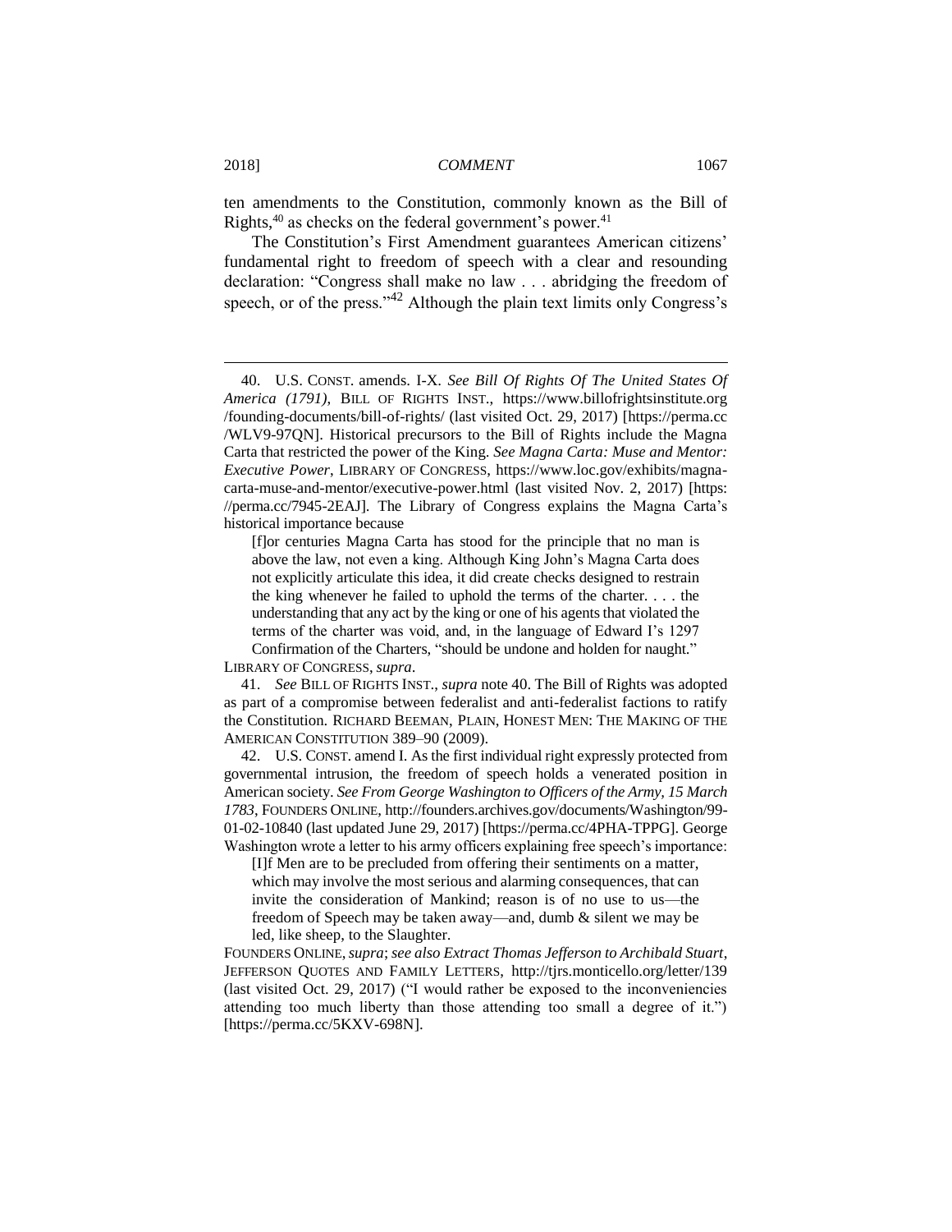ten amendments to the Constitution, commonly known as the Bill of Rights,[40] as checks on the federal government's power.[41]

The Constitution's First Amendment guarantees American citizens' fundamental right to freedom of speech with a clear and resounding declaration: "Congress shall make no law . . . abridging the freedom of speech, or of the press."[42] Although the plain text limits only Congress's

---

40. U.S. CONST. amends. I-X. *See Bill Of Rights Of The United States Of America (1791)*, BILL OF RIGHTS INST., https://www.billofrightsinstitute.org/founding-documents/bill-of-rights/ (last visited Oct. 29, 2017) [https://perma.cc/WLV9-97QN]. Historical precursors to the Bill of Rights include the Magna Carta that restricted the power of the King. *See Magna Carta: Muse and Mentor: Executive Power*, LIBRARY OF CONGRESS, https://www.loc.gov/exhibits/magna-carta-muse-and-mentor/executive-power.html (last visited Nov. 2, 2017) [https://perma.cc/7945-2EAJ]. The Library of Congress explains the Magna Carta's historical importance because

> [f]or centuries Magna Carta has stood for the principle that no man is above the law, not even a king. Although King John's Magna Carta does not explicitly articulate this idea, it did create checks designed to restrain the king whenever he failed to uphold the terms of the charter. . . . the understanding that any act by the king or one of his agents that violated the terms of the charter was void, and, in the language of Edward I's 1297 Confirmation of the Charters, "should be undone and holden for naught."

LIBRARY OF CONGRESS, *supra*.

41. *See* BILL OF RIGHTS INST., *supra* note 40. The Bill of Rights was adopted as part of a compromise between federalist and anti-federalist factions to ratify the Constitution. RICHARD BEEMAN, PLAIN, HONEST MEN: THE MAKING OF THE AMERICAN CONSTITUTION 389–90 (2009).

42. U.S. CONST. amend I. As the first individual right expressly protected from governmental intrusion, the freedom of speech holds a venerated position in American society. *See From George Washington to Officers of the Army, 15 March 1783*, FOUNDERS ONLINE, http://founders.archives.gov/documents/Washington/99-01-02-10840 (last updated June 29, 2017) [https://perma.cc/4PHA-TPPG]. George Washington wrote a letter to his army officers explaining free speech's importance:

> [I]f Men are to be precluded from offering their sentiments on a matter, which may involve the most serious and alarming consequences, that can invite the consideration of Mankind; reason is of no use to us—the freedom of Speech may be taken away—and, dumb & silent we may be led, like sheep, to the Slaughter.

FOUNDERS ONLINE, *supra*; *see also Extract Thomas Jefferson to Archibald Stuart*, JEFFERSON QUOTES AND FAMILY LETTERS, http://tjrs.monticello.org/letter/139 (last visited Oct. 29, 2017) ("I would rather be exposed to the inconveniencies attending too much liberty than those attending too small a degree of it.") [https://perma.cc/5KXV-698N].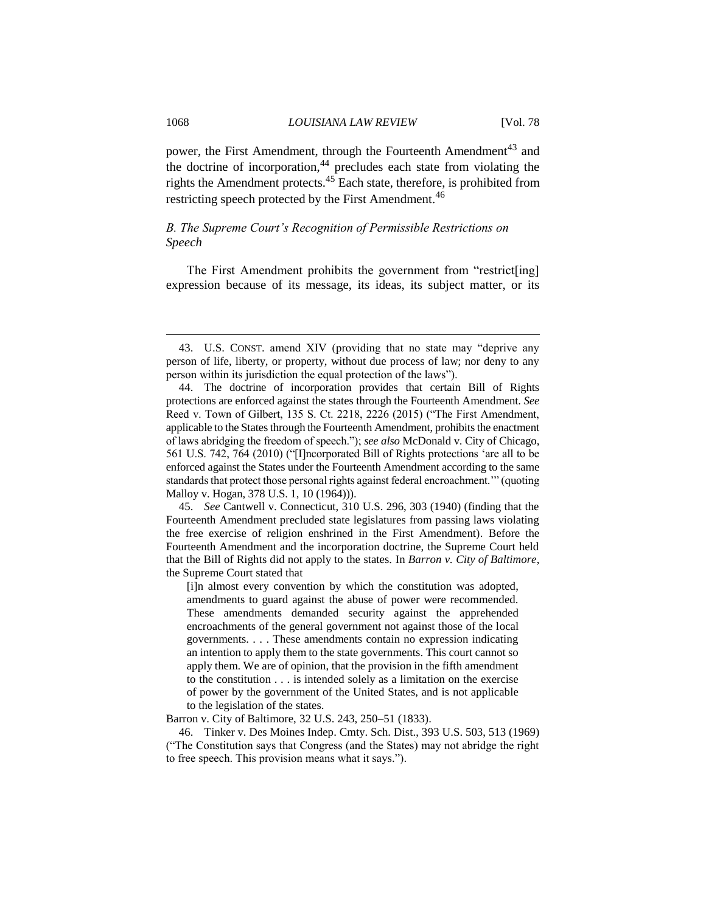power, the First Amendment, through the Fourteenth Amendment[43] and the doctrine of incorporation,[44] precludes each state from violating the rights the Amendment protects.[45] Each state, therefore, is prohibited from restricting speech protected by the First Amendment.[46]

### *B. The Supreme Court's Recognition of Permissible Restrictions on Speech*

The First Amendment prohibits the government from "restrict[ing] expression because of its message, its ideas, its subject matter, or its

---

43. U.S. CONST. amend XIV (providing that no state may "deprive any person of life, liberty, or property, without due process of law; nor deny to any person within its jurisdiction the equal protection of the laws").

44. The doctrine of incorporation provides that certain Bill of Rights protections are enforced against the states through the Fourteenth Amendment. *See* Reed v. Town of Gilbert, 135 S. Ct. 2218, 2226 (2015) ("The First Amendment, applicable to the States through the Fourteenth Amendment, prohibits the enactment of laws abridging the freedom of speech."); *see also* McDonald v. City of Chicago, 561 U.S. 742, 764 (2010) ("[I]ncorporated Bill of Rights protections 'are all to be enforced against the States under the Fourteenth Amendment according to the same standards that protect those personal rights against federal encroachment.'" (quoting Malloy v. Hogan, 378 U.S. 1, 10 (1964))).

45. *See* Cantwell v. Connecticut, 310 U.S. 296, 303 (1940) (finding that the Fourteenth Amendment precluded state legislatures from passing laws violating the free exercise of religion enshrined in the First Amendment). Before the Fourteenth Amendment and the incorporation doctrine, the Supreme Court held that the Bill of Rights did not apply to the states. In *Barron v. City of Baltimore*, the Supreme Court stated that

> [i]n almost every convention by which the constitution was adopted, amendments to guard against the abuse of power were recommended. These amendments demanded security against the apprehended encroachments of the general government not against those of the local governments. . . . These amendments contain no expression indicating an intention to apply them to the state governments. This court cannot so apply them. We are of opinion, that the provision in the fifth amendment to the constitution . . . is intended solely as a limitation on the exercise of power by the government of the United States, and is not applicable to the legislation of the states.

Barron v. City of Baltimore, 32 U.S. 243, 250–51 (1833).

46. Tinker v. Des Moines Indep. Cmty. Sch. Dist., 393 U.S. 503, 513 (1969) ("The Constitution says that Congress (and the States) may not abridge the right to free speech. This provision means what it says.").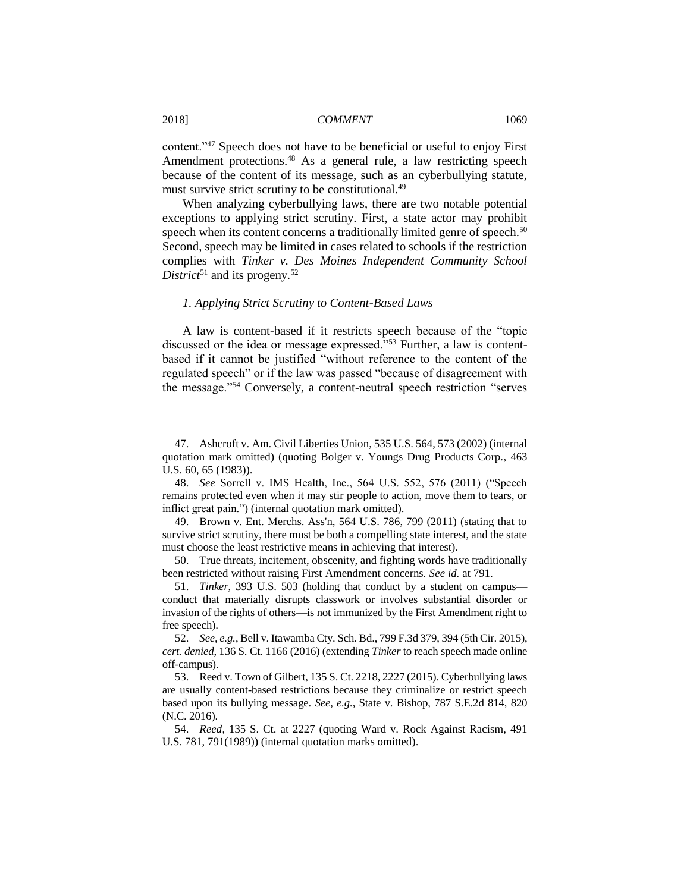content."[47] Speech does not have to be beneficial or useful to enjoy First Amendment protections.[48] As a general rule, a law restricting speech because of the content of its message, such as an cyberbullying statute, must survive strict scrutiny to be constitutional.[49]

When analyzing cyberbullying laws, there are two notable potential exceptions to applying strict scrutiny. First, a state actor may prohibit speech when its content concerns a traditionally limited genre of speech.[50] Second, speech may be limited in cases related to schools if the restriction complies with *Tinker v. Des Moines Independent Community School District*[51] and its progeny.[52]

### *1. Applying Strict Scrutiny to Content-Based Laws*

A law is content-based if it restricts speech because of the "topic discussed or the idea or message expressed."[53] Further, a law is content-based if it cannot be justified "without reference to the content of the regulated speech" or if the law was passed "because of disagreement with the message."[54] Conversely, a content-neutral speech restriction "serves

---

47. Ashcroft v. Am. Civil Liberties Union, 535 U.S. 564, 573 (2002) (internal quotation mark omitted) (quoting Bolger v. Youngs Drug Products Corp., 463 U.S. 60, 65 (1983)).

48. *See* Sorrell v. IMS Health, Inc., 564 U.S. 552, 576 (2011) ("Speech remains protected even when it may stir people to action, move them to tears, or inflict great pain.") (internal quotation mark omitted).

49. Brown v. Ent. Merchs. Ass'n, 564 U.S. 786, 799 (2011) (stating that to survive strict scrutiny, there must be both a compelling state interest, and the state must choose the least restrictive means in achieving that interest).

50. True threats, incitement, obscenity, and fighting words have traditionally been restricted without raising First Amendment concerns. *See id.* at 791.

51. *Tinker*, 393 U.S. 503 (holding that conduct by a student on campus—conduct that materially disrupts classwork or involves substantial disorder or invasion of the rights of others—is not immunized by the First Amendment right to free speech).

52. *See, e.g.*, Bell v. Itawamba Cty. Sch. Bd., 799 F.3d 379, 394 (5th Cir. 2015), *cert. denied*, 136 S. Ct. 1166 (2016) (extending *Tinker* to reach speech made online off-campus).

53. Reed v. Town of Gilbert, 135 S. Ct. 2218, 2227 (2015). Cyberbullying laws are usually content-based restrictions because they criminalize or restrict speech based upon its bullying message. *See, e.g.*, State v. Bishop, 787 S.E.2d 814, 820 (N.C. 2016).

54. *Reed*, 135 S. Ct. at 2227 (quoting Ward v. Rock Against Racism, 491 U.S. 781, 791(1989)) (internal quotation marks omitted).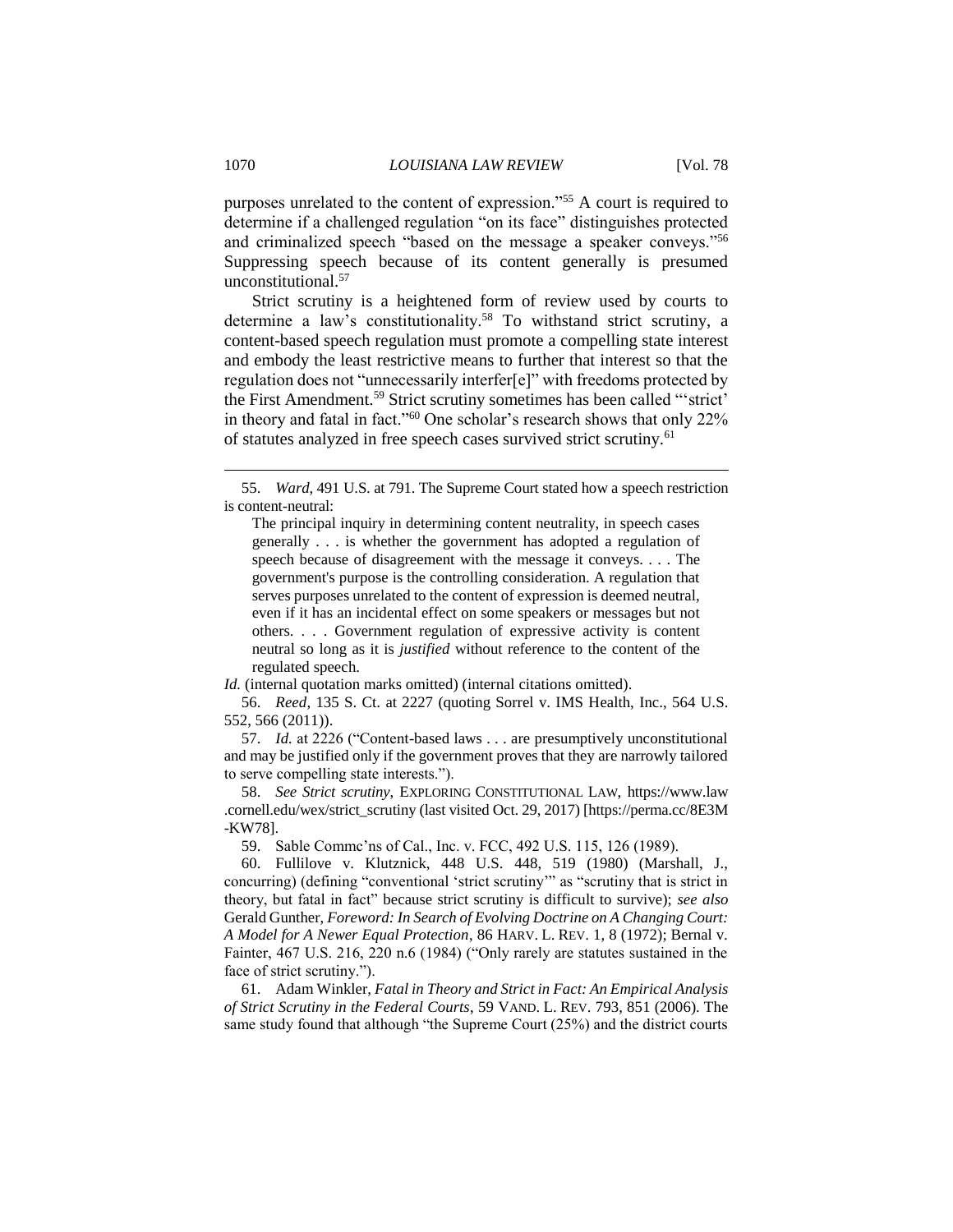purposes unrelated to the content of expression."[55] A court is required to determine if a challenged regulation "on its face" distinguishes protected and criminalized speech "based on the message a speaker conveys."[56] Suppressing speech because of its content generally is presumed unconstitutional.[57]

Strict scrutiny is a heightened form of review used by courts to determine a law's constitutionality.[58] To withstand strict scrutiny, a content-based speech regulation must promote a compelling state interest and embody the least restrictive means to further that interest so that the regulation does not "unnecessarily interfer[e]" with freedoms protected by the First Amendment.[59] Strict scrutiny sometimes has been called "'strict' in theory and fatal in fact."[60] One scholar's research shows that only 22% of statutes analyzed in free speech cases survived strict scrutiny.[61]

---

55. *Ward*, 491 U.S. at 791. The Supreme Court stated how a speech restriction is content-neutral:

> The principal inquiry in determining content neutrality, in speech cases generally . . . is whether the government has adopted a regulation of speech because of disagreement with the message it conveys. . . . The government's purpose is the controlling consideration. A regulation that serves purposes unrelated to the content of expression is deemed neutral, even if it has an incidental effect on some speakers or messages but not others. . . . Government regulation of expressive activity is content neutral so long as it is *justified* without reference to the content of the regulated speech.

*Id.* (internal quotation marks omitted) (internal citations omitted).

56. *Reed*, 135 S. Ct. at 2227 (quoting Sorrel v. IMS Health, Inc., 564 U.S. 552, 566 (2011)).

57. *Id.* at 2226 ("Content-based laws . . . are presumptively unconstitutional and may be justified only if the government proves that they are narrowly tailored to serve compelling state interests.").

58. *See Strict scrutiny*, EXPLORING CONSTITUTIONAL LAW, https://www.law.cornell.edu/wex/strict_scrutiny (last visited Oct. 29, 2017) [https://perma.cc/8E3M-KW78].

59. Sable Commc'ns of Cal., Inc. v. FCC, 492 U.S. 115, 126 (1989).

60. Fullilove v. Klutznick, 448 U.S. 448, 519 (1980) (Marshall, J., concurring) (defining "conventional 'strict scrutiny'" as "scrutiny that is strict in theory, but fatal in fact" because strict scrutiny is difficult to survive); *see also* Gerald Gunther, *Foreword: In Search of Evolving Doctrine on A Changing Court: A Model for A Newer Equal Protection*, 86 HARV. L. REV. 1, 8 (1972); Bernal v. Fainter, 467 U.S. 216, 220 n.6 (1984) ("Only rarely are statutes sustained in the face of strict scrutiny.").

61. Adam Winkler, *Fatal in Theory and Strict in Fact: An Empirical Analysis of Strict Scrutiny in the Federal Courts*, 59 VAND. L. REV. 793, 851 (2006). The same study found that although "the Supreme Court (25%) and the district courts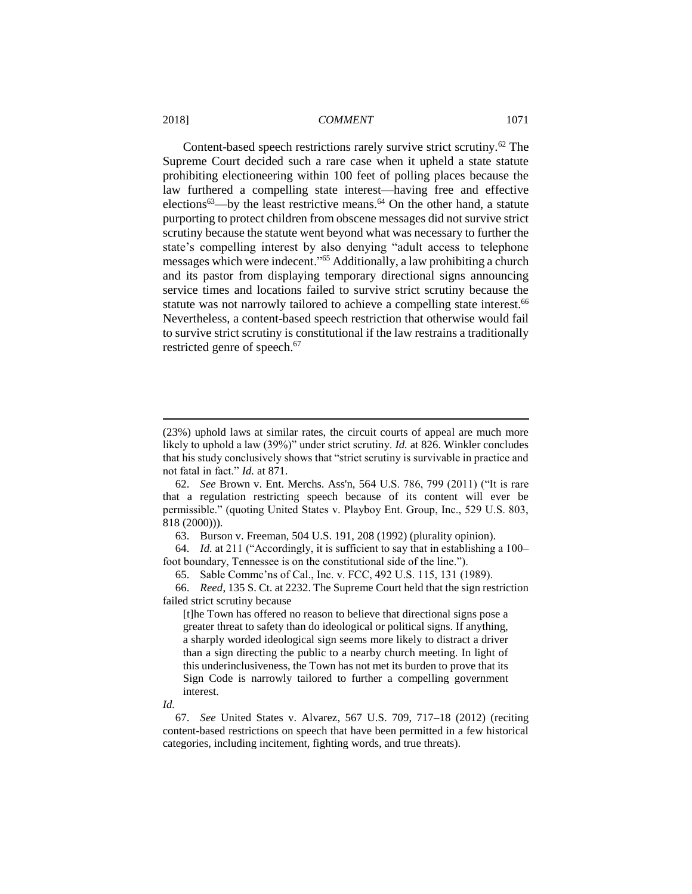Content-based speech restrictions rarely survive strict scrutiny.[62] The Supreme Court decided such a rare case when it upheld a state statute prohibiting electioneering within 100 feet of polling places because the law furthered a compelling state interest—having free and effective elections[63]—by the least restrictive means.[64] On the other hand, a statute purporting to protect children from obscene messages did not survive strict scrutiny because the statute went beyond what was necessary to further the state's compelling interest by also denying "adult access to telephone messages which were indecent."[65] Additionally, a law prohibiting a church and its pastor from displaying temporary directional signs announcing service times and locations failed to survive strict scrutiny because the statute was not narrowly tailored to achieve a compelling state interest.[66] Nevertheless, a content-based speech restriction that otherwise would fail to survive strict scrutiny is constitutional if the law restrains a traditionally restricted genre of speech.[67]

---

(23%) uphold laws at similar rates, the circuit courts of appeal are much more likely to uphold a law (39%)" under strict scrutiny. *Id.* at 826. Winkler concludes that his study conclusively shows that "strict scrutiny is survivable in practice and not fatal in fact." *Id.* at 871.

62. *See* Brown v. Ent. Merchs. Ass'n, 564 U.S. 786, 799 (2011) ("It is rare that a regulation restricting speech because of its content will ever be permissible." (quoting United States v. Playboy Ent. Group, Inc., 529 U.S. 803, 818 (2000))).

63. Burson v. Freeman, 504 U.S. 191, 208 (1992) (plurality opinion).

64. *Id.* at 211 ("Accordingly, it is sufficient to say that in establishing a 100–foot boundary, Tennessee is on the constitutional side of the line.").

65. Sable Commc'ns of Cal., Inc. v. FCC, 492 U.S. 115, 131 (1989).

66. *Reed*, 135 S. Ct. at 2232. The Supreme Court held that the sign restriction failed strict scrutiny because

> [t]he Town has offered no reason to believe that directional signs pose a greater threat to safety than do ideological or political signs. If anything, a sharply worded ideological sign seems more likely to distract a driver than a sign directing the public to a nearby church meeting. In light of this underinclusiveness, the Town has not met its burden to prove that its Sign Code is narrowly tailored to further a compelling government interest.

*Id.*

67. *See* United States v. Alvarez, 567 U.S. 709, 717–18 (2012) (reciting content-based restrictions on speech that have been permitted in a few historical categories, including incitement, fighting words, and true threats).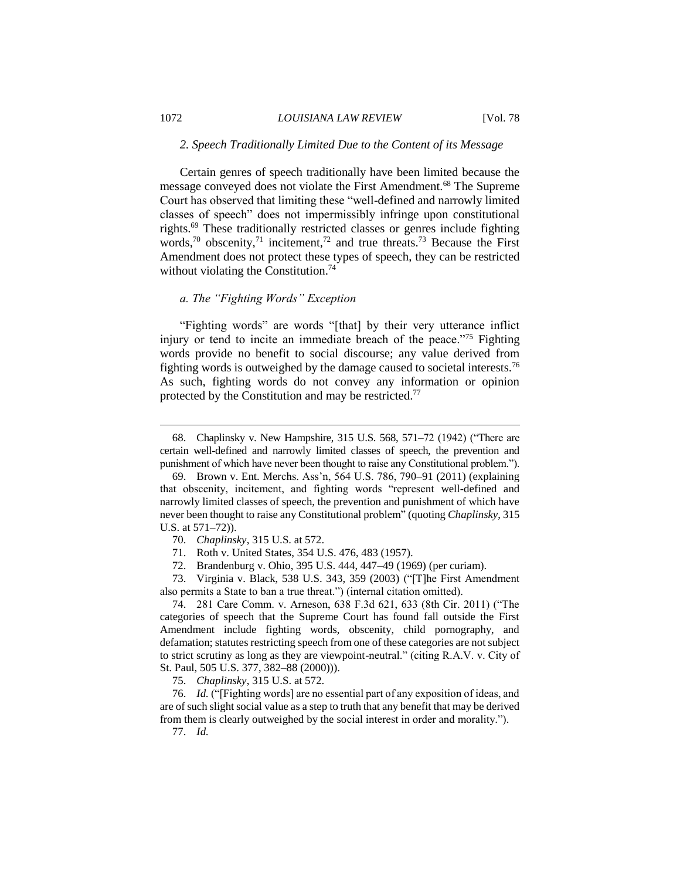### *2. Speech Traditionally Limited Due to the Content of its Message*

Certain genres of speech traditionally have been limited because the message conveyed does not violate the First Amendment.[68] The Supreme Court has observed that limiting these "well-defined and narrowly limited classes of speech" does not impermissibly infringe upon constitutional rights.[69] These traditionally restricted classes or genres include fighting words,[70] obscenity,[71] incitement,[72] and true threats.[73] Because the First Amendment does not protect these types of speech, they can be restricted without violating the Constitution.[74]

#### *a. The "Fighting Words" Exception*

"Fighting words" are words "[that] by their very utterance inflict injury or tend to incite an immediate breach of the peace."[75] Fighting words provide no benefit to social discourse; any value derived from fighting words is outweighed by the damage caused to societal interests.[76] As such, fighting words do not convey any information or opinion protected by the Constitution and may be restricted.[77]

---

68. Chaplinsky v. New Hampshire, 315 U.S. 568, 571–72 (1942) ("There are certain well-defined and narrowly limited classes of speech, the prevention and punishment of which have never been thought to raise any Constitutional problem.").

69. Brown v. Ent. Merchs. Ass'n, 564 U.S. 786, 790–91 (2011) (explaining that obscenity, incitement, and fighting words "represent well-defined and narrowly limited classes of speech, the prevention and punishment of which have never been thought to raise any Constitutional problem" (quoting *Chaplinsky*, 315 U.S. at 571–72)).

70. *Chaplinsky*, 315 U.S. at 572.

71. Roth v. United States, 354 U.S. 476, 483 (1957).

72. Brandenburg v. Ohio, 395 U.S. 444, 447–49 (1969) (per curiam).

73. Virginia v. Black, 538 U.S. 343, 359 (2003) ("[T]he First Amendment also permits a State to ban a true threat.") (internal citation omitted).

74. 281 Care Comm. v. Arneson, 638 F.3d 621, 633 (8th Cir. 2011) ("The categories of speech that the Supreme Court has found fall outside the First Amendment include fighting words, obscenity, child pornography, and defamation; statutes restricting speech from one of these categories are not subject to strict scrutiny as long as they are viewpoint-neutral." (citing R.A.V. v. City of St. Paul, 505 U.S. 377, 382–88 (2000))).

75. *Chaplinsky*, 315 U.S. at 572.

76. *Id.* ("[Fighting words] are no essential part of any exposition of ideas, and are of such slight social value as a step to truth that any benefit that may be derived from them is clearly outweighed by the social interest in order and morality.").

77. *Id.*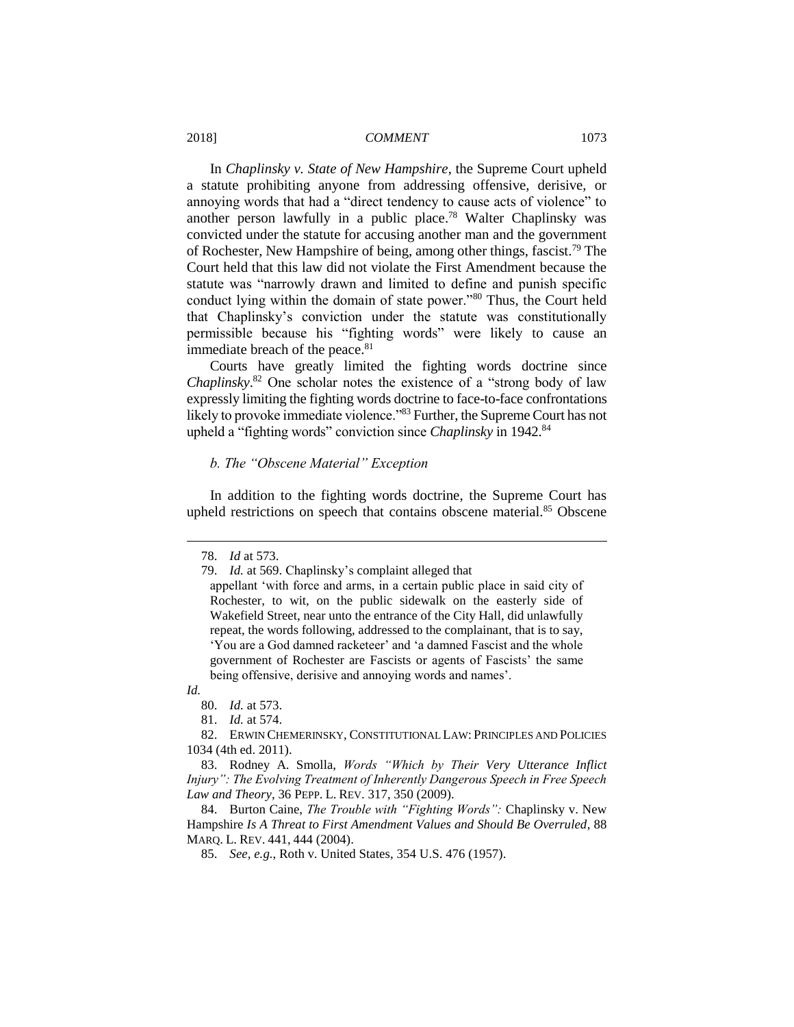In *Chaplinsky v. State of New Hampshire*, the Supreme Court upheld a statute prohibiting anyone from addressing offensive, derisive, or annoying words that had a "direct tendency to cause acts of violence" to another person lawfully in a public place.[78] Walter Chaplinsky was convicted under the statute for accusing another man and the government of Rochester, New Hampshire of being, among other things, fascist.[79] The Court held that this law did not violate the First Amendment because the statute was "narrowly drawn and limited to define and punish specific conduct lying within the domain of state power."[80] Thus, the Court held that Chaplinsky's conviction under the statute was constitutionally permissible because his "fighting words" were likely to cause an immediate breach of the peace.[81]

Courts have greatly limited the fighting words doctrine since *Chaplinsky*.[82] One scholar notes the existence of a "strong body of law expressly limiting the fighting words doctrine to face-to-face confrontations likely to provoke immediate violence."[83] Further, the Supreme Court has not upheld a "fighting words" conviction since *Chaplinsky* in 1942.[84]

*b. The "Obscene Material" Exception*

In addition to the fighting words doctrine, the Supreme Court has upheld restrictions on speech that contains obscene material.[85] Obscene

---

78. *Id* at 573.

79. *Id.* at 569. Chaplinsky's complaint alleged that

> appellant 'with force and arms, in a certain public place in said city of Rochester, to wit, on the public sidewalk on the easterly side of Wakefield Street, near unto the entrance of the City Hall, did unlawfully repeat, the words following, addressed to the complainant, that is to say, 'You are a God damned racketeer' and 'a damned Fascist and the whole government of Rochester are Fascists or agents of Fascists' the same being offensive, derisive and annoying words and names'.

*Id.*

80. *Id.* at 573.

81. *Id.* at 574.

82. ERWIN CHEMERINSKY, CONSTITUTIONAL LAW: PRINCIPLES AND POLICIES 1034 (4th ed. 2011).

83. Rodney A. Smolla, *Words "Which by Their Very Utterance Inflict Injury": The Evolving Treatment of Inherently Dangerous Speech in Free Speech Law and Theory*, 36 PEPP. L. REV. 317, 350 (2009).

84. Burton Caine, *The Trouble with "Fighting Words":* Chaplinsky v. New Hampshire *Is A Threat to First Amendment Values and Should Be Overruled*, 88 MARQ. L. REV. 441, 444 (2004).

85. *See, e.g.*, Roth v. United States, 354 U.S. 476 (1957).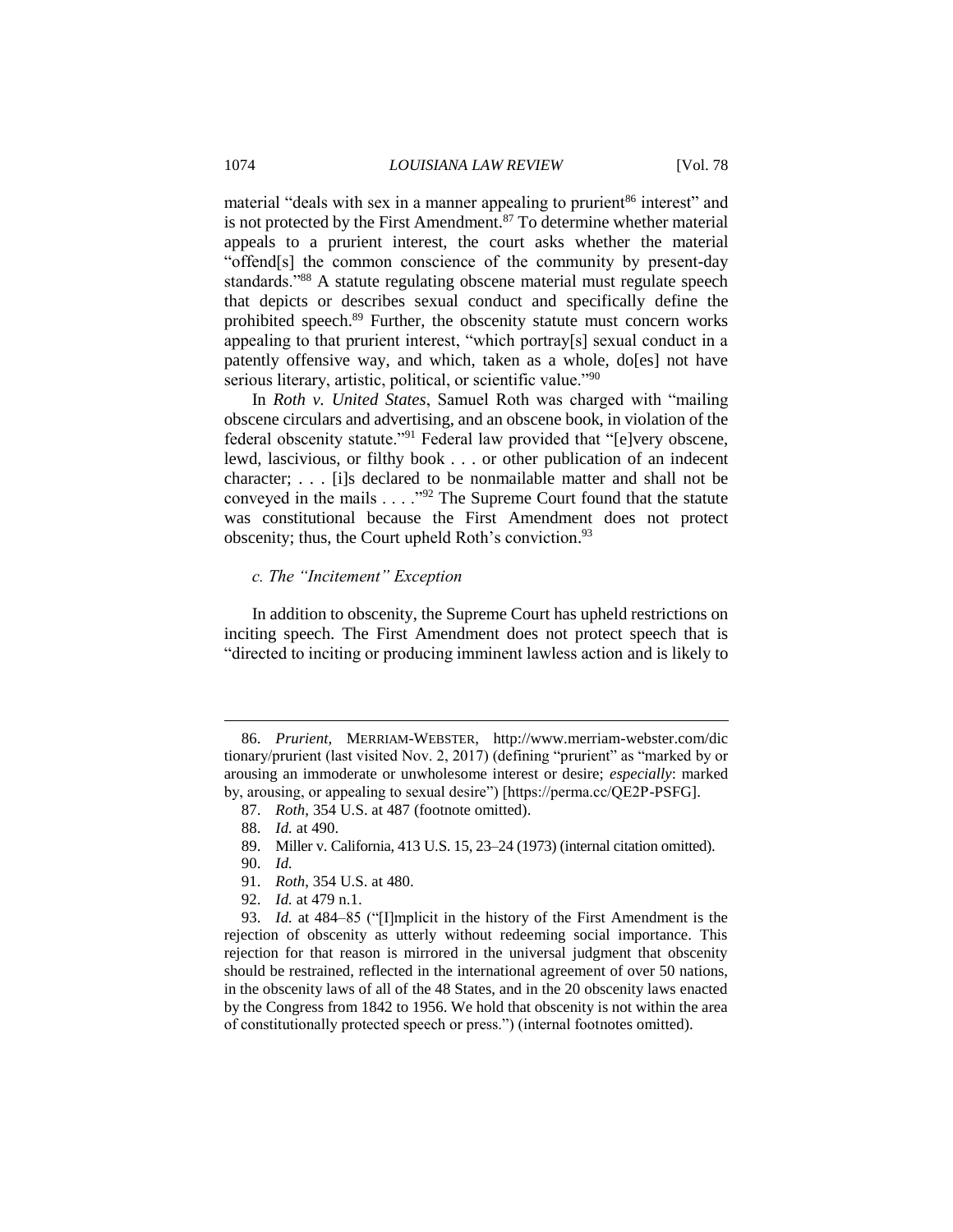material "deals with sex in a manner appealing to prurient[86] interest" and is not protected by the First Amendment.[87] To determine whether material appeals to a prurient interest, the court asks whether the material "offend[s] the common conscience of the community by present-day standards."[88] A statute regulating obscene material must regulate speech that depicts or describes sexual conduct and specifically define the prohibited speech.[89] Further, the obscenity statute must concern works appealing to that prurient interest, "which portray[s] sexual conduct in a patently offensive way, and which, taken as a whole, do[es] not have serious literary, artistic, political, or scientific value."[90]

In *Roth v. United States*, Samuel Roth was charged with "mailing obscene circulars and advertising, and an obscene book, in violation of the federal obscenity statute."[91] Federal law provided that "[e]very obscene, lewd, lascivious, or filthy book . . . or other publication of an indecent character; . . . [i]s declared to be nonmailable matter and shall not be conveyed in the mails . . . ."[92] The Supreme Court found that the statute was constitutional because the First Amendment does not protect obscenity; thus, the Court upheld Roth's conviction.[93]

### *c. The "Incitement" Exception*

In addition to obscenity, the Supreme Court has upheld restrictions on inciting speech. The First Amendment does not protect speech that is "directed to inciting or producing imminent lawless action and is likely to

---

86. *Prurient*, MERRIAM-WEBSTER, http://www.merriam-webster.com/dictionary/prurient (last visited Nov. 2, 2017) (defining "prurient" as "marked by or arousing an immoderate or unwholesome interest or desire; *especially*: marked by, arousing, or appealing to sexual desire") [https://perma.cc/QE2P-PSFG].

87. *Roth*, 354 U.S. at 487 (footnote omitted).

88. *Id.* at 490.

89. Miller v. California, 413 U.S. 15, 23–24 (1973) (internal citation omitted).

90. *Id.*

91. *Roth*, 354 U.S. at 480.

92. *Id.* at 479 n.1.

93. *Id.* at 484–85 ("[I]mplicit in the history of the First Amendment is the rejection of obscenity as utterly without redeeming social importance. This rejection for that reason is mirrored in the universal judgment that obscenity should be restrained, reflected in the international agreement of over 50 nations, in the obscenity laws of all of the 48 States, and in the 20 obscenity laws enacted by the Congress from 1842 to 1956. We hold that obscenity is not within the area of constitutionally protected speech or press.") (internal footnotes omitted).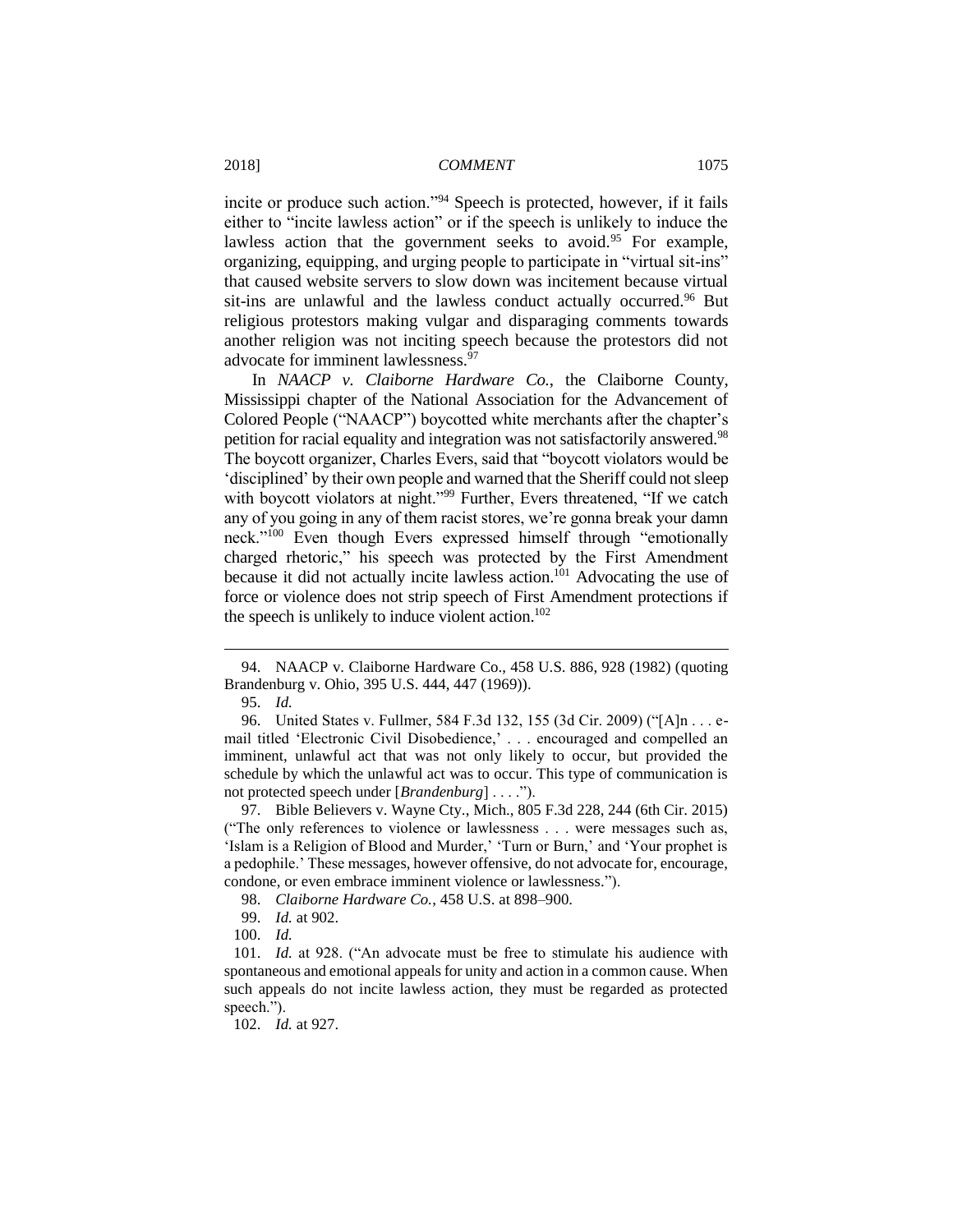incite or produce such action."[94] Speech is protected, however, if it fails either to "incite lawless action" or if the speech is unlikely to induce the lawless action that the government seeks to avoid.[95] For example, organizing, equipping, and urging people to participate in "virtual sit-ins" that caused website servers to slow down was incitement because virtual sit-ins are unlawful and the lawless conduct actually occurred.[96] But religious protestors making vulgar and disparaging comments towards another religion was not inciting speech because the protestors did not advocate for imminent lawlessness.[97]

In *NAACP v. Claiborne Hardware Co.*, the Claiborne County, Mississippi chapter of the National Association for the Advancement of Colored People ("NAACP") boycotted white merchants after the chapter's petition for racial equality and integration was not satisfactorily answered.[98] The boycott organizer, Charles Evers, said that "boycott violators would be 'disciplined' by their own people and warned that the Sheriff could not sleep with boycott violators at night."[99] Further, Evers threatened, "If we catch any of you going in any of them racist stores, we're gonna break your damn neck."[100] Even though Evers expressed himself through "emotionally charged rhetoric," his speech was protected by the First Amendment because it did not actually incite lawless action.[101] Advocating the use of force or violence does not strip speech of First Amendment protections if the speech is unlikely to induce violent action.[102]

---

94. NAACP v. Claiborne Hardware Co., 458 U.S. 886, 928 (1982) (quoting Brandenburg v. Ohio, 395 U.S. 444, 447 (1969)).

95. *Id.*

96. United States v. Fullmer, 584 F.3d 132, 155 (3d Cir. 2009) ("[A]n . . . e-mail titled 'Electronic Civil Disobedience,' . . . encouraged and compelled an imminent, unlawful act that was not only likely to occur, but provided the schedule by which the unlawful act was to occur. This type of communication is not protected speech under [*Brandenburg*] . . . .").

97. Bible Believers v. Wayne Cty., Mich., 805 F.3d 228, 244 (6th Cir. 2015) ("The only references to violence or lawlessness . . . were messages such as, 'Islam is a Religion of Blood and Murder,' 'Turn or Burn,' and 'Your prophet is a pedophile.' These messages, however offensive, do not advocate for, encourage, condone, or even embrace imminent violence or lawlessness.").

98. *Claiborne Hardware Co.*, 458 U.S. at 898–900.

99. *Id.* at 902.

100. *Id.*

101. *Id.* at 928. ("An advocate must be free to stimulate his audience with spontaneous and emotional appeals for unity and action in a common cause. When such appeals do not incite lawless action, they must be regarded as protected speech.").

102. *Id.* at 927.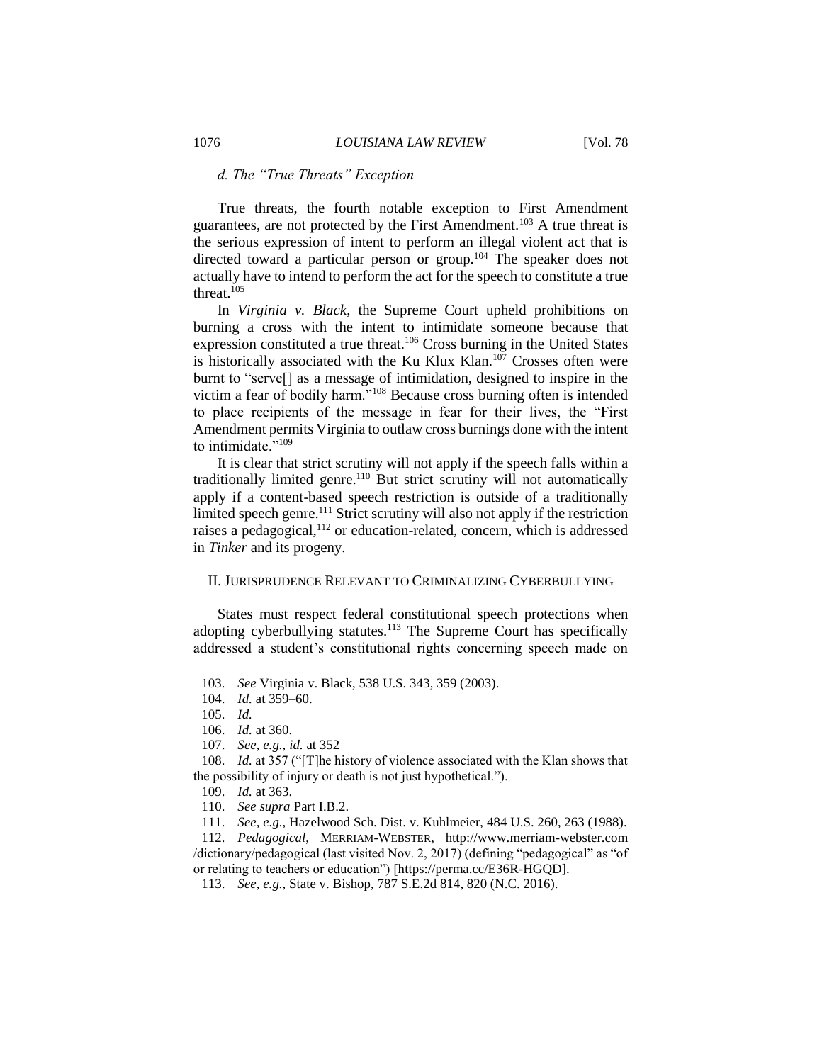#### *d. The "True Threats" Exception*

True threats, the fourth notable exception to First Amendment guarantees, are not protected by the First Amendment.[103] A true threat is the serious expression of intent to perform an illegal violent act that is directed toward a particular person or group.[104] The speaker does not actually have to intend to perform the act for the speech to constitute a true threat.[105]

In *Virginia v. Black*, the Supreme Court upheld prohibitions on burning a cross with the intent to intimidate someone because that expression constituted a true threat.[106] Cross burning in the United States is historically associated with the Ku Klux Klan.[107] Crosses often were burnt to "serve[] as a message of intimidation, designed to inspire in the victim a fear of bodily harm."[108] Because cross burning often is intended to place recipients of the message in fear for their lives, the "First Amendment permits Virginia to outlaw cross burnings done with the intent to intimidate."[109]

It is clear that strict scrutiny will not apply if the speech falls within a traditionally limited genre.[110] But strict scrutiny will not automatically apply if a content-based speech restriction is outside of a traditionally limited speech genre.[111] Strict scrutiny will also not apply if the restriction raises a pedagogical,[112] or education-related, concern, which is addressed in *Tinker* and its progeny.

## II. JURISPRUDENCE RELEVANT TO CRIMINALIZING CYBERBULLYING

States must respect federal constitutional speech protections when adopting cyberbullying statutes.[113] The Supreme Court has specifically addressed a student's constitutional rights concerning speech made on

---

103. *See* Virginia v. Black, 538 U.S. 343, 359 (2003).

104. *Id.* at 359–60.

105. *Id.*

106. *Id.* at 360.

107. *See, e.g.*, *id.* at 352

108. *Id.* at 357 ("[T]he history of violence associated with the Klan shows that the possibility of injury or death is not just hypothetical.").

109. *Id.* at 363.

110. *See supra* Part I.B.2.

111. *See, e.g.*, Hazelwood Sch. Dist. v. Kuhlmeier, 484 U.S. 260, 263 (1988).

112. *Pedagogical*, MERRIAM-WEBSTER, http://www.merriam-webster.com /dictionary/pedagogical (last visited Nov. 2, 2017) (defining "pedagogical" as "of or relating to teachers or education") [https://perma.cc/E36R-HGQD].

113. *See, e.g.*, State v. Bishop, 787 S.E.2d 814, 820 (N.C. 2016).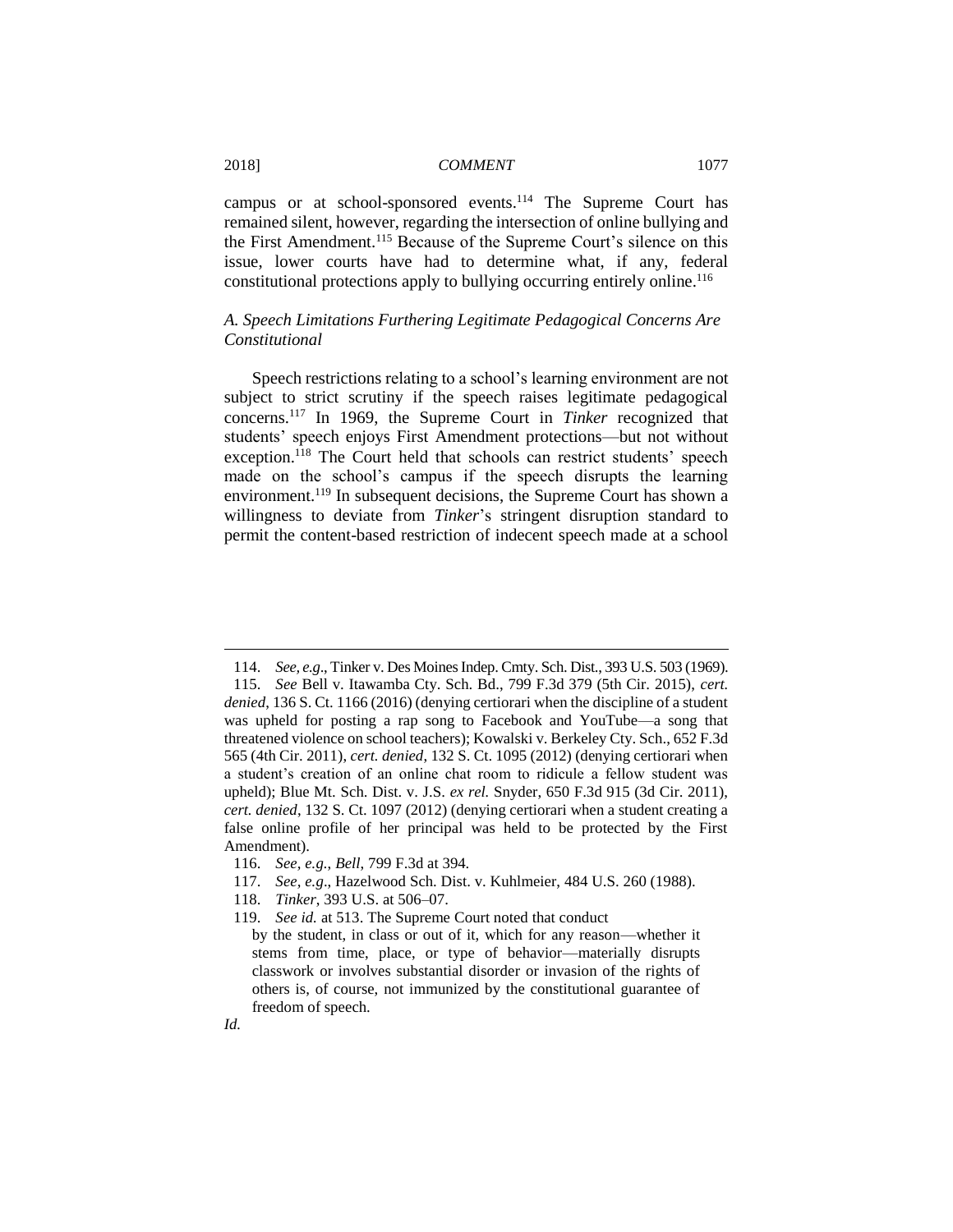campus or at school-sponsored events.[114] The Supreme Court has remained silent, however, regarding the intersection of online bullying and the First Amendment.[115] Because of the Supreme Court's silence on this issue, lower courts have had to determine what, if any, federal constitutional protections apply to bullying occurring entirely online.[116]

### *A. Speech Limitations Furthering Legitimate Pedagogical Concerns Are Constitutional*

Speech restrictions relating to a school's learning environment are not subject to strict scrutiny if the speech raises legitimate pedagogical concerns.[117] In 1969, the Supreme Court in *Tinker* recognized that students' speech enjoys First Amendment protections—but not without exception.[118] The Court held that schools can restrict students' speech made on the school's campus if the speech disrupts the learning environment.[119] In subsequent decisions, the Supreme Court has shown a willingness to deviate from *Tinker*'s stringent disruption standard to permit the content-based restriction of indecent speech made at a school

---

114. *See, e.g.*, Tinker v. Des Moines Indep. Cmty. Sch. Dist., 393 U.S. 503 (1969).

115. *See* Bell v. Itawamba Cty. Sch. Bd., 799 F.3d 379 (5th Cir. 2015), *cert. denied*, 136 S. Ct. 1166 (2016) (denying certiorari when the discipline of a student was upheld for posting a rap song to Facebook and YouTube—a song that threatened violence on school teachers); Kowalski v. Berkeley Cty. Sch., 652 F.3d 565 (4th Cir. 2011), *cert. denied*, 132 S. Ct. 1095 (2012) (denying certiorari when a student's creation of an online chat room to ridicule a fellow student was upheld); Blue Mt. Sch. Dist. v. J.S. *ex rel.* Snyder, 650 F.3d 915 (3d Cir. 2011), *cert. denied*, 132 S. Ct. 1097 (2012) (denying certiorari when a student creating a false online profile of her principal was held to be protected by the First Amendment).

116. *See, e.g.*, *Bell*, 799 F.3d at 394.

117. *See, e.g.*, Hazelwood Sch. Dist. v. Kuhlmeier, 484 U.S. 260 (1988).

118. *Tinker*, 393 U.S. at 506–07.

119. *See id.* at 513. The Supreme Court noted that conduct

> by the student, in class or out of it, which for any reason—whether it stems from time, place, or type of behavior—materially disrupts classwork or involves substantial disorder or invasion of the rights of others is, of course, not immunized by the constitutional guarantee of freedom of speech.

*Id.*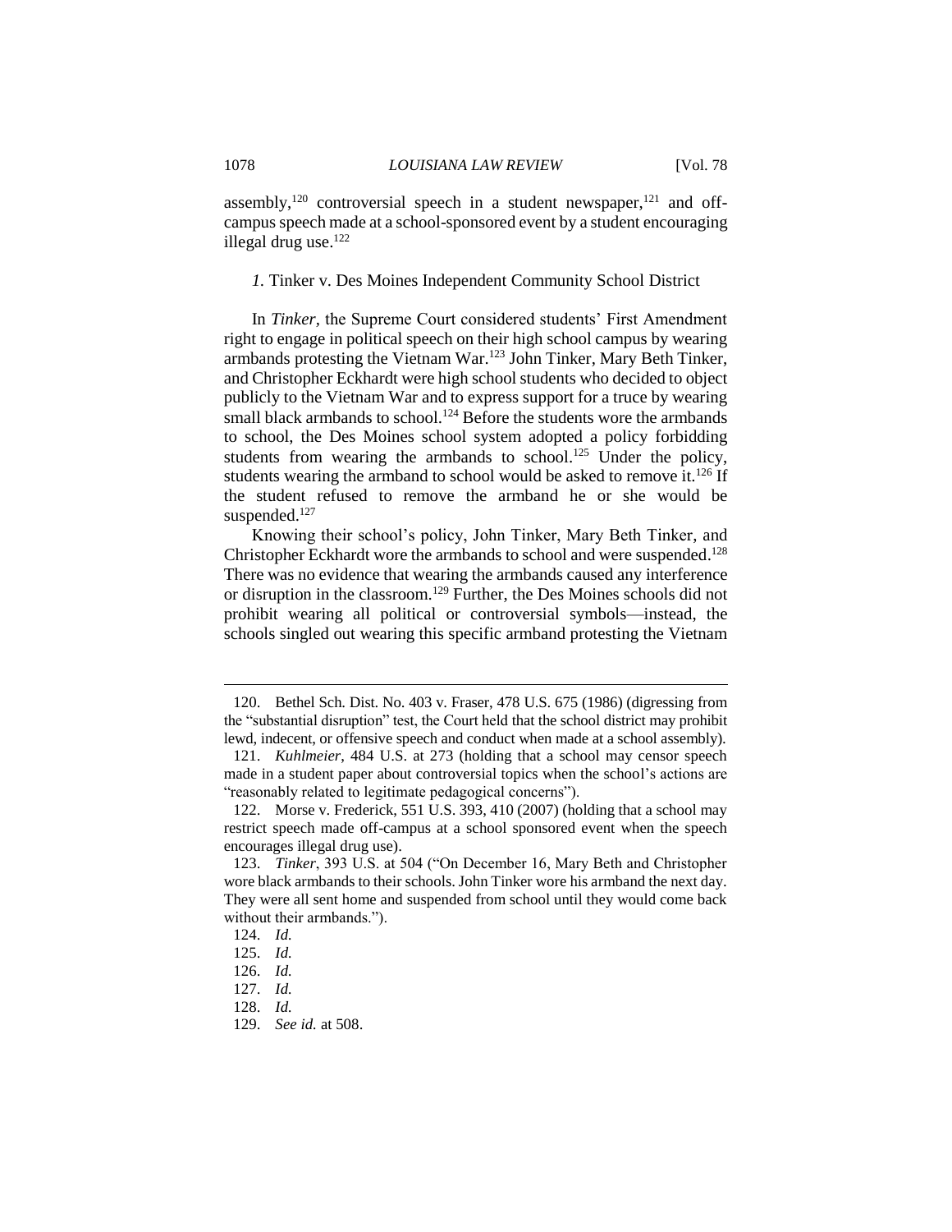assembly,[120] controversial speech in a student newspaper,[121] and off-campus speech made at a school-sponsored event by a student encouraging illegal drug use.[122]

### *1.* Tinker v. Des Moines Independent Community School District

In *Tinker*, the Supreme Court considered students' First Amendment right to engage in political speech on their high school campus by wearing armbands protesting the Vietnam War.[123] John Tinker, Mary Beth Tinker, and Christopher Eckhardt were high school students who decided to object publicly to the Vietnam War and to express support for a truce by wearing small black armbands to school.[124] Before the students wore the armbands to school, the Des Moines school system adopted a policy forbidding students from wearing the armbands to school.[125] Under the policy, students wearing the armband to school would be asked to remove it.[126] If the student refused to remove the armband he or she would be suspended.[127]

Knowing their school's policy, John Tinker, Mary Beth Tinker, and Christopher Eckhardt wore the armbands to school and were suspended.[128] There was no evidence that wearing the armbands caused any interference or disruption in the classroom.[129] Further, the Des Moines schools did not prohibit wearing all political or controversial symbols—instead, the schools singled out wearing this specific armband protesting the Vietnam

---

120. Bethel Sch. Dist. No. 403 v. Fraser, 478 U.S. 675 (1986) (digressing from the "substantial disruption" test, the Court held that the school district may prohibit lewd, indecent, or offensive speech and conduct when made at a school assembly).

121. *Kuhlmeier*, 484 U.S. at 273 (holding that a school may censor speech made in a student paper about controversial topics when the school's actions are "reasonably related to legitimate pedagogical concerns").

122. Morse v. Frederick, 551 U.S. 393, 410 (2007) (holding that a school may restrict speech made off-campus at a school sponsored event when the speech encourages illegal drug use).

123. *Tinker*, 393 U.S. at 504 ("On December 16, Mary Beth and Christopher wore black armbands to their schools. John Tinker wore his armband the next day. They were all sent home and suspended from school until they would come back without their armbands.").

124. *Id.*

125. *Id.*

126. *Id.*

127. *Id.*

128. *Id.*

129. *See id.* at 508.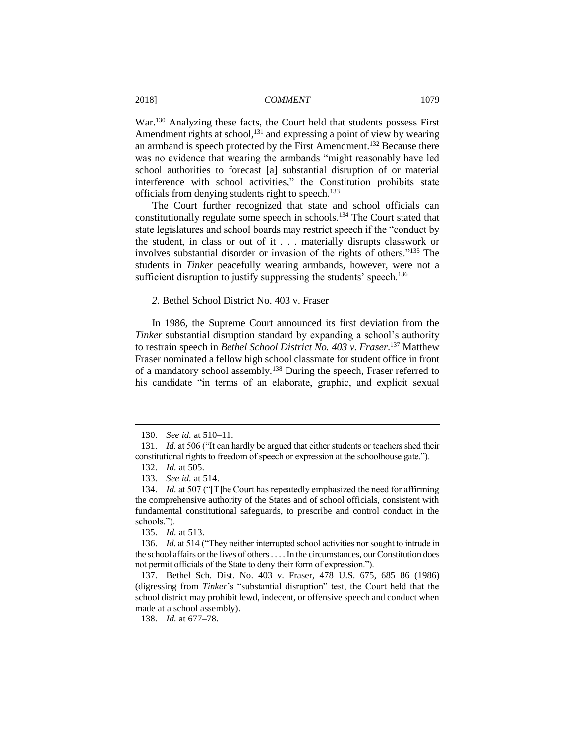War.[130] Analyzing these facts, the Court held that students possess First Amendment rights at school,[131] and expressing a point of view by wearing an armband is speech protected by the First Amendment.[132] Because there was no evidence that wearing the armbands "might reasonably have led school authorities to forecast [a] substantial disruption of or material interference with school activities," the Constitution prohibits state officials from denying students right to speech.[133]

The Court further recognized that state and school officials can constitutionally regulate some speech in schools.[134] The Court stated that state legislatures and school boards may restrict speech if the "conduct by the student, in class or out of it . . . materially disrupts classwork or involves substantial disorder or invasion of the rights of others."[135] The students in *Tinker* peacefully wearing armbands, however, were not a sufficient disruption to justify suppressing the students' speech.[136]

### *2.* Bethel School District No. 403 v. Fraser

In 1986, the Supreme Court announced its first deviation from the *Tinker* substantial disruption standard by expanding a school's authority to restrain speech in *Bethel School District No. 403 v. Fraser*.[137] Matthew Fraser nominated a fellow high school classmate for student office in front of a mandatory school assembly.[138] During the speech, Fraser referred to his candidate "in terms of an elaborate, graphic, and explicit sexual

---

130. *See id.* at 510–11.

131. *Id.* at 506 ("It can hardly be argued that either students or teachers shed their constitutional rights to freedom of speech or expression at the schoolhouse gate.").

132. *Id.* at 505.

133. *See id.* at 514.

134. *Id.* at 507 ("[T]he Court has repeatedly emphasized the need for affirming the comprehensive authority of the States and of school officials, consistent with fundamental constitutional safeguards, to prescribe and control conduct in the schools.").

135. *Id.* at 513.

136. *Id.* at 514 ("They neither interrupted school activities nor sought to intrude in the school affairs or the lives of others . . . . In the circumstances, our Constitution does not permit officials of the State to deny their form of expression.").

137. Bethel Sch. Dist. No. 403 v. Fraser, 478 U.S. 675, 685–86 (1986) (digressing from *Tinker*'s "substantial disruption" test, the Court held that the school district may prohibit lewd, indecent, or offensive speech and conduct when made at a school assembly).

138. *Id.* at 677–78.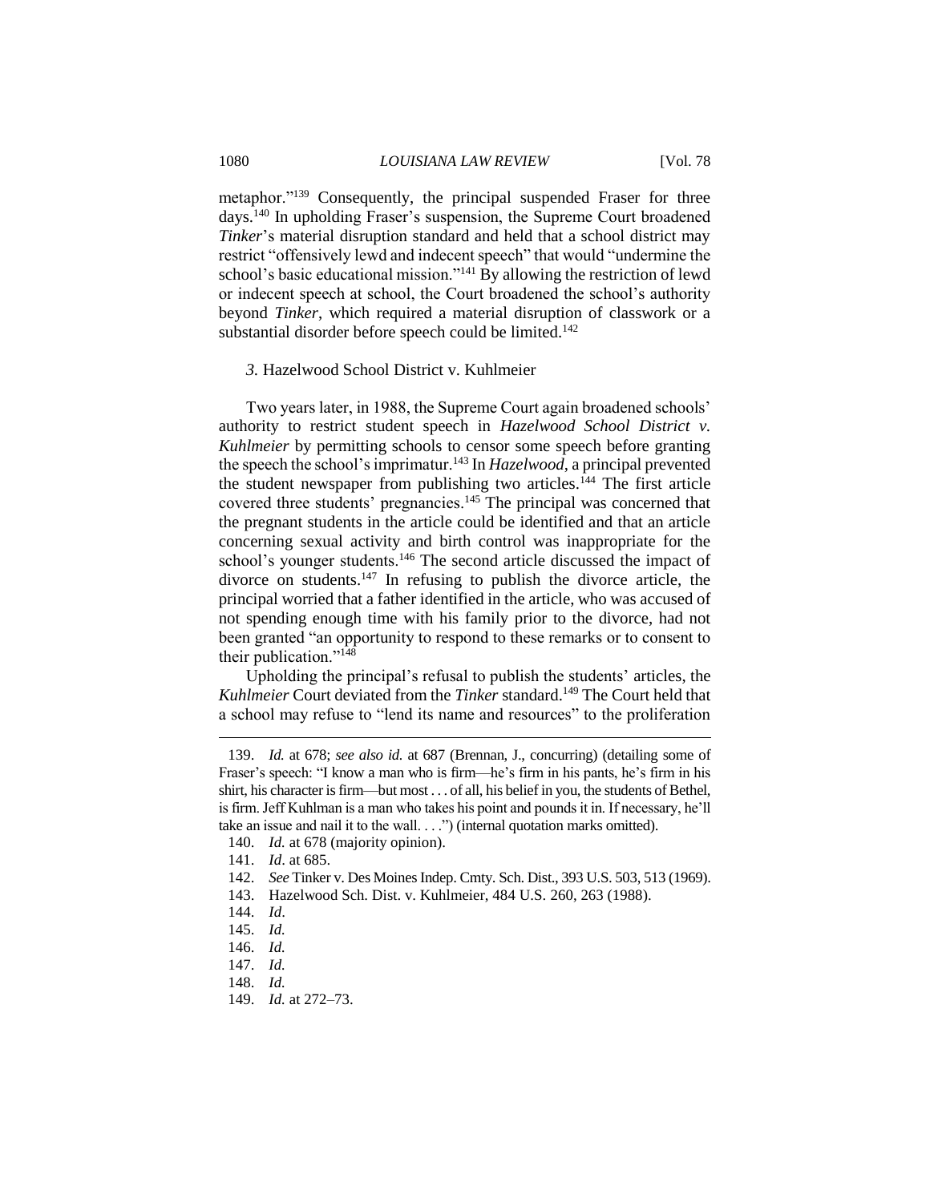metaphor."[139] Consequently, the principal suspended Fraser for three days.[140] In upholding Fraser's suspension, the Supreme Court broadened *Tinker*'s material disruption standard and held that a school district may restrict "offensively lewd and indecent speech" that would "undermine the school's basic educational mission."[141] By allowing the restriction of lewd or indecent speech at school, the Court broadened the school's authority beyond *Tinker*, which required a material disruption of classwork or a substantial disorder before speech could be limited.[142]

### *3.* Hazelwood School District v. Kuhlmeier

Two years later, in 1988, the Supreme Court again broadened schools' authority to restrict student speech in *Hazelwood School District v. Kuhlmeier* by permitting schools to censor some speech before granting the speech the school's imprimatur.[143] In *Hazelwood*, a principal prevented the student newspaper from publishing two articles.[144] The first article covered three students' pregnancies.[145] The principal was concerned that the pregnant students in the article could be identified and that an article concerning sexual activity and birth control was inappropriate for the school's younger students.[146] The second article discussed the impact of divorce on students.[147] In refusing to publish the divorce article, the principal worried that a father identified in the article, who was accused of not spending enough time with his family prior to the divorce, had not been granted "an opportunity to respond to these remarks or to consent to their publication."[148]

Upholding the principal's refusal to publish the students' articles, the *Kuhlmeier* Court deviated from the *Tinker* standard.[149] The Court held that a school may refuse to "lend its name and resources" to the proliferation

---

139. *Id.* at 678; *see also id.* at 687 (Brennan, J., concurring) (detailing some of Fraser's speech: "I know a man who is firm—he's firm in his pants, he's firm in his shirt, his character is firm—but most . . . of all, his belief in you, the students of Bethel, is firm. Jeff Kuhlman is a man who takes his point and pounds it in. If necessary, he'll take an issue and nail it to the wall. . . .") (internal quotation marks omitted).

140. *Id.* at 678 (majority opinion).

141. *Id*. at 685.

142. *See* Tinker v. Des Moines Indep. Cmty. Sch. Dist., 393 U.S. 503, 513 (1969).

143. Hazelwood Sch. Dist. v. Kuhlmeier, 484 U.S. 260, 263 (1988).

144. *Id*.

145. *Id.*

146. *Id.*

147. *Id.*

148. *Id.*

149. *Id.* at 272–73.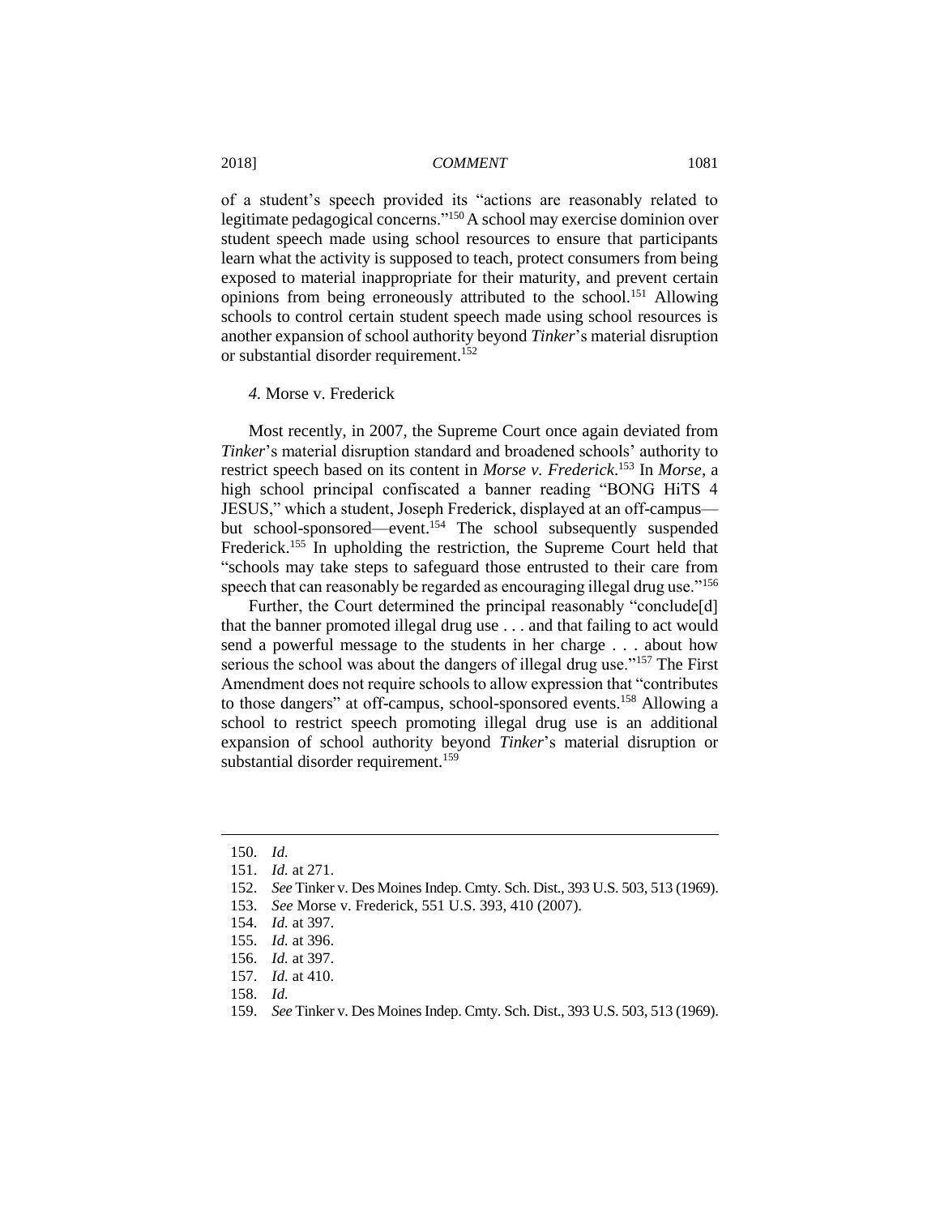of a student's speech provided its "actions are reasonably related to legitimate pedagogical concerns."[150] A school may exercise dominion over student speech made using school resources to ensure that participants learn what the activity is supposed to teach, protect consumers from being exposed to material inappropriate for their maturity, and prevent certain opinions from being erroneously attributed to the school.[151] Allowing schools to control certain student speech made using school resources is another expansion of school authority beyond *Tinker*'s material disruption or substantial disorder requirement.[152]

#### *4.* Morse v. Frederick

Most recently, in 2007, the Supreme Court once again deviated from *Tinker*'s material disruption standard and broadened schools' authority to restrict speech based on its content in *Morse v. Frederick*.[153] In *Morse*, a high school principal confiscated a banner reading "BONG HiTS 4 JESUS," which a student, Joseph Frederick, displayed at an off-campus—but school-sponsored—event.[154] The school subsequently suspended Frederick.[155] In upholding the restriction, the Supreme Court held that "schools may take steps to safeguard those entrusted to their care from speech that can reasonably be regarded as encouraging illegal drug use."[156]

Further, the Court determined the principal reasonably "conclude[d] that the banner promoted illegal drug use . . . and that failing to act would send a powerful message to the students in her charge . . . about how serious the school was about the dangers of illegal drug use."[157] The First Amendment does not require schools to allow expression that "contributes to those dangers" at off-campus, school-sponsored events.[158] Allowing a school to restrict speech promoting illegal drug use is an additional expansion of school authority beyond *Tinker*'s material disruption or substantial disorder requirement.[159]

---

150. *Id.*
151. *Id.* at 271.
152. *See* Tinker v. Des Moines Indep. Cmty. Sch. Dist., 393 U.S. 503, 513 (1969).
153. *See* Morse v. Frederick, 551 U.S. 393, 410 (2007).
154. *Id.* at 397.
155. *Id.* at 396.
156. *Id.* at 397.
157. *Id.* at 410.
158. *Id.*
159. *See* Tinker v. Des Moines Indep. Cmty. Sch. Dist., 393 U.S. 503, 513 (1969).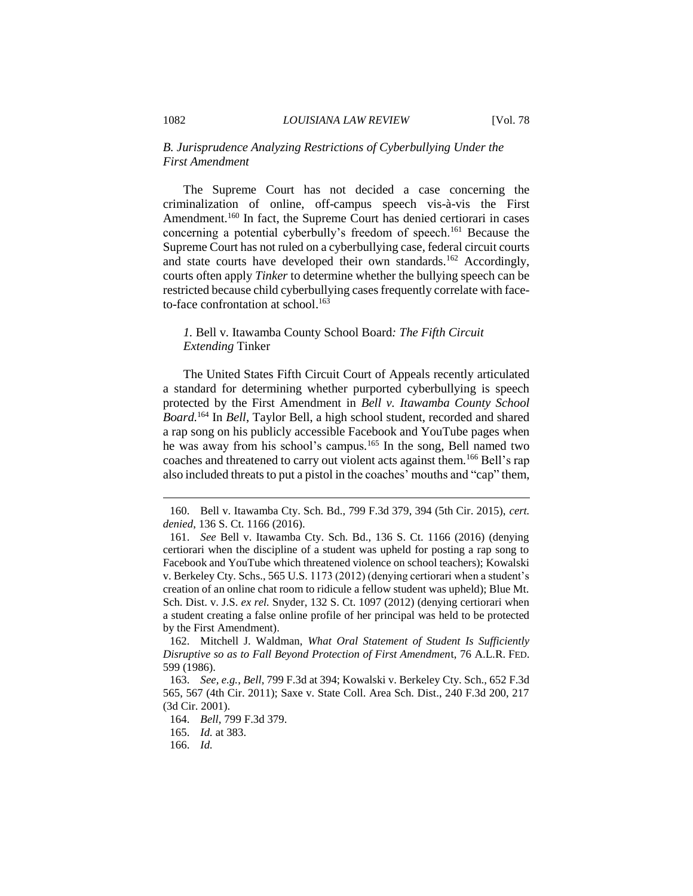### *B. Jurisprudence Analyzing Restrictions of Cyberbullying Under the First Amendment*

The Supreme Court has not decided a case concerning the criminalization of online, off-campus speech vis-à-vis the First Amendment.[160] In fact, the Supreme Court has denied certiorari in cases concerning a potential cyberbully's freedom of speech.[161] Because the Supreme Court has not ruled on a cyberbullying case, federal circuit courts and state courts have developed their own standards.[162] Accordingly, courts often apply *Tinker* to determine whether the bullying speech can be restricted because child cyberbullying cases frequently correlate with face-to-face confrontation at school.[163]

#### *1.* Bell v. Itawamba County School Board*: The Fifth Circuit Extending* Tinker

The United States Fifth Circuit Court of Appeals recently articulated a standard for determining whether purported cyberbullying is speech protected by the First Amendment in *Bell v. Itawamba County School Board.*[164] In *Bell*, Taylor Bell, a high school student, recorded and shared a rap song on his publicly accessible Facebook and YouTube pages when he was away from his school's campus.[165] In the song, Bell named two coaches and threatened to carry out violent acts against them.[166] Bell's rap also included threats to put a pistol in the coaches' mouths and "cap" them,

---

160. Bell v. Itawamba Cty. Sch. Bd., 799 F.3d 379, 394 (5th Cir. 2015), *cert. denied*, 136 S. Ct. 1166 (2016).

161. *See* Bell v. Itawamba Cty. Sch. Bd., 136 S. Ct. 1166 (2016) (denying certiorari when the discipline of a student was upheld for posting a rap song to Facebook and YouTube which threatened violence on school teachers); Kowalski v. Berkeley Cty. Schs., 565 U.S. 1173 (2012) (denying certiorari when a student's creation of an online chat room to ridicule a fellow student was upheld); Blue Mt. Sch. Dist. v. J.S. *ex rel.* Snyder, 132 S. Ct. 1097 (2012) (denying certiorari when a student creating a false online profile of her principal was held to be protected by the First Amendment).

162. Mitchell J. Waldman, *What Oral Statement of Student Is Sufficiently Disruptive so as to Fall Beyond Protection of First Amendment*, 76 A.L.R. FED. 599 (1986).

163. *See, e.g.*, *Bell*, 799 F.3d at 394; Kowalski v. Berkeley Cty. Sch., 652 F.3d 565, 567 (4th Cir. 2011); Saxe v. State Coll. Area Sch. Dist., 240 F.3d 200, 217 (3d Cir. 2001).

164. *Bell*, 799 F.3d 379.

165. *Id.* at 383.

166. *Id.*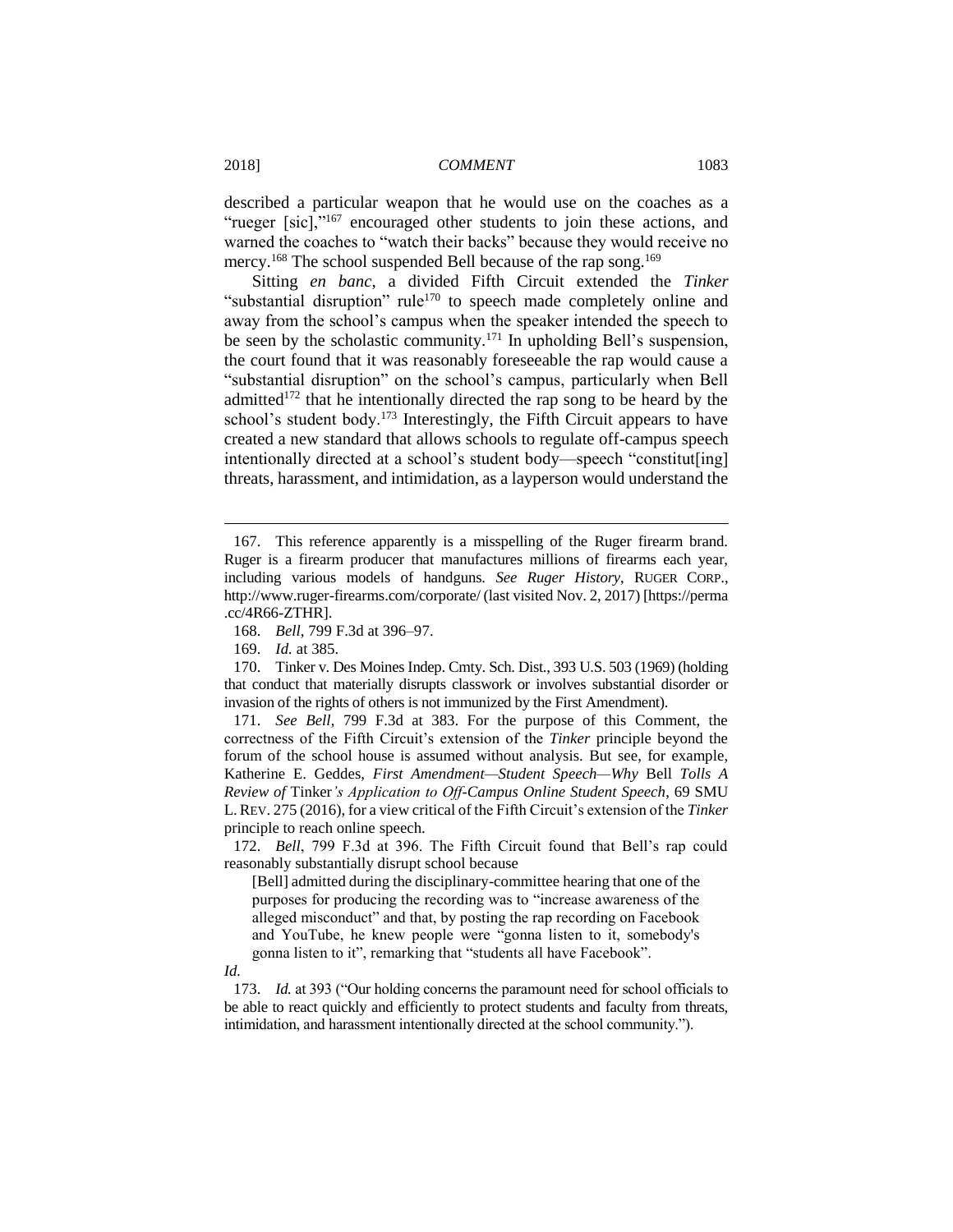described a particular weapon that he would use on the coaches as a "rueger [sic],"[167] encouraged other students to join these actions, and warned the coaches to "watch their backs" because they would receive no mercy.[168] The school suspended Bell because of the rap song.[169]

Sitting *en banc*, a divided Fifth Circuit extended the *Tinker* "substantial disruption" rule[170] to speech made completely online and away from the school's campus when the speaker intended the speech to be seen by the scholastic community.[171] In upholding Bell's suspension, the court found that it was reasonably foreseeable the rap would cause a "substantial disruption" on the school's campus, particularly when Bell admitted[172] that he intentionally directed the rap song to be heard by the school's student body.[173] Interestingly, the Fifth Circuit appears to have created a new standard that allows schools to regulate off-campus speech intentionally directed at a school's student body—speech "constitut[ing] threats, harassment, and intimidation, as a layperson would understand the

---

167. This reference apparently is a misspelling of the Ruger firearm brand. Ruger is a firearm producer that manufactures millions of firearms each year, including various models of handguns. *See Ruger History*, RUGER CORP., http://www.ruger-firearms.com/corporate/ (last visited Nov. 2, 2017) [https://perma.cc/4R66-ZTHR].

168. *Bell*, 799 F.3d at 396–97.

169. *Id.* at 385.

170. Tinker v. Des Moines Indep. Cmty. Sch. Dist., 393 U.S. 503 (1969) (holding that conduct that materially disrupts classwork or involves substantial disorder or invasion of the rights of others is not immunized by the First Amendment).

171. *See Bell*, 799 F.3d at 383. For the purpose of this Comment, the correctness of the Fifth Circuit's extension of the *Tinker* principle beyond the forum of the school house is assumed without analysis. But see, for example, Katherine E. Geddes, *First Amendment—Student Speech—Why* Bell *Tolls A Review of* Tinker*'s Application to Off-Campus Online Student Speech*, 69 SMU L. REV. 275 (2016), for a view critical of the Fifth Circuit's extension of the *Tinker* principle to reach online speech.

172. *Bell*, 799 F.3d at 396. The Fifth Circuit found that Bell's rap could reasonably substantially disrupt school because

> [Bell] admitted during the disciplinary-committee hearing that one of the purposes for producing the recording was to "increase awareness of the alleged misconduct" and that, by posting the rap recording on Facebook and YouTube, he knew people were "gonna listen to it, somebody's gonna listen to it", remarking that "students all have Facebook".

*Id.*

173. *Id.* at 393 ("Our holding concerns the paramount need for school officials to be able to react quickly and efficiently to protect students and faculty from threats, intimidation, and harassment intentionally directed at the school community.").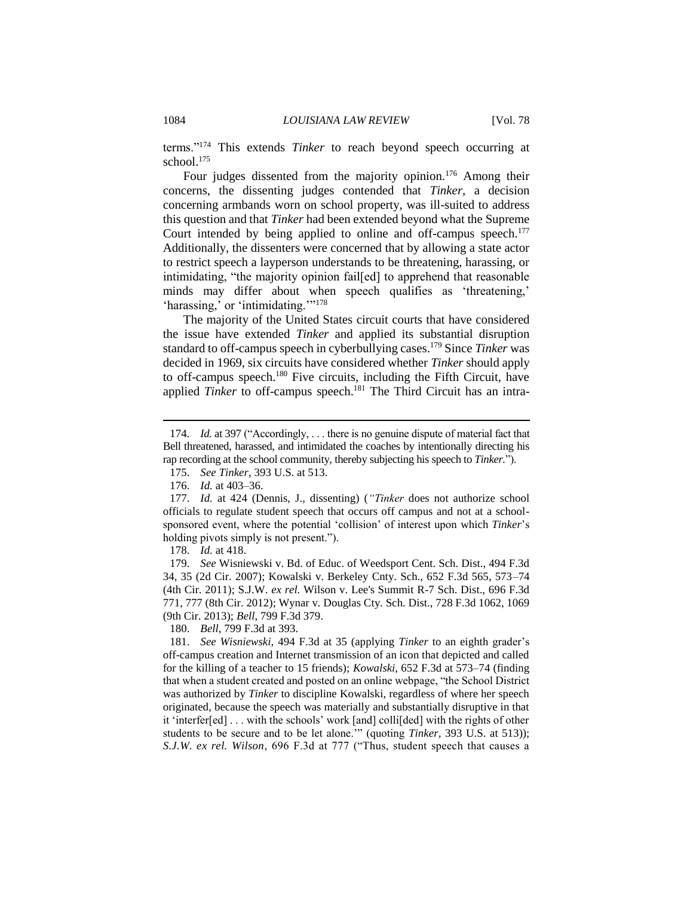terms."[174] This extends *Tinker* to reach beyond speech occurring at school.[175]

Four judges dissented from the majority opinion.[176] Among their concerns, the dissenting judges contended that *Tinker*, a decision concerning armbands worn on school property, was ill-suited to address this question and that *Tinker* had been extended beyond what the Supreme Court intended by being applied to online and off-campus speech.[177] Additionally, the dissenters were concerned that by allowing a state actor to restrict speech a layperson understands to be threatening, harassing, or intimidating, "the majority opinion fail[ed] to apprehend that reasonable minds may differ about when speech qualifies as 'threatening,' 'harassing,' or 'intimidating.'"[178]

The majority of the United States circuit courts that have considered the issue have extended *Tinker* and applied its substantial disruption standard to off-campus speech in cyberbullying cases.[179] Since *Tinker* was decided in 1969, six circuits have considered whether *Tinker* should apply to off-campus speech.[180] Five circuits, including the Fifth Circuit, have applied *Tinker* to off-campus speech.[181] The Third Circuit has an intra-

---

174. *Id.* at 397 ("Accordingly, . . . there is no genuine dispute of material fact that Bell threatened, harassed, and intimidated the coaches by intentionally directing his rap recording at the school community, thereby subjecting his speech to *Tinker*.").

175. *See Tinker*, 393 U.S. at 513.

176. *Id.* at 403–36.

177. *Id.* at 424 (Dennis, J., dissenting) (*"Tinker* does not authorize school officials to regulate student speech that occurs off campus and not at a school-sponsored event, where the potential 'collision' of interest upon which *Tinker*'s holding pivots simply is not present.").

178. *Id.* at 418.

179. *See* Wisniewski v. Bd. of Educ. of Weedsport Cent. Sch. Dist., 494 F.3d 34, 35 (2d Cir. 2007); Kowalski v. Berkeley Cnty. Sch., 652 F.3d 565, 573–74 (4th Cir. 2011); S.J.W. *ex rel.* Wilson v. Lee's Summit R-7 Sch. Dist., 696 F.3d 771, 777 (8th Cir. 2012); Wynar v. Douglas Cty. Sch. Dist., 728 F.3d 1062, 1069 (9th Cir. 2013); *Bell*, 799 F.3d 379.

180. *Bell*, 799 F.3d at 393.

181. *See Wisniewski*, 494 F.3d at 35 (applying *Tinker* to an eighth grader's off-campus creation and Internet transmission of an icon that depicted and called for the killing of a teacher to 15 friends); *Kowalski*, 652 F.3d at 573–74 (finding that when a student created and posted on an online webpage, "the School District was authorized by *Tinker* to discipline Kowalski, regardless of where her speech originated, because the speech was materially and substantially disruptive in that it 'interfer[ed] . . . with the schools' work [and] colli[ded] with the rights of other students to be secure and to be let alone.'" (quoting *Tinker*, 393 U.S. at 513)); *S.J.W. ex rel. Wilson*, 696 F.3d at 777 ("Thus, student speech that causes a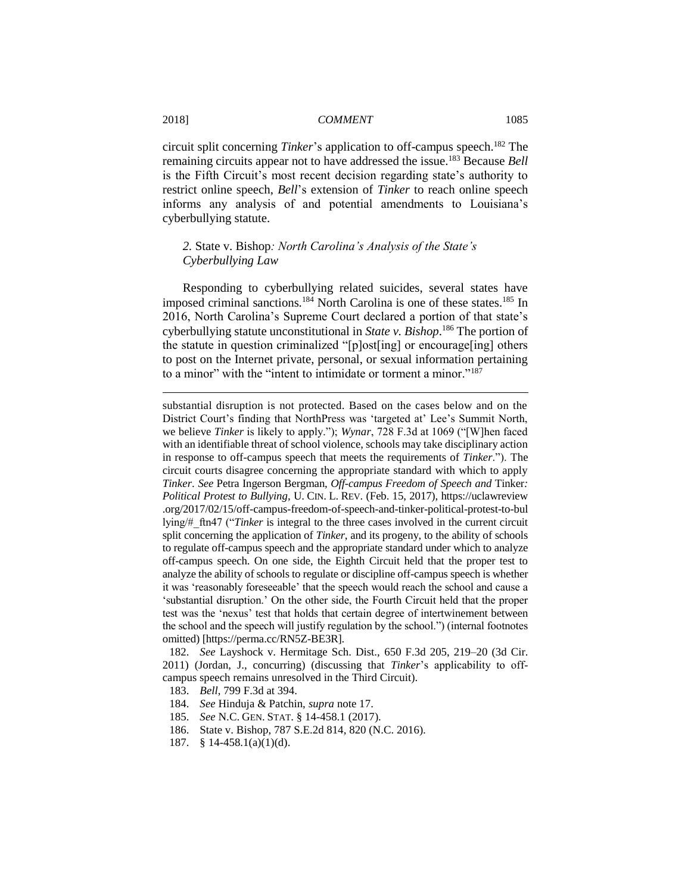circuit split concerning *Tinker*'s application to off-campus speech.[182] The remaining circuits appear not to have addressed the issue.[183] Because *Bell* is the Fifth Circuit's most recent decision regarding state's authority to restrict online speech, *Bell*'s extension of *Tinker* to reach online speech informs any analysis of and potential amendments to Louisiana's cyberbullying statute.

### *2.* State v. Bishop*: North Carolina's Analysis of the State's Cyberbullying Law*

Responding to cyberbullying related suicides, several states have imposed criminal sanctions.[184] North Carolina is one of these states.[185] In 2016, North Carolina's Supreme Court declared a portion of that state's cyberbullying statute unconstitutional in *State v. Bishop*.[186] The portion of the statute in question criminalized "[p]ost[ing] or encourage[ing] others to post on the Internet private, personal, or sexual information pertaining to a minor" with the "intent to intimidate or torment a minor."[187]

---

substantial disruption is not protected. Based on the cases below and on the District Court's finding that NorthPress was 'targeted at' Lee's Summit North, we believe *Tinker* is likely to apply."); *Wynar*, 728 F.3d at 1069 ("[W]hen faced with an identifiable threat of school violence, schools may take disciplinary action in response to off-campus speech that meets the requirements of *Tinker*."). The circuit courts disagree concerning the appropriate standard with which to apply *Tinker*. *See* Petra Ingerson Bergman, *Off-campus Freedom of Speech and* Tinker*: Political Protest to Bullying*, U. CIN. L. REV. (Feb. 15, 2017), https://uclawreview.org/2017/02/15/off-campus-freedom-of-speech-and-tinker-political-protest-to-bullying/#_ftn47 ("*Tinker* is integral to the three cases involved in the current circuit split concerning the application of *Tinker*, and its progeny, to the ability of schools to regulate off-campus speech and the appropriate standard under which to analyze off-campus speech. On one side, the Eighth Circuit held that the proper test to analyze the ability of schools to regulate or discipline off-campus speech is whether it was 'reasonably foreseeable' that the speech would reach the school and cause a 'substantial disruption.' On the other side, the Fourth Circuit held that the proper test was the 'nexus' test that holds that certain degree of intertwinement between the school and the speech will justify regulation by the school.") (internal footnotes omitted) [https://perma.cc/RN5Z-BE3R].

182. *See* Layshock v. Hermitage Sch. Dist., 650 F.3d 205, 219–20 (3d Cir. 2011) (Jordan, J., concurring) (discussing that *Tinker*'s applicability to off-campus speech remains unresolved in the Third Circuit).

183. *Bell*, 799 F.3d at 394.

184. *See* Hinduja & Patchin, *supra* note 17.

185. *See* N.C. GEN. STAT. § 14-458.1 (2017).

186. State v. Bishop, 787 S.E.2d 814, 820 (N.C. 2016).

187. § 14-458.1(a)(1)(d).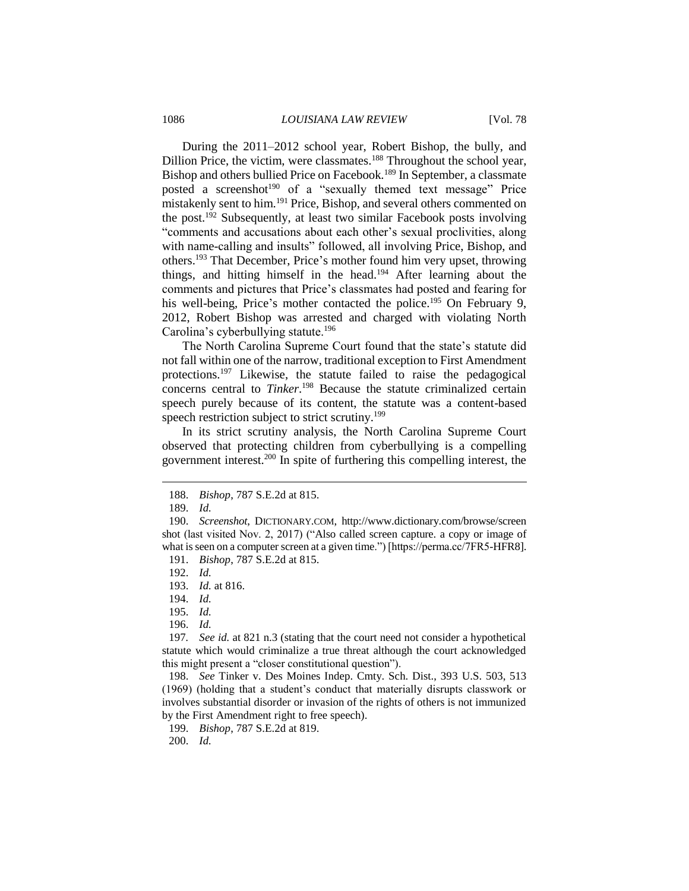During the 2011–2012 school year, Robert Bishop, the bully, and Dillion Price, the victim, were classmates.[188] Throughout the school year, Bishop and others bullied Price on Facebook.[189] In September, a classmate posted a screenshot[190] of a "sexually themed text message" Price mistakenly sent to him.[191] Price, Bishop, and several others commented on the post.[192] Subsequently, at least two similar Facebook posts involving "comments and accusations about each other's sexual proclivities, along with name-calling and insults" followed, all involving Price, Bishop, and others.[193] That December, Price's mother found him very upset, throwing things, and hitting himself in the head.[194] After learning about the comments and pictures that Price's classmates had posted and fearing for his well-being, Price's mother contacted the police.[195] On February 9, 2012, Robert Bishop was arrested and charged with violating North Carolina's cyberbullying statute.[196]

The North Carolina Supreme Court found that the state's statute did not fall within one of the narrow, traditional exception to First Amendment protections.[197] Likewise, the statute failed to raise the pedagogical concerns central to *Tinker*.[198] Because the statute criminalized certain speech purely because of its content, the statute was a content-based speech restriction subject to strict scrutiny.[199]

In its strict scrutiny analysis, the North Carolina Supreme Court observed that protecting children from cyberbullying is a compelling government interest.[200] In spite of furthering this compelling interest, the

---

188. *Bishop*, 787 S.E.2d at 815.

189. *Id.*

190. *Screenshot*, DICTIONARY.COM, http://www.dictionary.com/browse/screenshot (last visited Nov. 2, 2017) ("Also called screen capture. a copy or image of what is seen on a computer screen at a given time.") [https://perma.cc/7FR5-HFR8].

191. *Bishop*, 787 S.E.2d at 815.

192. *Id.*

193. *Id.* at 816.

194. *Id.*

195. *Id.*

196. *Id.*

197. *See id.* at 821 n.3 (stating that the court need not consider a hypothetical statute which would criminalize a true threat although the court acknowledged this might present a "closer constitutional question").

198. *See* Tinker v. Des Moines Indep. Cmty. Sch. Dist., 393 U.S. 503, 513 (1969) (holding that a student's conduct that materially disrupts classwork or involves substantial disorder or invasion of the rights of others is not immunized by the First Amendment right to free speech).

199. *Bishop*, 787 S.E.2d at 819.

200. *Id.*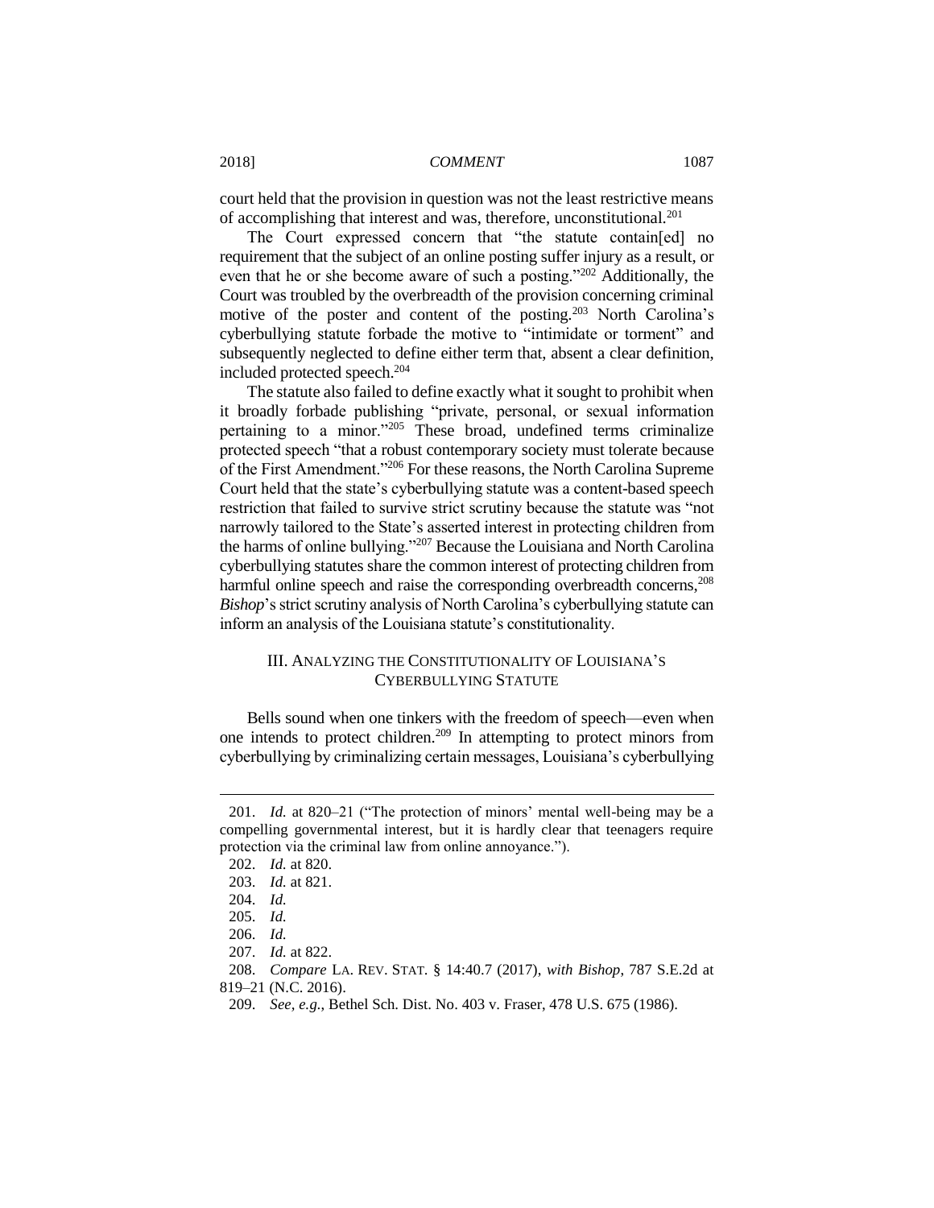court held that the provision in question was not the least restrictive means of accomplishing that interest and was, therefore, unconstitutional.[201]

The Court expressed concern that "the statute contain[ed] no requirement that the subject of an online posting suffer injury as a result, or even that he or she become aware of such a posting."[202] Additionally, the Court was troubled by the overbreadth of the provision concerning criminal motive of the poster and content of the posting.[203] North Carolina's cyberbullying statute forbade the motive to "intimidate or torment" and subsequently neglected to define either term that, absent a clear definition, included protected speech.[204]

The statute also failed to define exactly what it sought to prohibit when it broadly forbade publishing "private, personal, or sexual information pertaining to a minor."[205] These broad, undefined terms criminalize protected speech "that a robust contemporary society must tolerate because of the First Amendment."[206] For these reasons, the North Carolina Supreme Court held that the state's cyberbullying statute was a content-based speech restriction that failed to survive strict scrutiny because the statute was "not narrowly tailored to the State's asserted interest in protecting children from the harms of online bullying."[207] Because the Louisiana and North Carolina cyberbullying statutes share the common interest of protecting children from harmful online speech and raise the corresponding overbreadth concerns,[208] *Bishop*'s strict scrutiny analysis of North Carolina's cyberbullying statute can inform an analysis of the Louisiana statute's constitutionality.

## III. Analyzing the Constitutionality of Louisiana's Cyberbullying Statute

Bells sound when one tinkers with the freedom of speech—even when one intends to protect children.[209] In attempting to protect minors from cyberbullying by criminalizing certain messages, Louisiana's cyberbullying

---

201. *Id.* at 820–21 ("The protection of minors' mental well-being may be a compelling governmental interest, but it is hardly clear that teenagers require protection via the criminal law from online annoyance.").

202. *Id.* at 820.

203. *Id.* at 821.

204. *Id.*

205. *Id.*

206. *Id.*

207. *Id.* at 822.

208. *Compare* LA. REV. STAT. § 14:40.7 (2017), *with Bishop*, 787 S.E.2d at 819–21 (N.C. 2016).

209. *See, e.g.*, Bethel Sch. Dist. No. 403 v. Fraser, 478 U.S. 675 (1986).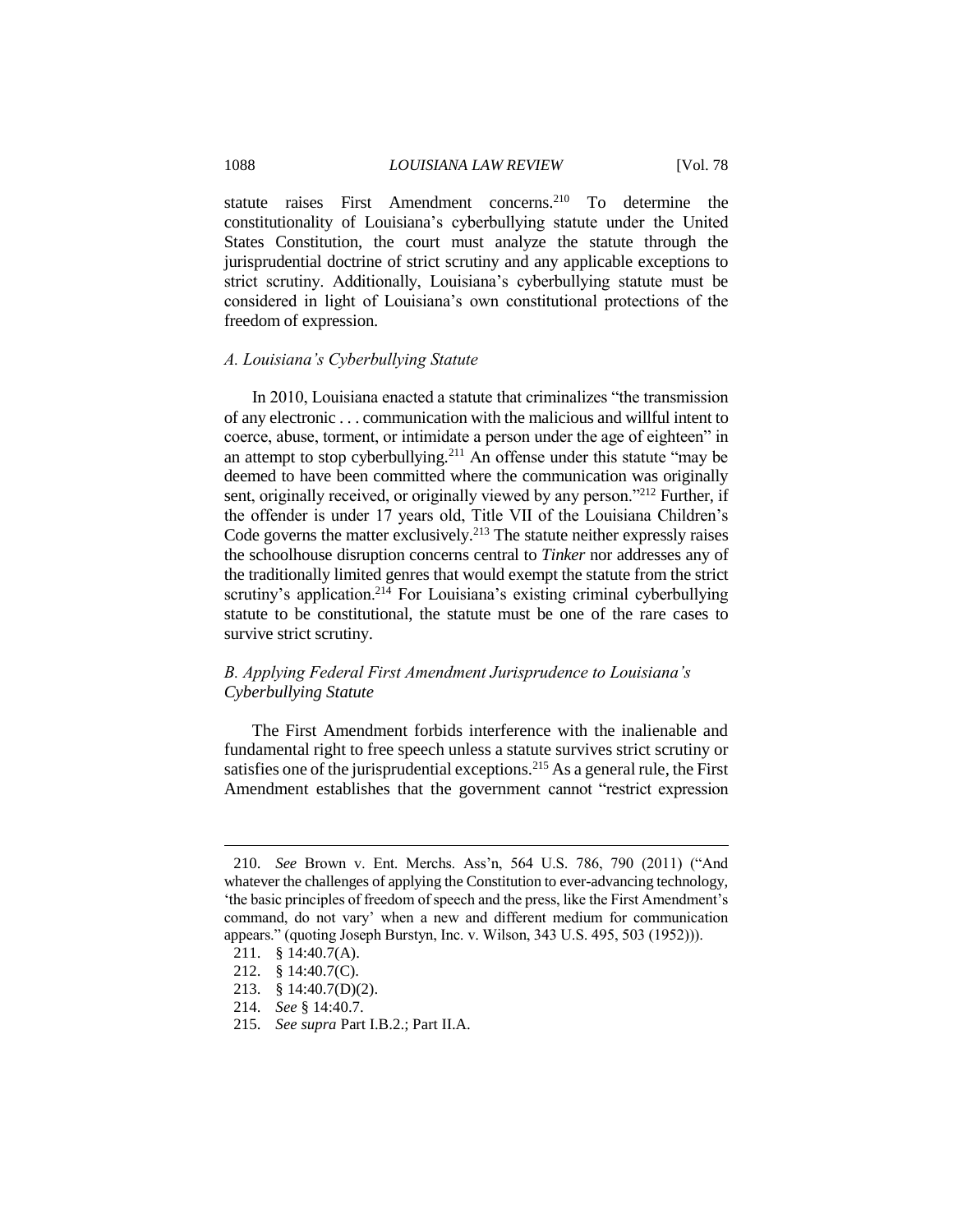statute raises First Amendment concerns.[210] To determine the constitutionality of Louisiana's cyberbullying statute under the United States Constitution, the court must analyze the statute through the jurisprudential doctrine of strict scrutiny and any applicable exceptions to strict scrutiny. Additionally, Louisiana's cyberbullying statute must be considered in light of Louisiana's own constitutional protections of the freedom of expression.

### *A. Louisiana's Cyberbullying Statute*

In 2010, Louisiana enacted a statute that criminalizes "the transmission of any electronic . . . communication with the malicious and willful intent to coerce, abuse, torment, or intimidate a person under the age of eighteen" in an attempt to stop cyberbullying.[211] An offense under this statute "may be deemed to have been committed where the communication was originally sent, originally received, or originally viewed by any person."[212] Further, if the offender is under 17 years old, Title VII of the Louisiana Children's Code governs the matter exclusively.[213] The statute neither expressly raises the schoolhouse disruption concerns central to *Tinker* nor addresses any of the traditionally limited genres that would exempt the statute from the strict scrutiny's application.[214] For Louisiana's existing criminal cyberbullying statute to be constitutional, the statute must be one of the rare cases to survive strict scrutiny.

### *B. Applying Federal First Amendment Jurisprudence to Louisiana's Cyberbullying Statute*

The First Amendment forbids interference with the inalienable and fundamental right to free speech unless a statute survives strict scrutiny or satisfies one of the jurisprudential exceptions.[215] As a general rule, the First Amendment establishes that the government cannot "restrict expression

---

210. *See* Brown v. Ent. Merchs. Ass'n, 564 U.S. 786, 790 (2011) ("And whatever the challenges of applying the Constitution to ever-advancing technology, 'the basic principles of freedom of speech and the press, like the First Amendment's command, do not vary' when a new and different medium for communication appears." (quoting Joseph Burstyn, Inc. v. Wilson, 343 U.S. 495, 503 (1952))).

211. § 14:40.7(A).

212. § 14:40.7(C).

213. § 14:40.7(D)(2).

214. *See* § 14:40.7.

215. *See supra* Part I.B.2.; Part II.A.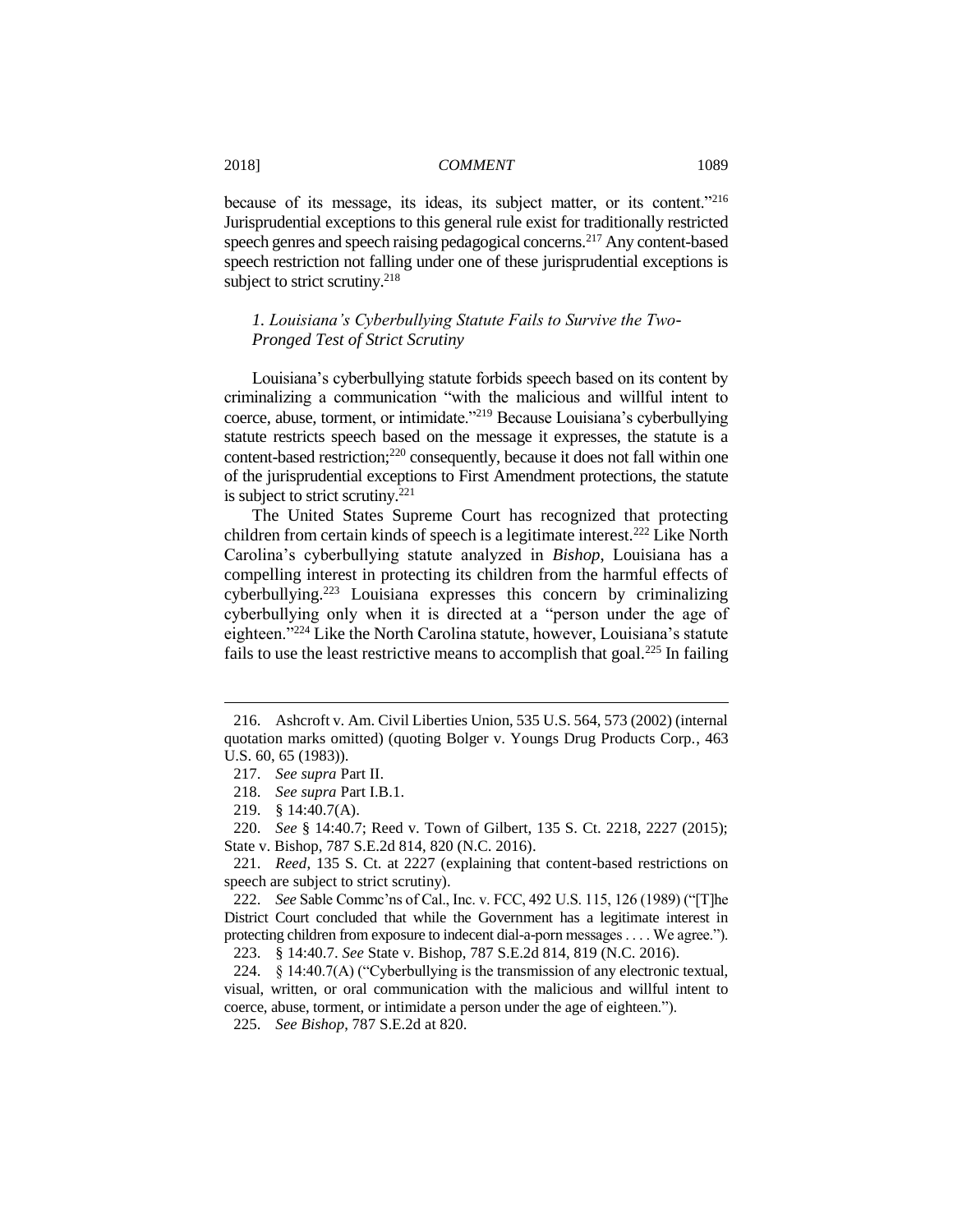because of its message, its ideas, its subject matter, or its content."[216] Jurisprudential exceptions to this general rule exist for traditionally restricted speech genres and speech raising pedagogical concerns.[217] Any content-based speech restriction not falling under one of these jurisprudential exceptions is subject to strict scrutiny.[218]

### *1. Louisiana's Cyberbullying Statute Fails to Survive the Two-Pronged Test of Strict Scrutiny*

Louisiana's cyberbullying statute forbids speech based on its content by criminalizing a communication "with the malicious and willful intent to coerce, abuse, torment, or intimidate."[219] Because Louisiana's cyberbullying statute restricts speech based on the message it expresses, the statute is a content-based restriction;[220] consequently, because it does not fall within one of the jurisprudential exceptions to First Amendment protections, the statute is subject to strict scrutiny.[221]

The United States Supreme Court has recognized that protecting children from certain kinds of speech is a legitimate interest.[222] Like North Carolina's cyberbullying statute analyzed in *Bishop*, Louisiana has a compelling interest in protecting its children from the harmful effects of cyberbullying.[223] Louisiana expresses this concern by criminalizing cyberbullying only when it is directed at a "person under the age of eighteen."[224] Like the North Carolina statute, however, Louisiana's statute fails to use the least restrictive means to accomplish that goal.[225] In failing

---

216. Ashcroft v. Am. Civil Liberties Union, 535 U.S. 564, 573 (2002) (internal quotation marks omitted) (quoting Bolger v. Youngs Drug Products Corp., 463 U.S. 60, 65 (1983)).

217. *See supra* Part II.

218. *See supra* Part I.B.1.

219. § 14:40.7(A).

220. *See* § 14:40.7; Reed v. Town of Gilbert, 135 S. Ct. 2218, 2227 (2015); State v. Bishop, 787 S.E.2d 814, 820 (N.C. 2016).

221. *Reed*, 135 S. Ct. at 2227 (explaining that content-based restrictions on speech are subject to strict scrutiny).

222. *See* Sable Commc'ns of Cal., Inc. v. FCC, 492 U.S. 115, 126 (1989) ("[T]he District Court concluded that while the Government has a legitimate interest in protecting children from exposure to indecent dial-a-porn messages . . . . We agree.").

223. § 14:40.7. *See* State v. Bishop, 787 S.E.2d 814, 819 (N.C. 2016).

224. § 14:40.7(A) ("Cyberbullying is the transmission of any electronic textual, visual, written, or oral communication with the malicious and willful intent to coerce, abuse, torment, or intimidate a person under the age of eighteen.").

225. *See Bishop*, 787 S.E.2d at 820.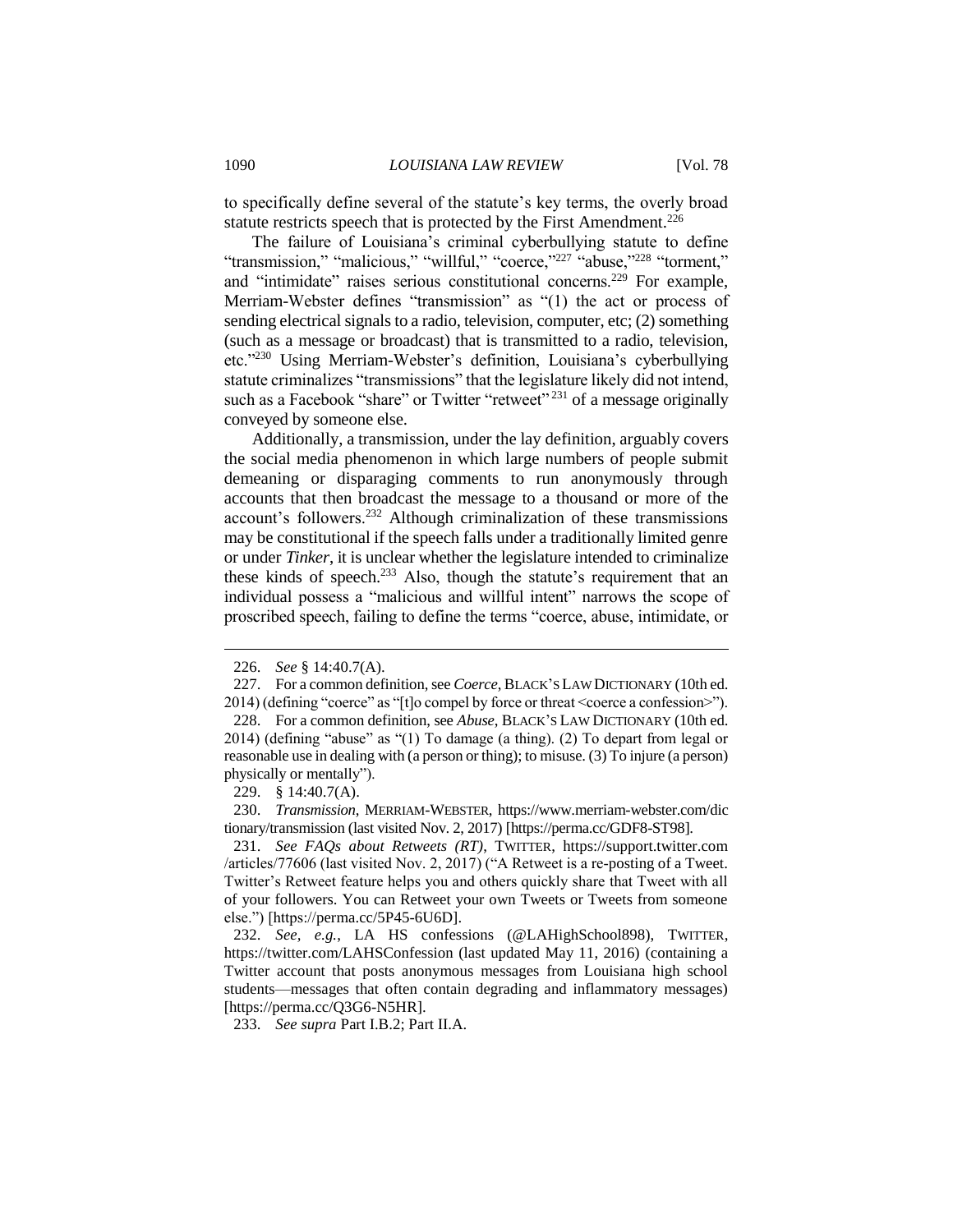to specifically define several of the statute's key terms, the overly broad statute restricts speech that is protected by the First Amendment.[226]

The failure of Louisiana's criminal cyberbullying statute to define "transmission," "malicious," "willful," "coerce,"[227] "abuse,"[228] "torment," and "intimidate" raises serious constitutional concerns.[229] For example, Merriam-Webster defines "transmission" as "(1) the act or process of sending electrical signals to a radio, television, computer, etc; (2) something (such as a message or broadcast) that is transmitted to a radio, television, etc."[230] Using Merriam-Webster's definition, Louisiana's cyberbullying statute criminalizes "transmissions" that the legislature likely did not intend, such as a Facebook "share" or Twitter "retweet"[231] of a message originally conveyed by someone else.

Additionally, a transmission, under the lay definition, arguably covers the social media phenomenon in which large numbers of people submit demeaning or disparaging comments to run anonymously through accounts that then broadcast the message to a thousand or more of the account's followers.[232] Although criminalization of these transmissions may be constitutional if the speech falls under a traditionally limited genre or under *Tinker*, it is unclear whether the legislature intended to criminalize these kinds of speech.[233] Also, though the statute's requirement that an individual possess a "malicious and willful intent" narrows the scope of proscribed speech, failing to define the terms "coerce, abuse, intimidate, or

---

226. *See* § 14:40.7(A).

227. For a common definition, see *Coerce*, BLACK'S LAW DICTIONARY (10th ed. 2014) (defining "coerce" as "[t]o compel by force or threat <coerce a confession>").

228. For a common definition, see *Abuse*, BLACK'S LAW DICTIONARY (10th ed. 2014) (defining "abuse" as "(1) To damage (a thing). (2) To depart from legal or reasonable use in dealing with (a person or thing); to misuse. (3) To injure (a person) physically or mentally").

229. § 14:40.7(A).

230. *Transmission*, MERRIAM-WEBSTER, https://www.merriam-webster.com/dictionary/transmission (last visited Nov. 2, 2017) [https://perma.cc/GDF8-ST98].

231. *See FAQs about Retweets (RT)*, TWITTER, https://support.twitter.com/articles/77606 (last visited Nov. 2, 2017) ("A Retweet is a re-posting of a Tweet. Twitter's Retweet feature helps you and others quickly share that Tweet with all of your followers. You can Retweet your own Tweets or Tweets from someone else.") [https://perma.cc/5P45-6U6D].

232. *See, e.g.*, LA HS confessions (@LAHighSchool898), TWITTER, https://twitter.com/LAHSConfession (last updated May 11, 2016) (containing a Twitter account that posts anonymous messages from Louisiana high school students—messages that often contain degrading and inflammatory messages) [https://perma.cc/Q3G6-N5HR].

233. *See supra* Part I.B.2; Part II.A.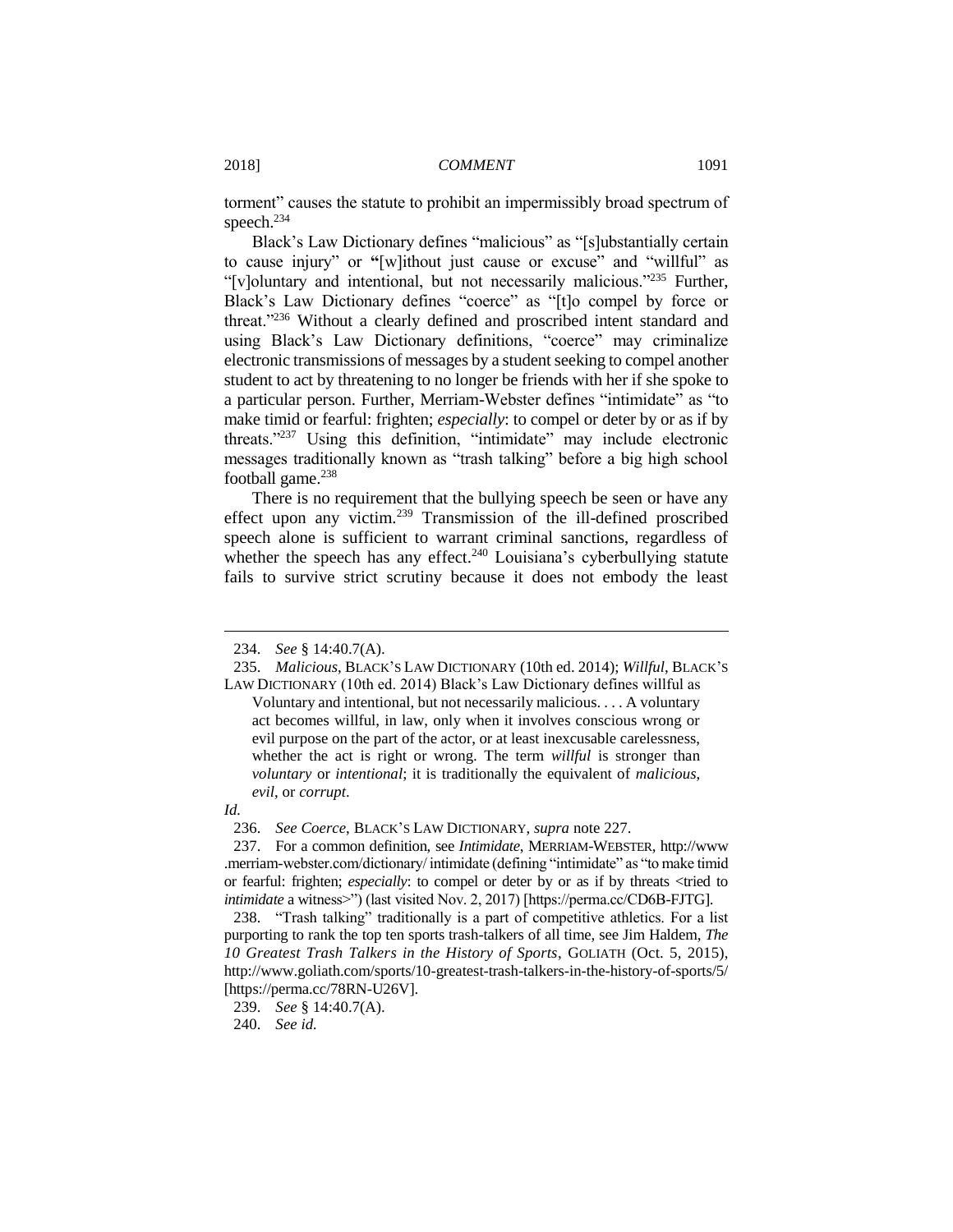torment" causes the statute to prohibit an impermissibly broad spectrum of speech.[234]

Black's Law Dictionary defines "malicious" as "[s]ubstantially certain to cause injury" or "[w]ithout just cause or excuse" and "willful" as "[v]oluntary and intentional, but not necessarily malicious."[235] Further, Black's Law Dictionary defines "coerce" as "[t]o compel by force or threat."[236] Without a clearly defined and proscribed intent standard and using Black's Law Dictionary definitions, "coerce" may criminalize electronic transmissions of messages by a student seeking to compel another student to act by threatening to no longer be friends with her if she spoke to a particular person. Further, Merriam-Webster defines "intimidate" as "to make timid or fearful: frighten; *especially*: to compel or deter by or as if by threats."[237] Using this definition, "intimidate" may include electronic messages traditionally known as "trash talking" before a big high school football game.[238]

There is no requirement that the bullying speech be seen or have any effect upon any victim.[239] Transmission of the ill-defined proscribed speech alone is sufficient to warrant criminal sanctions, regardless of whether the speech has any effect.[240] Louisiana's cyberbullying statute fails to survive strict scrutiny because it does not embody the least

---

234. *See* § 14:40.7(A).

235. *Malicious*, BLACK'S LAW DICTIONARY (10th ed. 2014); *Willful*, BLACK'S LAW DICTIONARY (10th ed. 2014) Black's Law Dictionary defines willful as

> Voluntary and intentional, but not necessarily malicious. . . . A voluntary act becomes willful, in law, only when it involves conscious wrong or evil purpose on the part of the actor, or at least inexcusable carelessness, whether the act is right or wrong. The term *willful* is stronger than *voluntary* or *intentional*; it is traditionally the equivalent of *malicious*, *evil*, or *corrupt*.

*Id.*

236. *See Coerce*, BLACK'S LAW DICTIONARY, *supra* note 227.

237. For a common definition, see *Intimidate*, MERRIAM-WEBSTER, http://www.merriam-webster.com/dictionary/ intimidate (defining "intimidate" as "to make timid or fearful: frighten; *especially*: to compel or deter by or as if by threats <tried to *intimidate* a witness>") (last visited Nov. 2, 2017) [https://perma.cc/CD6B-FJTG].

238. "Trash talking" traditionally is a part of competitive athletics. For a list purporting to rank the top ten sports trash-talkers of all time, see Jim Haldem, *The 10 Greatest Trash Talkers in the History of Sports*, GOLIATH (Oct. 5, 2015), http://www.goliath.com/sports/10-greatest-trash-talkers-in-the-history-of-sports/5/ [https://perma.cc/78RN-U26V].

239. *See* § 14:40.7(A).

240. *See id.*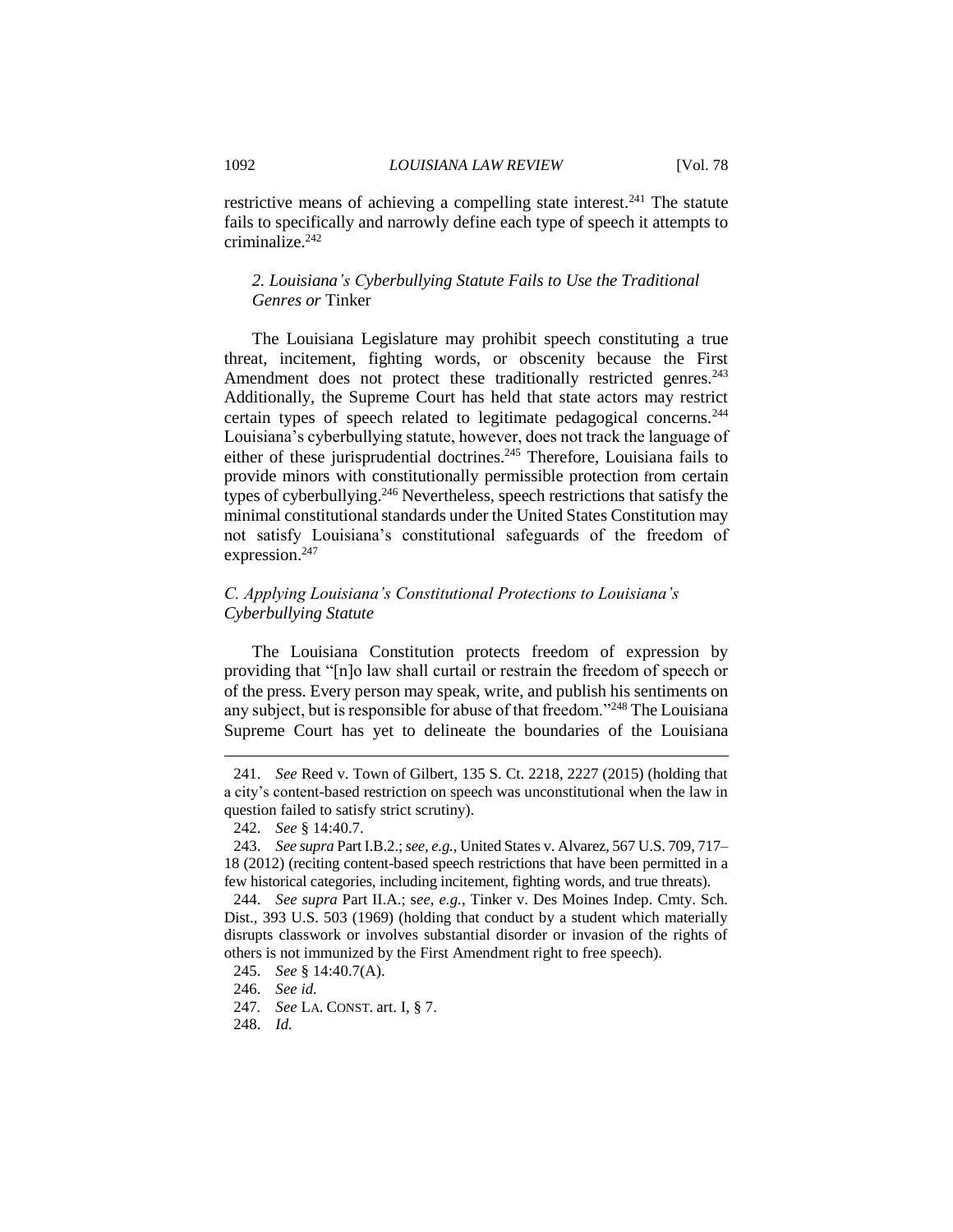restrictive means of achieving a compelling state interest.[241] The statute fails to specifically and narrowly define each type of speech it attempts to criminalize.[242]

### *2. Louisiana's Cyberbullying Statute Fails to Use the Traditional Genres or* Tinker

The Louisiana Legislature may prohibit speech constituting a true threat, incitement, fighting words, or obscenity because the First Amendment does not protect these traditionally restricted genres.[243] Additionally, the Supreme Court has held that state actors may restrict certain types of speech related to legitimate pedagogical concerns.[244] Louisiana's cyberbullying statute, however, does not track the language of either of these jurisprudential doctrines.[245] Therefore, Louisiana fails to provide minors with constitutionally permissible protection from certain types of cyberbullying.[246] Nevertheless, speech restrictions that satisfy the minimal constitutional standards under the United States Constitution may not satisfy Louisiana's constitutional safeguards of the freedom of expression.[247]

### *C. Applying Louisiana's Constitutional Protections to Louisiana's Cyberbullying Statute*

The Louisiana Constitution protects freedom of expression by providing that "[n]o law shall curtail or restrain the freedom of speech or of the press. Every person may speak, write, and publish his sentiments on any subject, but is responsible for abuse of that freedom."[248] The Louisiana Supreme Court has yet to delineate the boundaries of the Louisiana

---

241. *See* Reed v. Town of Gilbert, 135 S. Ct. 2218, 2227 (2015) (holding that a city's content-based restriction on speech was unconstitutional when the law in question failed to satisfy strict scrutiny).

242. *See* § 14:40.7.

243. *See supra* Part I.B.2.; *see, e.g.*, United States v. Alvarez, 567 U.S. 709, 717–18 (2012) (reciting content-based speech restrictions that have been permitted in a few historical categories, including incitement, fighting words, and true threats).

244. *See supra* Part II.A.; *see, e.g.*, Tinker v. Des Moines Indep. Cmty. Sch. Dist., 393 U.S. 503 (1969) (holding that conduct by a student which materially disrupts classwork or involves substantial disorder or invasion of the rights of others is not immunized by the First Amendment right to free speech).

245. *See* § 14:40.7(A).

246. *See id.*

247. *See* LA. CONST. art. I, § 7.

248. *Id.*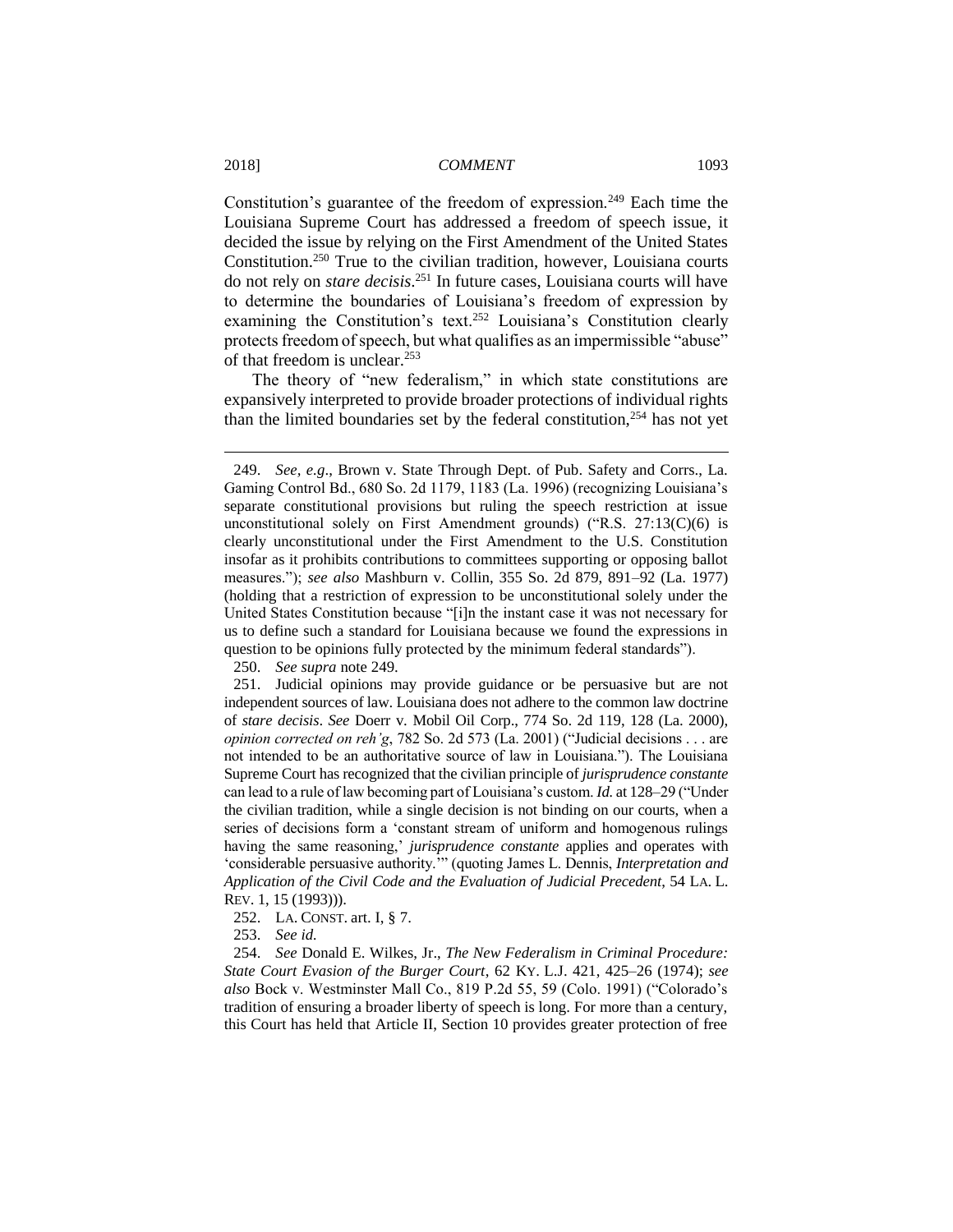Constitution's guarantee of the freedom of expression.[249] Each time the Louisiana Supreme Court has addressed a freedom of speech issue, it decided the issue by relying on the First Amendment of the United States Constitution.[250] True to the civilian tradition, however, Louisiana courts do not rely on *stare decisis*.[251] In future cases, Louisiana courts will have to determine the boundaries of Louisiana's freedom of expression by examining the Constitution's text.[252] Louisiana's Constitution clearly protects freedom of speech, but what qualifies as an impermissible "abuse" of that freedom is unclear.[253]

The theory of "new federalism," in which state constitutions are expansively interpreted to provide broader protections of individual rights than the limited boundaries set by the federal constitution,[254] has not yet

---

249. *See, e.g*., Brown v. State Through Dept. of Pub. Safety and Corrs., La. Gaming Control Bd., 680 So. 2d 1179, 1183 (La. 1996) (recognizing Louisiana's separate constitutional provisions but ruling the speech restriction at issue unconstitutional solely on First Amendment grounds) ("R.S. 27:13(C)(6) is clearly unconstitutional under the First Amendment to the U.S. Constitution insofar as it prohibits contributions to committees supporting or opposing ballot measures."); *see also* Mashburn v. Collin, 355 So. 2d 879, 891–92 (La. 1977) (holding that a restriction of expression to be unconstitutional solely under the United States Constitution because "[i]n the instant case it was not necessary for us to define such a standard for Louisiana because we found the expressions in question to be opinions fully protected by the minimum federal standards").

250. *See supra* note 249.

251. Judicial opinions may provide guidance or be persuasive but are not independent sources of law. Louisiana does not adhere to the common law doctrine of *stare decisis*. *See* Doerr v. Mobil Oil Corp., 774 So. 2d 119, 128 (La. 2000), *opinion corrected on reh'g*, 782 So. 2d 573 (La. 2001) ("Judicial decisions . . . are not intended to be an authoritative source of law in Louisiana."). The Louisiana Supreme Court has recognized that the civilian principle of *jurisprudence constante* can lead to a rule of law becoming part of Louisiana's custom. *Id.* at 128–29 ("Under the civilian tradition, while a single decision is not binding on our courts, when a series of decisions form a 'constant stream of uniform and homogenous rulings having the same reasoning,' *jurisprudence constante* applies and operates with 'considerable persuasive authority.'" (quoting James L. Dennis, *Interpretation and Application of the Civil Code and the Evaluation of Judicial Precedent*, 54 LA. L. REV. 1, 15 (1993))).

252. LA. CONST. art. I, § 7.

253. *See id.*

254. *See* Donald E. Wilkes, Jr., *The New Federalism in Criminal Procedure: State Court Evasion of the Burger Court*, 62 KY. L.J. 421, 425–26 (1974); *see also* Bock v. Westminster Mall Co., 819 P.2d 55, 59 (Colo. 1991) ("Colorado's tradition of ensuring a broader liberty of speech is long. For more than a century, this Court has held that Article II, Section 10 provides greater protection of free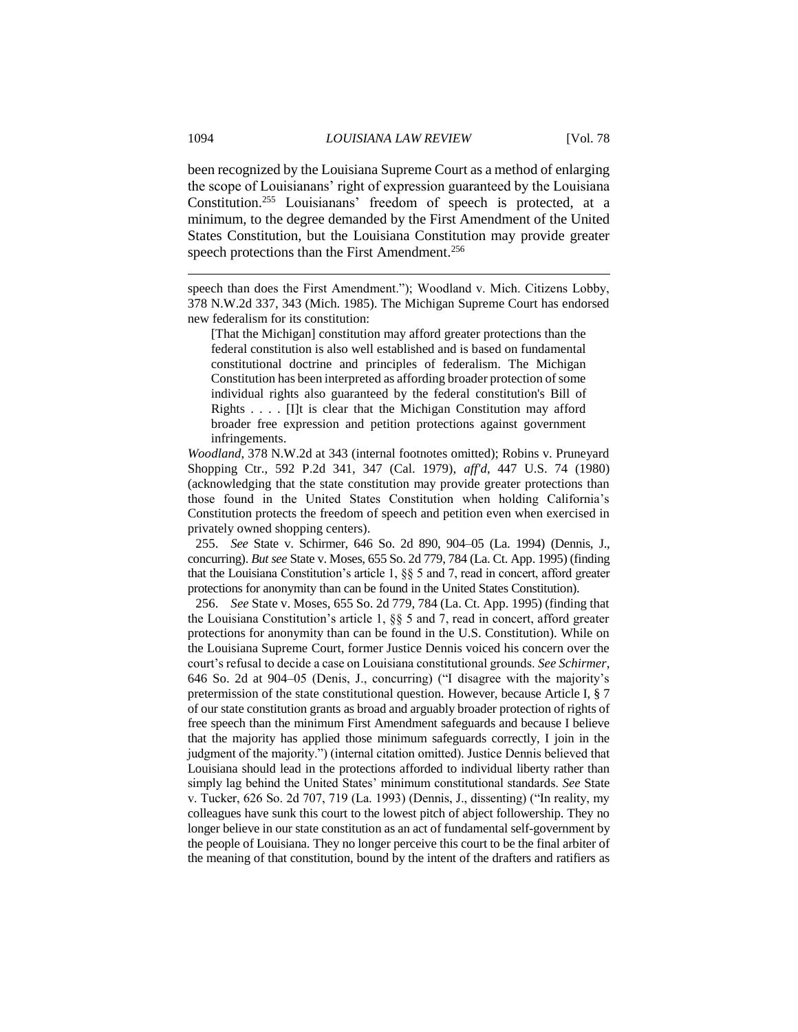been recognized by the Louisiana Supreme Court as a method of enlarging the scope of Louisianans' right of expression guaranteed by the Louisiana Constitution.[255] Louisianans' freedom of speech is protected, at a minimum, to the degree demanded by the First Amendment of the United States Constitution, but the Louisiana Constitution may provide greater speech protections than the First Amendment.[256]

---

speech than does the First Amendment."); Woodland v. Mich. Citizens Lobby, 378 N.W.2d 337, 343 (Mich. 1985). The Michigan Supreme Court has endorsed new federalism for its constitution:

> [That the Michigan] constitution may afford greater protections than the federal constitution is also well established and is based on fundamental constitutional doctrine and principles of federalism. The Michigan Constitution has been interpreted as affording broader protection of some individual rights also guaranteed by the federal constitution's Bill of Rights . . . . [I]t is clear that the Michigan Constitution may afford broader free expression and petition protections against government infringements.

*Woodland*, 378 N.W.2d at 343 (internal footnotes omitted); Robins v. Pruneyard Shopping Ctr., 592 P.2d 341, 347 (Cal. 1979), *aff'd*, 447 U.S. 74 (1980) (acknowledging that the state constitution may provide greater protections than those found in the United States Constitution when holding California's Constitution protects the freedom of speech and petition even when exercised in privately owned shopping centers).

255. *See* State v. Schirmer, 646 So. 2d 890, 904–05 (La. 1994) (Dennis, J., concurring). *But see* State v. Moses, 655 So. 2d 779, 784 (La. Ct. App. 1995) (finding that the Louisiana Constitution's article 1, §§ 5 and 7, read in concert, afford greater protections for anonymity than can be found in the United States Constitution).

256. *See* State v. Moses, 655 So. 2d 779, 784 (La. Ct. App. 1995) (finding that the Louisiana Constitution's article 1, §§ 5 and 7, read in concert, afford greater protections for anonymity than can be found in the U.S. Constitution). While on the Louisiana Supreme Court, former Justice Dennis voiced his concern over the court's refusal to decide a case on Louisiana constitutional grounds. *See Schirmer*, 646 So. 2d at 904–05 (Denis, J., concurring) ("I disagree with the majority's pretermission of the state constitutional question. However, because Article I, § 7 of our state constitution grants as broad and arguably broader protection of rights of free speech than the minimum First Amendment safeguards and because I believe that the majority has applied those minimum safeguards correctly, I join in the judgment of the majority.") (internal citation omitted). Justice Dennis believed that Louisiana should lead in the protections afforded to individual liberty rather than simply lag behind the United States' minimum constitutional standards. *See* State v. Tucker, 626 So. 2d 707, 719 (La. 1993) (Dennis, J., dissenting) ("In reality, my colleagues have sunk this court to the lowest pitch of abject followership. They no longer believe in our state constitution as an act of fundamental self-government by the people of Louisiana. They no longer perceive this court to be the final arbiter of the meaning of that constitution, bound by the intent of the drafters and ratifiers as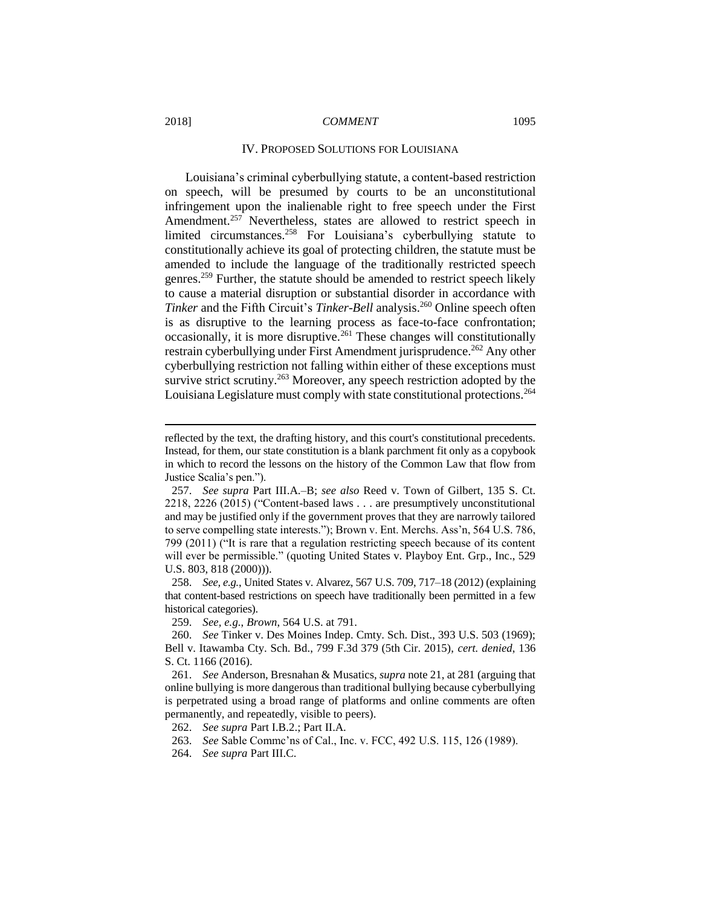## IV. PROPOSED SOLUTIONS FOR LOUISIANA

Louisiana's criminal cyberbullying statute, a content-based restriction on speech, will be presumed by courts to be an unconstitutional infringement upon the inalienable right to free speech under the First Amendment.[257] Nevertheless, states are allowed to restrict speech in limited circumstances.[258] For Louisiana's cyberbullying statute to constitutionally achieve its goal of protecting children, the statute must be amended to include the language of the traditionally restricted speech genres.[259] Further, the statute should be amended to restrict speech likely to cause a material disruption or substantial disorder in accordance with *Tinker* and the Fifth Circuit's *Tinker-Bell* analysis.[260] Online speech often is as disruptive to the learning process as face-to-face confrontation; occasionally, it is more disruptive.[261] These changes will constitutionally restrain cyberbullying under First Amendment jurisprudence.[262] Any other cyberbullying restriction not falling within either of these exceptions must survive strict scrutiny.[263] Moreover, any speech restriction adopted by the Louisiana Legislature must comply with state constitutional protections.[264]

---

reflected by the text, the drafting history, and this court's constitutional precedents. Instead, for them, our state constitution is a blank parchment fit only as a copybook in which to record the lessons on the history of the Common Law that flow from Justice Scalia's pen.").

257. *See supra* Part III.A.–B; *see also* Reed v. Town of Gilbert, 135 S. Ct. 2218, 2226 (2015) ("Content-based laws . . . are presumptively unconstitutional and may be justified only if the government proves that they are narrowly tailored to serve compelling state interests."); Brown v. Ent. Merchs. Ass'n, 564 U.S. 786, 799 (2011) ("It is rare that a regulation restricting speech because of its content will ever be permissible." (quoting United States v. Playboy Ent. Grp., Inc., 529 U.S. 803, 818 (2000))).

258. *See, e.g.*, United States v. Alvarez, 567 U.S. 709, 717–18 (2012) (explaining that content-based restrictions on speech have traditionally been permitted in a few historical categories).

259. *See, e.g.*, *Brown*, 564 U.S. at 791.

260. *See* Tinker v. Des Moines Indep. Cmty. Sch. Dist., 393 U.S. 503 (1969); Bell v. Itawamba Cty. Sch. Bd., 799 F.3d 379 (5th Cir. 2015), *cert. denied*, 136 S. Ct. 1166 (2016).

261. *See* Anderson, Bresnahan & Musatics, *supra* note 21, at 281 (arguing that online bullying is more dangerous than traditional bullying because cyberbullying is perpetrated using a broad range of platforms and online comments are often permanently, and repeatedly, visible to peers).

262. *See supra* Part I.B.2.; Part II.A.

263. *See* Sable Commc'ns of Cal., Inc. v. FCC, 492 U.S. 115, 126 (1989).

264. *See supra* Part III.C.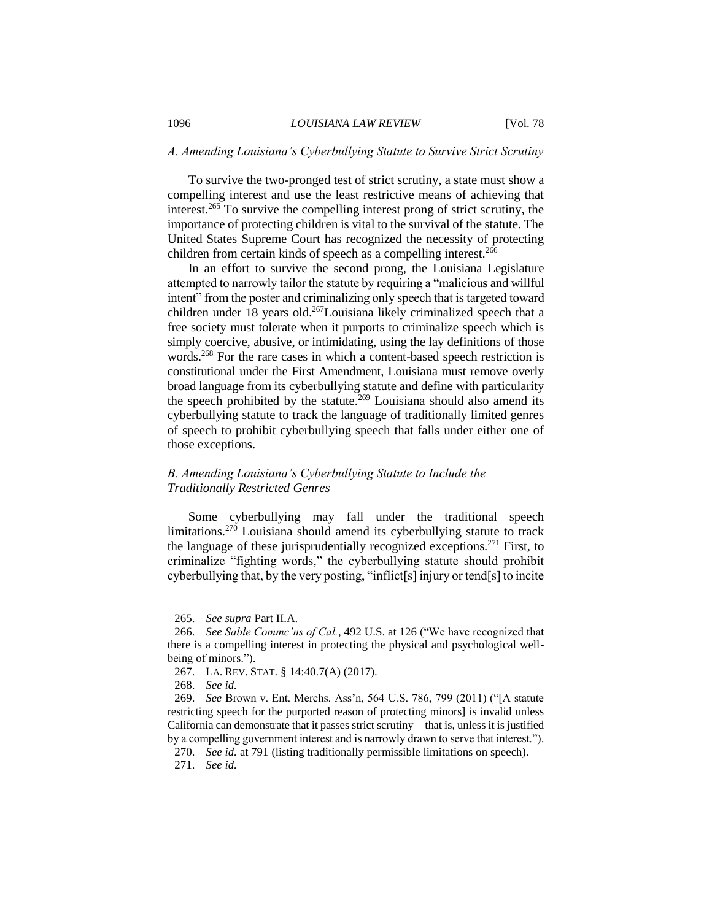### *A. Amending Louisiana's Cyberbullying Statute to Survive Strict Scrutiny*

To survive the two-pronged test of strict scrutiny, a state must show a compelling interest and use the least restrictive means of achieving that interest.[265] To survive the compelling interest prong of strict scrutiny, the importance of protecting children is vital to the survival of the statute. The United States Supreme Court has recognized the necessity of protecting children from certain kinds of speech as a compelling interest.[266]

In an effort to survive the second prong, the Louisiana Legislature attempted to narrowly tailor the statute by requiring a "malicious and willful intent" from the poster and criminalizing only speech that is targeted toward children under 18 years old.[267] Louisiana likely criminalized speech that a free society must tolerate when it purports to criminalize speech which is simply coercive, abusive, or intimidating, using the lay definitions of those words.[268] For the rare cases in which a content-based speech restriction is constitutional under the First Amendment, Louisiana must remove overly broad language from its cyberbullying statute and define with particularity the speech prohibited by the statute.[269] Louisiana should also amend its cyberbullying statute to track the language of traditionally limited genres of speech to prohibit cyberbullying speech that falls under either one of those exceptions.

### *B. Amending Louisiana's Cyberbullying Statute to Include the Traditionally Restricted Genres*

Some cyberbullying may fall under the traditional speech limitations.[270] Louisiana should amend its cyberbullying statute to track the language of these jurisprudentially recognized exceptions.[271] First, to criminalize "fighting words," the cyberbullying statute should prohibit cyberbullying that, by the very posting, "inflict[s] injury or tend[s] to incite

---

265. *See supra* Part II.A.

266. *See Sable Commc'ns of Cal.*, 492 U.S. at 126 ("We have recognized that there is a compelling interest in protecting the physical and psychological well-being of minors.").

267. LA. REV. STAT. § 14:40.7(A) (2017).

268. *See id.*

269. *See* Brown v. Ent. Merchs. Ass'n, 564 U.S. 786, 799 (2011) ("[A statute restricting speech for the purported reason of protecting minors] is invalid unless California can demonstrate that it passes strict scrutiny—that is, unless it is justified by a compelling government interest and is narrowly drawn to serve that interest.").

270. *See id.* at 791 (listing traditionally permissible limitations on speech).

271. *See id.*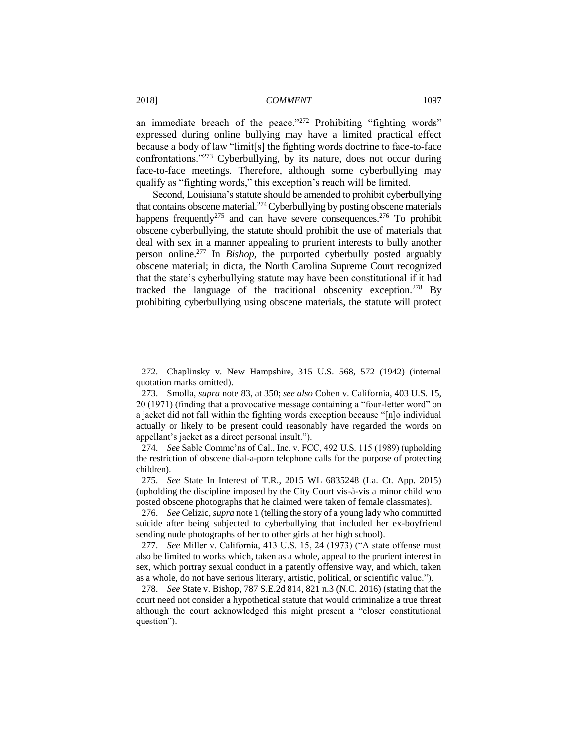an immediate breach of the peace."[272] Prohibiting "fighting words" expressed during online bullying may have a limited practical effect because a body of law "limit[s] the fighting words doctrine to face-to-face confrontations."[273] Cyberbullying, by its nature, does not occur during face-to-face meetings. Therefore, although some cyberbullying may qualify as "fighting words," this exception's reach will be limited.

Second, Louisiana's statute should be amended to prohibit cyberbullying that contains obscene material.[274] Cyberbullying by posting obscene materials happens frequently[275] and can have severe consequences.[276] To prohibit obscene cyberbullying, the statute should prohibit the use of materials that deal with sex in a manner appealing to prurient interests to bully another person online.[277] In *Bishop*, the purported cyberbully posted arguably obscene material; in dicta, the North Carolina Supreme Court recognized that the state's cyberbullying statute may have been constitutional if it had tracked the language of the traditional obscenity exception.[278] By prohibiting cyberbullying using obscene materials, the statute will protect

---

272. Chaplinsky v. New Hampshire, 315 U.S. 568, 572 (1942) (internal quotation marks omitted).

273. Smolla, *supra* note 83, at 350; *see also* Cohen v. California, 403 U.S. 15, 20 (1971) (finding that a provocative message containing a "four-letter word" on a jacket did not fall within the fighting words exception because "[n]o individual actually or likely to be present could reasonably have regarded the words on appellant's jacket as a direct personal insult.").

274. *See* Sable Commc'ns of Cal., Inc. v. FCC, 492 U.S. 115 (1989) (upholding the restriction of obscene dial-a-porn telephone calls for the purpose of protecting children).

275. *See* State In Interest of T.R., 2015 WL 6835248 (La. Ct. App. 2015) (upholding the discipline imposed by the City Court vis-à-vis a minor child who posted obscene photographs that he claimed were taken of female classmates).

276. *See* Celizic, *supra* note 1 (telling the story of a young lady who committed suicide after being subjected to cyberbullying that included her ex-boyfriend sending nude photographs of her to other girls at her high school).

277. *See* Miller v. California, 413 U.S. 15, 24 (1973) ("A state offense must also be limited to works which, taken as a whole, appeal to the prurient interest in sex, which portray sexual conduct in a patently offensive way, and which, taken as a whole, do not have serious literary, artistic, political, or scientific value.").

278. *See* State v. Bishop, 787 S.E.2d 814, 821 n.3 (N.C. 2016) (stating that the court need not consider a hypothetical statute that would criminalize a true threat although the court acknowledged this might present a "closer constitutional question").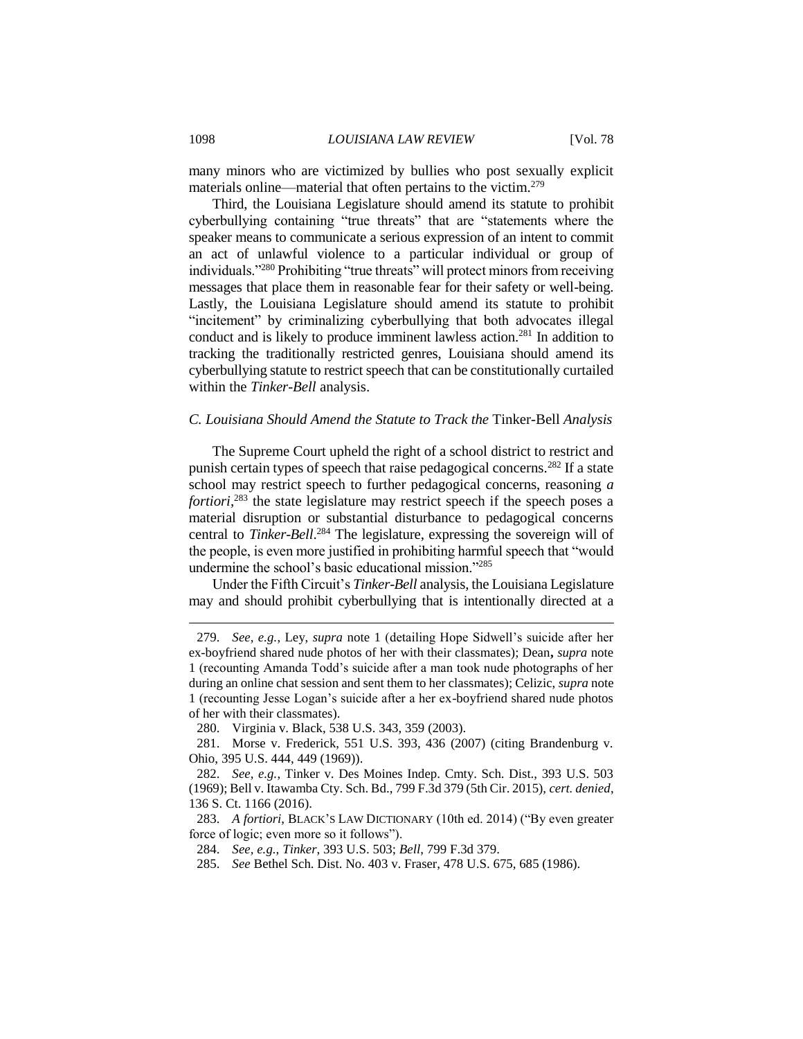many minors who are victimized by bullies who post sexually explicit materials online—material that often pertains to the victim.[279]

Third, the Louisiana Legislature should amend its statute to prohibit cyberbullying containing "true threats" that are "statements where the speaker means to communicate a serious expression of an intent to commit an act of unlawful violence to a particular individual or group of individuals."[280] Prohibiting "true threats" will protect minors from receiving messages that place them in reasonable fear for their safety or well-being. Lastly, the Louisiana Legislature should amend its statute to prohibit "incitement" by criminalizing cyberbullying that both advocates illegal conduct and is likely to produce imminent lawless action.[281] In addition to tracking the traditionally restricted genres, Louisiana should amend its cyberbullying statute to restrict speech that can be constitutionally curtailed within the *Tinker-Bell* analysis.

### *C. Louisiana Should Amend the Statute to Track the* Tinker-Bell *Analysis*

The Supreme Court upheld the right of a school district to restrict and punish certain types of speech that raise pedagogical concerns.[282] If a state school may restrict speech to further pedagogical concerns, reasoning *a fortiori*,[283] the state legislature may restrict speech if the speech poses a material disruption or substantial disturbance to pedagogical concerns central to *Tinker-Bell*.[284] The legislature, expressing the sovereign will of the people, is even more justified in prohibiting harmful speech that "would undermine the school's basic educational mission."[285]

Under the Fifth Circuit's *Tinker-Bell* analysis, the Louisiana Legislature may and should prohibit cyberbullying that is intentionally directed at a

---

279. *See, e.g.*, Ley, *supra* note 1 (detailing Hope Sidwell's suicide after her ex-boyfriend shared nude photos of her with their classmates); Dean**,** *supra* note 1 (recounting Amanda Todd's suicide after a man took nude photographs of her during an online chat session and sent them to her classmates); Celizic, *supra* note 1 (recounting Jesse Logan's suicide after a her ex-boyfriend shared nude photos of her with their classmates).

280. Virginia v. Black, 538 U.S. 343, 359 (2003).

281. Morse v. Frederick, 551 U.S. 393, 436 (2007) (citing Brandenburg v. Ohio, 395 U.S. 444, 449 (1969)).

282. *See, e.g.*, Tinker v. Des Moines Indep. Cmty. Sch. Dist., 393 U.S. 503 (1969); Bell v. Itawamba Cty. Sch. Bd., 799 F.3d 379 (5th Cir. 2015), *cert. denied*, 136 S. Ct. 1166 (2016).

283. *A fortiori*, BLACK'S LAW DICTIONARY (10th ed. 2014) ("By even greater force of logic; even more so it follows").

284. *See, e.g.*, *Tinker*, 393 U.S. 503; *Bell*, 799 F.3d 379.

285. *See* Bethel Sch. Dist. No. 403 v. Fraser, 478 U.S. 675, 685 (1986).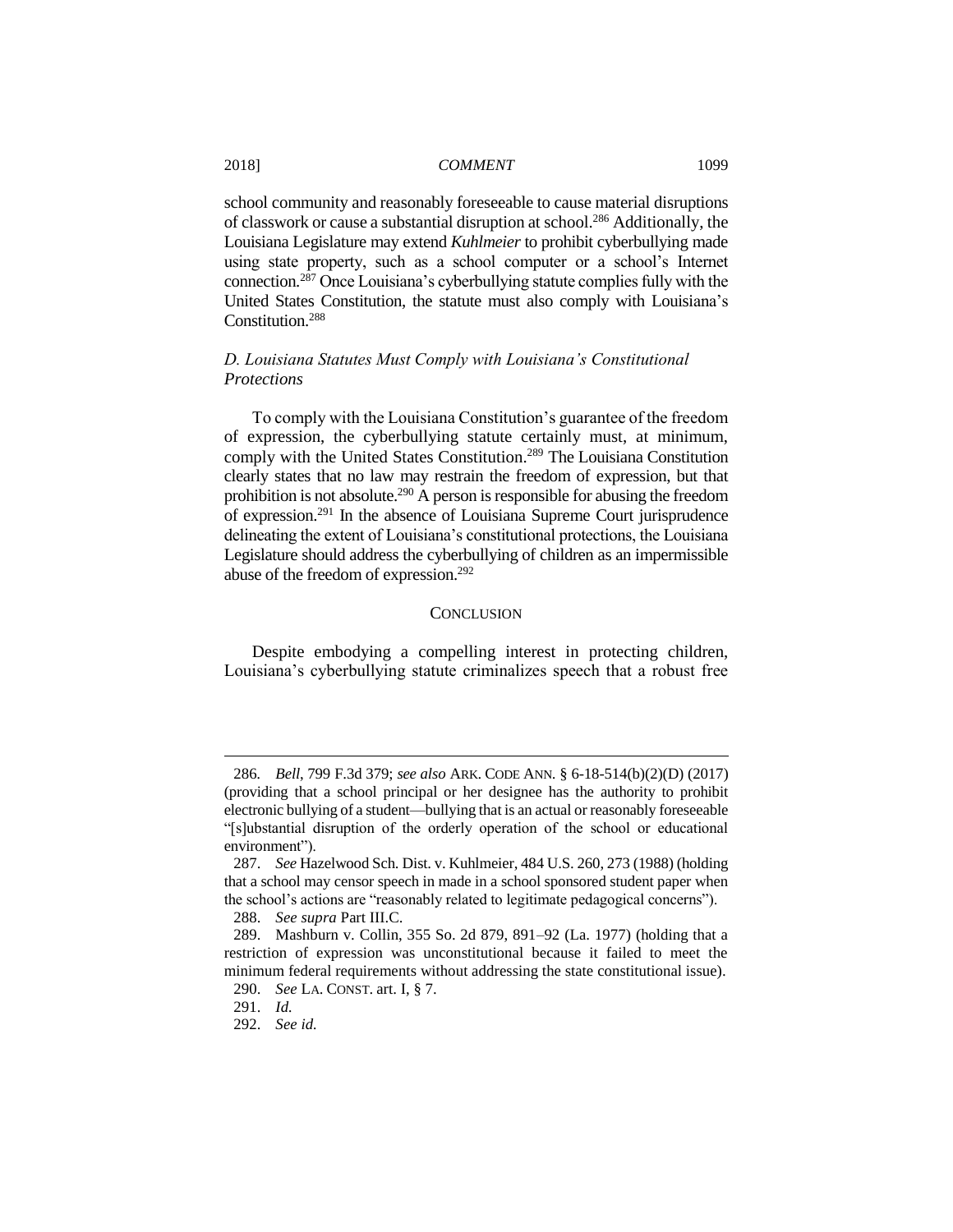school community and reasonably foreseeable to cause material disruptions of classwork or cause a substantial disruption at school.[286] Additionally, the Louisiana Legislature may extend *Kuhlmeier* to prohibit cyberbullying made using state property, such as a school computer or a school's Internet connection.[287] Once Louisiana's cyberbullying statute complies fully with the United States Constitution, the statute must also comply with Louisiana's Constitution.[288]

### *D. Louisiana Statutes Must Comply with Louisiana's Constitutional Protections*

To comply with the Louisiana Constitution's guarantee of the freedom of expression, the cyberbullying statute certainly must, at minimum, comply with the United States Constitution.[289] The Louisiana Constitution clearly states that no law may restrain the freedom of expression, but that prohibition is not absolute.[290] A person is responsible for abusing the freedom of expression.[291] In the absence of Louisiana Supreme Court jurisprudence delineating the extent of Louisiana's constitutional protections, the Louisiana Legislature should address the cyberbullying of children as an impermissible abuse of the freedom of expression.[292]

## CONCLUSION

Despite embodying a compelling interest in protecting children, Louisiana's cyberbullying statute criminalizes speech that a robust free

---

286. *Bell*, 799 F.3d 379; *see also* ARK. CODE ANN. § 6-18-514(b)(2)(D) (2017) (providing that a school principal or her designee has the authority to prohibit electronic bullying of a student—bullying that is an actual or reasonably foreseeable "[s]ubstantial disruption of the orderly operation of the school or educational environment").

287. *See* Hazelwood Sch. Dist. v. Kuhlmeier, 484 U.S. 260, 273 (1988) (holding that a school may censor speech in made in a school sponsored student paper when the school's actions are "reasonably related to legitimate pedagogical concerns").

288. *See supra* Part III.C.

289. Mashburn v. Collin, 355 So. 2d 879, 891–92 (La. 1977) (holding that a restriction of expression was unconstitutional because it failed to meet the minimum federal requirements without addressing the state constitutional issue).

290. *See* LA. CONST. art. I, § 7.

291. *Id.*

292. *See id.*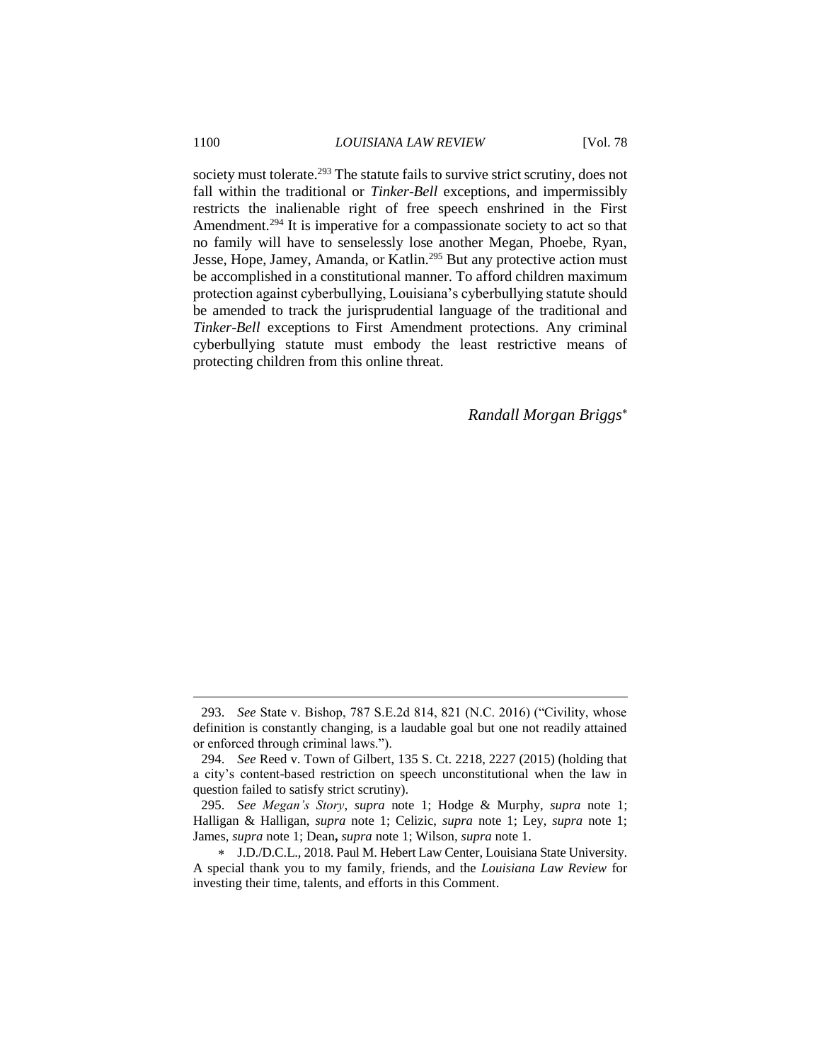society must tolerate.[293] The statute fails to survive strict scrutiny, does not fall within the traditional or *Tinker-Bell* exceptions, and impermissibly restricts the inalienable right of free speech enshrined in the First Amendment.[294] It is imperative for a compassionate society to act so that no family will have to senselessly lose another Megan, Phoebe, Ryan, Jesse, Hope, Jamey, Amanda, or Katlin.[295] But any protective action must be accomplished in a constitutional manner. To afford children maximum protection against cyberbullying, Louisiana's cyberbullying statute should be amended to track the jurisprudential language of the traditional and *Tinker-Bell* exceptions to First Amendment protections. Any criminal cyberbullying statute must embody the least restrictive means of protecting children from this online threat.

*Randall Morgan Briggs*[*]

---

293. *See* State v. Bishop, 787 S.E.2d 814, 821 (N.C. 2016) ("Civility, whose definition is constantly changing, is a laudable goal but one not readily attained or enforced through criminal laws.").

294. *See* Reed v. Town of Gilbert, 135 S. Ct. 2218, 2227 (2015) (holding that a city's content-based restriction on speech unconstitutional when the law in question failed to satisfy strict scrutiny).

295. *See Megan's Story*, *supra* note 1; Hodge & Murphy, *supra* note 1; Halligan & Halligan, *supra* note 1; Celizic, *supra* note 1; Ley, *supra* note 1; James, *supra* note 1; Dean**,** *supra* note 1; Wilson, *supra* note 1.

* J.D./D.C.L., 2018. Paul M. Hebert Law Center, Louisiana State University. A special thank you to my family, friends, and the *Louisiana Law Review* for investing their time, talents, and efforts in this Comment.